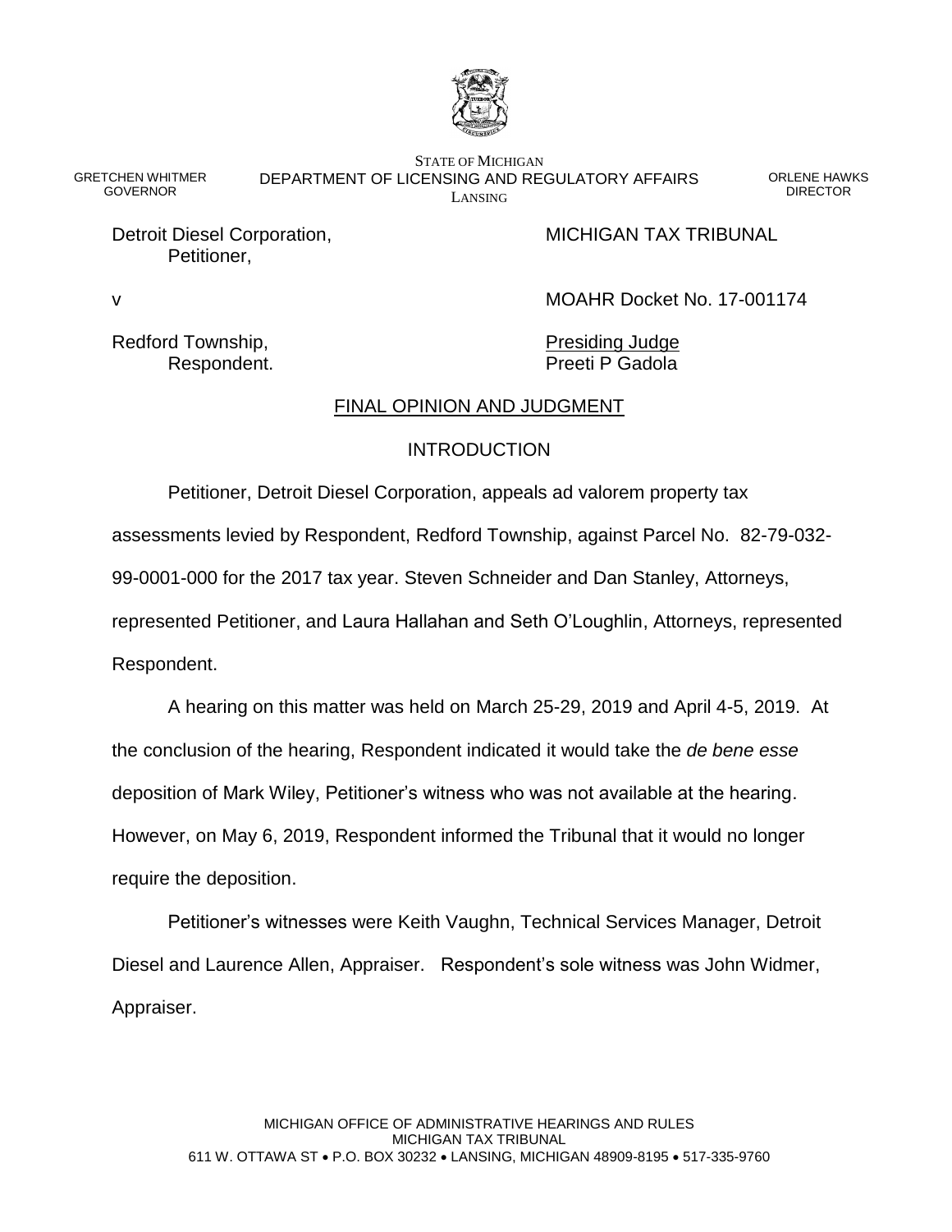STATE OF MICHIGAN
DEPARTMENT OF LICENSING AND REGULATORY AFFAIRS
LANSING

GRETCHEN WHITMER
GOVERNOR

ORLENE HAWKS
DIRECTOR

Detroit Diesel Corporation,
Petitioner,

v

Redford Township,
Respondent.

MICHIGAN TAX TRIBUNAL

MOAHR Docket No. 17-001174

Presiding Judge
Preeti P Gadola

## FINAL OPINION AND JUDGMENT

### INTRODUCTION

Petitioner, Detroit Diesel Corporation, appeals ad valorem property tax assessments levied by Respondent, Redford Township, against Parcel No. 82-79-032-99-0001-000 for the 2017 tax year. Steven Schneider and Dan Stanley, Attorneys, represented Petitioner, and Laura Hallahan and Seth O'Loughlin, Attorneys, represented Respondent.

A hearing on this matter was held on March 25-29, 2019 and April 4-5, 2019. At the conclusion of the hearing, Respondent indicated it would take the *de bene esse* deposition of Mark Wiley, Petitioner's witness who was not available at the hearing. However, on May 6, 2019, Respondent informed the Tribunal that it would no longer require the deposition.

Petitioner's witnesses were Keith Vaughn, Technical Services Manager, Detroit Diesel and Laurence Allen, Appraiser. Respondent's sole witness was John Widmer, Appraiser.

MICHIGAN OFFICE OF ADMINISTRATIVE HEARINGS AND RULES
MICHIGAN TAX TRIBUNAL
611 W. OTTAWA ST • P.O. BOX 30232 • LANSING, MICHIGAN 48909-8195 • 517-335-9760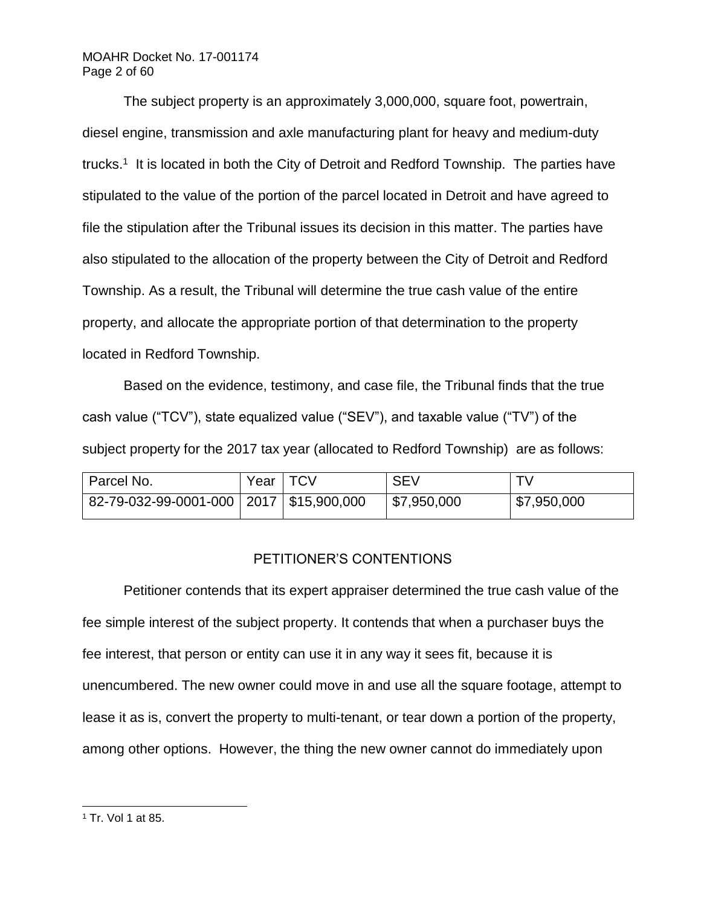The subject property is an approximately 3,000,000, square foot, powertrain, diesel engine, transmission and axle manufacturing plant for heavy and medium-duty trucks.[1] It is located in both the City of Detroit and Redford Township. The parties have stipulated to the value of the portion of the parcel located in Detroit and have agreed to file the stipulation after the Tribunal issues its decision in this matter. The parties have also stipulated to the allocation of the property between the City of Detroit and Redford Township. As a result, the Tribunal will determine the true cash value of the entire property, and allocate the appropriate portion of that determination to the property located in Redford Township.

Based on the evidence, testimony, and case file, the Tribunal finds that the true cash value ("TCV"), state equalized value ("SEV"), and taxable value ("TV") of the subject property for the 2017 tax year (allocated to Redford Township) are as follows:

| Parcel No. | Year | TCV | SEV | TV |
|---|---|---|---|---|
| 82-79-032-99-0001-000 | 2017 | $15,900,000 | $7,950,000 | $7,950,000 |

## PETITIONER'S CONTENTIONS

Petitioner contends that its expert appraiser determined the true cash value of the fee simple interest of the subject property. It contends that when a purchaser buys the fee interest, that person or entity can use it in any way it sees fit, because it is unencumbered. The new owner could move in and use all the square footage, attempt to lease it as is, convert the property to multi-tenant, or tear down a portion of the property, among other options. However, the thing the new owner cannot do immediately upon

[1] Tr. Vol 1 at 85.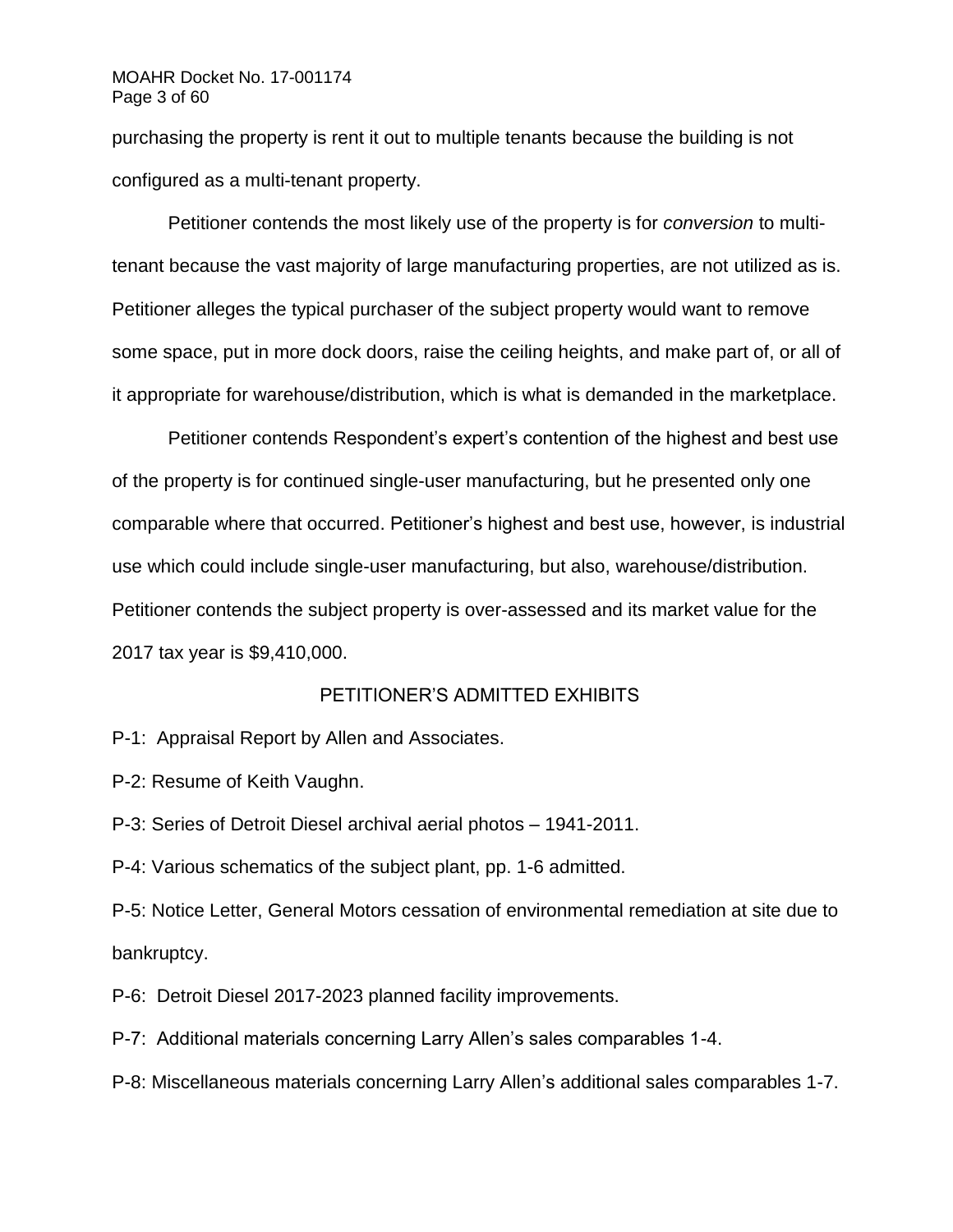purchasing the property is rent it out to multiple tenants because the building is not configured as a multi-tenant property.

Petitioner contends the most likely use of the property is for *conversion* to multi-tenant because the vast majority of large manufacturing properties, are not utilized as is. Petitioner alleges the typical purchaser of the subject property would want to remove some space, put in more dock doors, raise the ceiling heights, and make part of, or all of it appropriate for warehouse/distribution, which is what is demanded in the marketplace.

Petitioner contends Respondent's expert's contention of the highest and best use of the property is for continued single-user manufacturing, but he presented only one comparable where that occurred. Petitioner's highest and best use, however, is industrial use which could include single-user manufacturing, but also, warehouse/distribution. Petitioner contends the subject property is over-assessed and its market value for the 2017 tax year is $9,410,000.

## PETITIONER'S ADMITTED EXHIBITS

P-1: Appraisal Report by Allen and Associates.

P-2: Resume of Keith Vaughn.

P-3: Series of Detroit Diesel archival aerial photos – 1941-2011.

P-4: Various schematics of the subject plant, pp. 1-6 admitted.

P-5: Notice Letter, General Motors cessation of environmental remediation at site due to bankruptcy.

P-6: Detroit Diesel 2017-2023 planned facility improvements.

P-7: Additional materials concerning Larry Allen's sales comparables 1-4.

P-8: Miscellaneous materials concerning Larry Allen's additional sales comparables 1-7.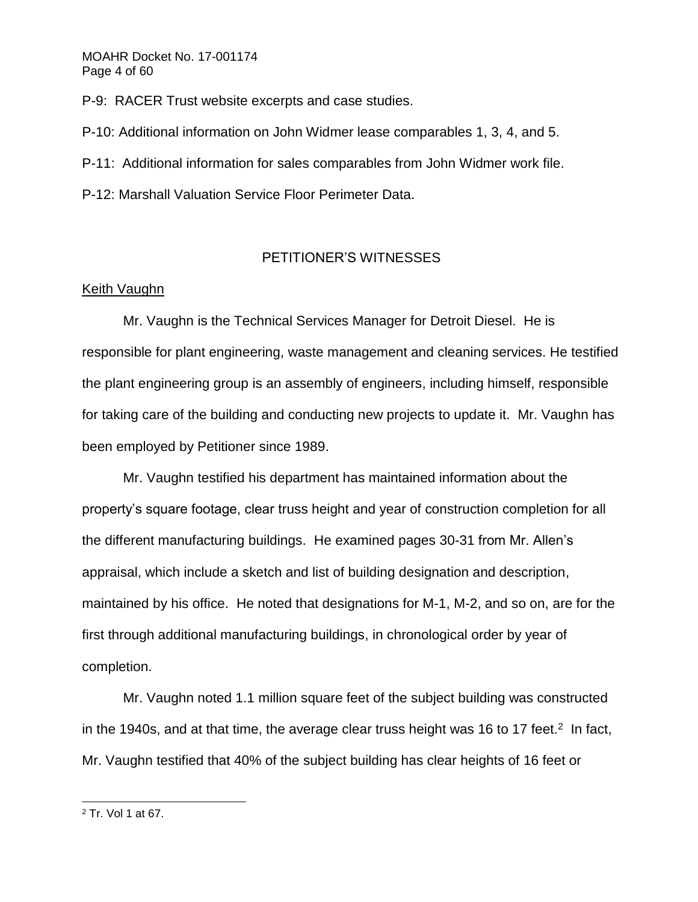P-9: RACER Trust website excerpts and case studies.

P-10: Additional information on John Widmer lease comparables 1, 3, 4, and 5.

P-11: Additional information for sales comparables from John Widmer work file.

P-12: Marshall Valuation Service Floor Perimeter Data.

## PETITIONER'S WITNESSES

### Keith Vaughn

Mr. Vaughn is the Technical Services Manager for Detroit Diesel. He is responsible for plant engineering, waste management and cleaning services. He testified the plant engineering group is an assembly of engineers, including himself, responsible for taking care of the building and conducting new projects to update it. Mr. Vaughn has been employed by Petitioner since 1989.

Mr. Vaughn testified his department has maintained information about the property's square footage, clear truss height and year of construction completion for all the different manufacturing buildings. He examined pages 30-31 from Mr. Allen's appraisal, which include a sketch and list of building designation and description, maintained by his office. He noted that designations for M-1, M-2, and so on, are for the first through additional manufacturing buildings, in chronological order by year of completion.

Mr. Vaughn noted 1.1 million square feet of the subject building was constructed in the 1940s, and at that time, the average clear truss height was 16 to 17 feet.[2] In fact, Mr. Vaughn testified that 40% of the subject building has clear heights of 16 feet or

---

[2] Tr. Vol 1 at 67.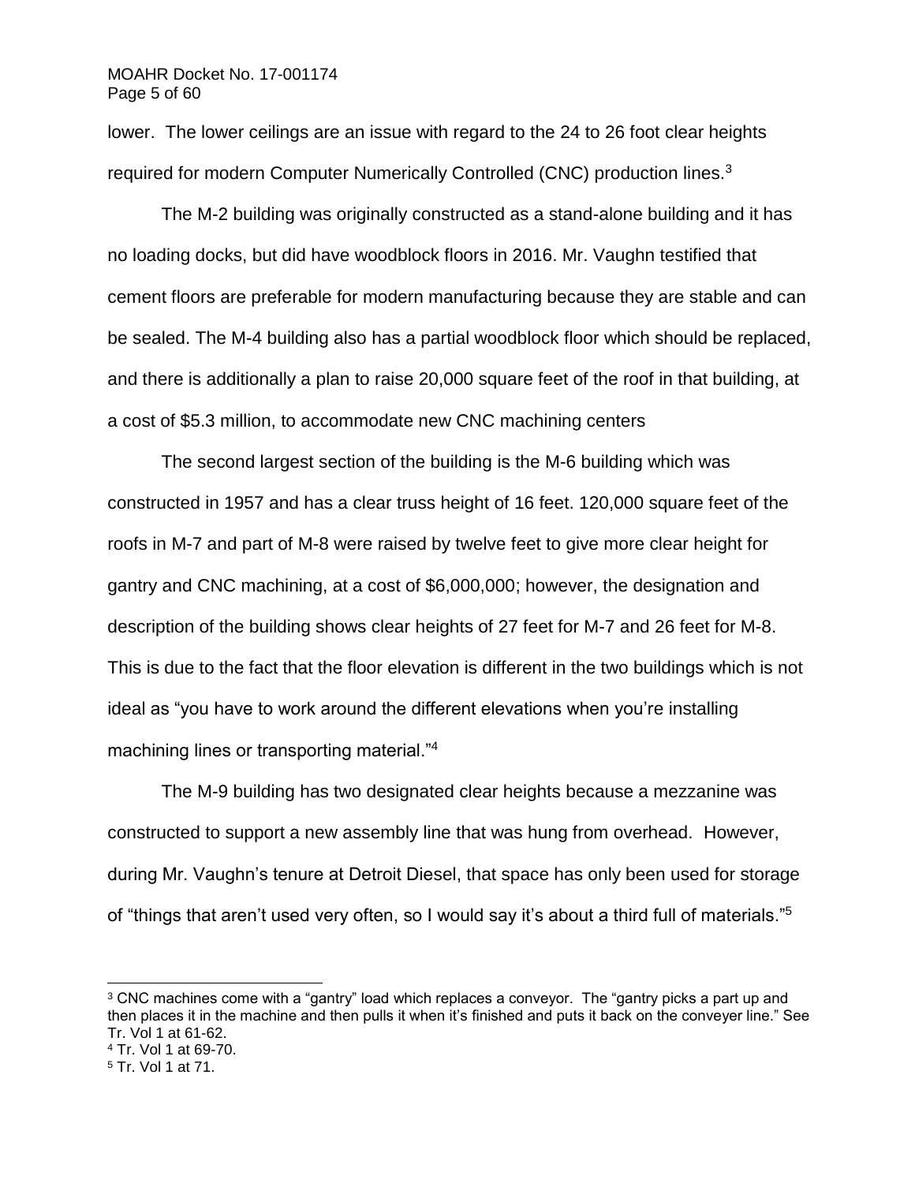lower. The lower ceilings are an issue with regard to the 24 to 26 foot clear heights required for modern Computer Numerically Controlled (CNC) production lines.[3]

The M-2 building was originally constructed as a stand-alone building and it has no loading docks, but did have woodblock floors in 2016. Mr. Vaughn testified that cement floors are preferable for modern manufacturing because they are stable and can be sealed. The M-4 building also has a partial woodblock floor which should be replaced, and there is additionally a plan to raise 20,000 square feet of the roof in that building, at a cost of $5.3 million, to accommodate new CNC machining centers

The second largest section of the building is the M-6 building which was constructed in 1957 and has a clear truss height of 16 feet. 120,000 square feet of the roofs in M-7 and part of M-8 were raised by twelve feet to give more clear height for gantry and CNC machining, at a cost of $6,000,000; however, the designation and description of the building shows clear heights of 27 feet for M-7 and 26 feet for M-8. This is due to the fact that the floor elevation is different in the two buildings which is not ideal as "you have to work around the different elevations when you're installing machining lines or transporting material."[4]

The M-9 building has two designated clear heights because a mezzanine was constructed to support a new assembly line that was hung from overhead. However, during Mr. Vaughn's tenure at Detroit Diesel, that space has only been used for storage of "things that aren't used very often, so I would say it's about a third full of materials."[5]

---

[3] CNC machines come with a "gantry" load which replaces a conveyor. The "gantry picks a part up and then places it in the machine and then pulls it when it's finished and puts it back on the conveyer line." See Tr. Vol 1 at 61-62.

[4] Tr. Vol 1 at 69-70.

[5] Tr. Vol 1 at 71.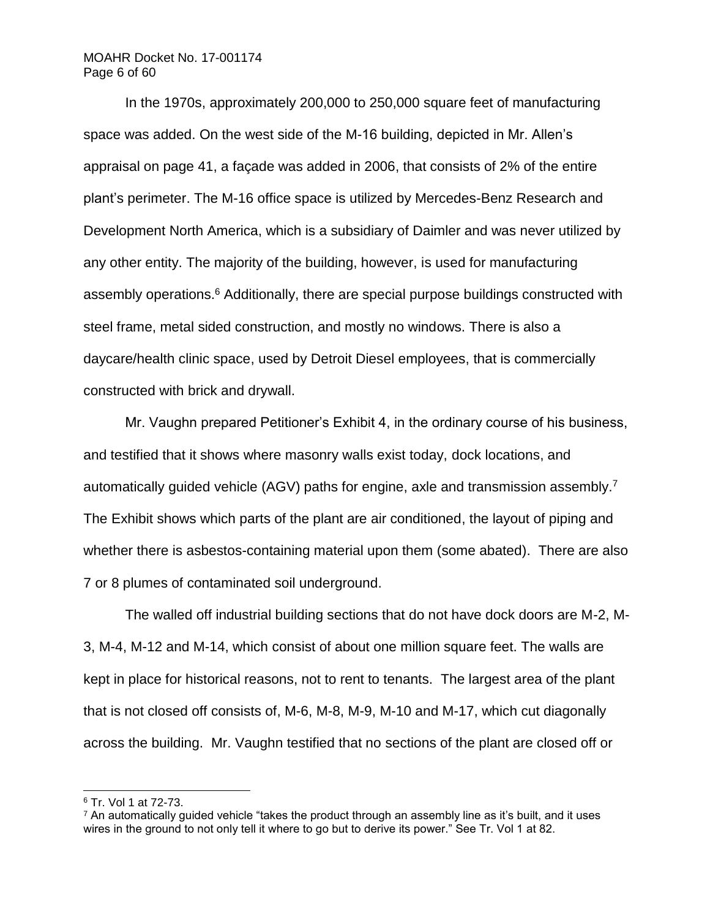In the 1970s, approximately 200,000 to 250,000 square feet of manufacturing space was added. On the west side of the M-16 building, depicted in Mr. Allen's appraisal on page 41, a façade was added in 2006, that consists of 2% of the entire plant's perimeter. The M-16 office space is utilized by Mercedes-Benz Research and Development North America, which is a subsidiary of Daimler and was never utilized by any other entity. The majority of the building, however, is used for manufacturing assembly operations.[6] Additionally, there are special purpose buildings constructed with steel frame, metal sided construction, and mostly no windows. There is also a daycare/health clinic space, used by Detroit Diesel employees, that is commercially constructed with brick and drywall.

Mr. Vaughn prepared Petitioner's Exhibit 4, in the ordinary course of his business, and testified that it shows where masonry walls exist today, dock locations, and automatically guided vehicle (AGV) paths for engine, axle and transmission assembly.[7] The Exhibit shows which parts of the plant are air conditioned, the layout of piping and whether there is asbestos-containing material upon them (some abated). There are also 7 or 8 plumes of contaminated soil underground.

The walled off industrial building sections that do not have dock doors are M-2, M-3, M-4, M-12 and M-14, which consist of about one million square feet. The walls are kept in place for historical reasons, not to rent to tenants. The largest area of the plant that is not closed off consists of, M-6, M-8, M-9, M-10 and M-17, which cut diagonally across the building. Mr. Vaughn testified that no sections of the plant are closed off or

---

[6] Tr. Vol 1 at 72-73.

[7] An automatically guided vehicle "takes the product through an assembly line as it's built, and it uses wires in the ground to not only tell it where to go but to derive its power." See Tr. Vol 1 at 82.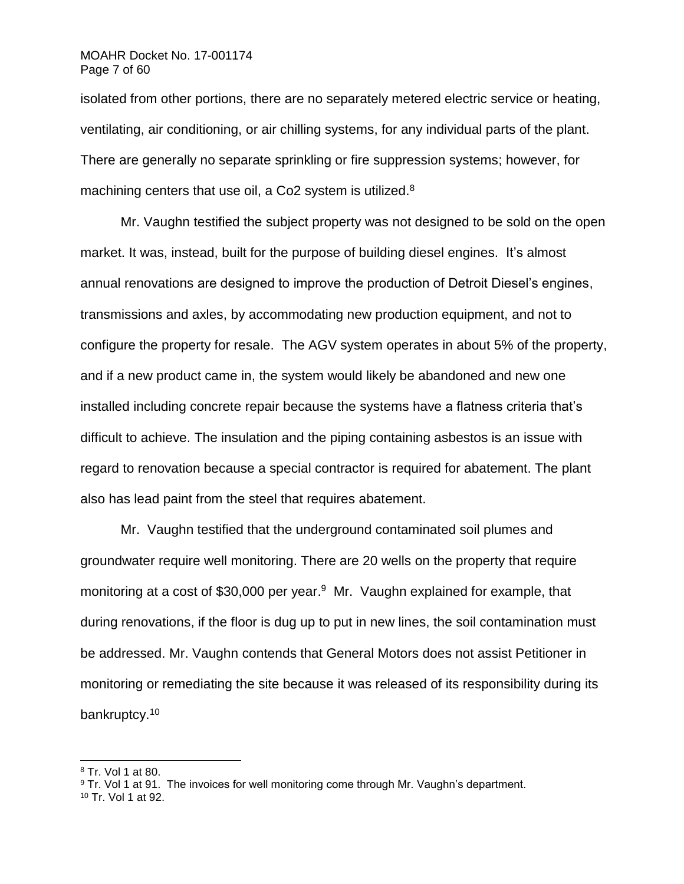isolated from other portions, there are no separately metered electric service or heating, ventilating, air conditioning, or air chilling systems, for any individual parts of the plant. There are generally no separate sprinkling or fire suppression systems; however, for machining centers that use oil, a Co2 system is utilized.[8]

Mr. Vaughn testified the subject property was not designed to be sold on the open market. It was, instead, built for the purpose of building diesel engines. It's almost annual renovations are designed to improve the production of Detroit Diesel's engines, transmissions and axles, by accommodating new production equipment, and not to configure the property for resale. The AGV system operates in about 5% of the property, and if a new product came in, the system would likely be abandoned and new one installed including concrete repair because the systems have a flatness criteria that's difficult to achieve. The insulation and the piping containing asbestos is an issue with regard to renovation because a special contractor is required for abatement. The plant also has lead paint from the steel that requires abatement.

Mr. Vaughn testified that the underground contaminated soil plumes and groundwater require well monitoring. There are 20 wells on the property that require monitoring at a cost of $30,000 per year.[9] Mr. Vaughn explained for example, that during renovations, if the floor is dug up to put in new lines, the soil contamination must be addressed. Mr. Vaughn contends that General Motors does not assist Petitioner in monitoring or remediating the site because it was released of its responsibility during its bankruptcy.[10]

---

[8] Tr. Vol 1 at 80.

[9] Tr. Vol 1 at 91. The invoices for well monitoring come through Mr. Vaughn's department.

[10] Tr. Vol 1 at 92.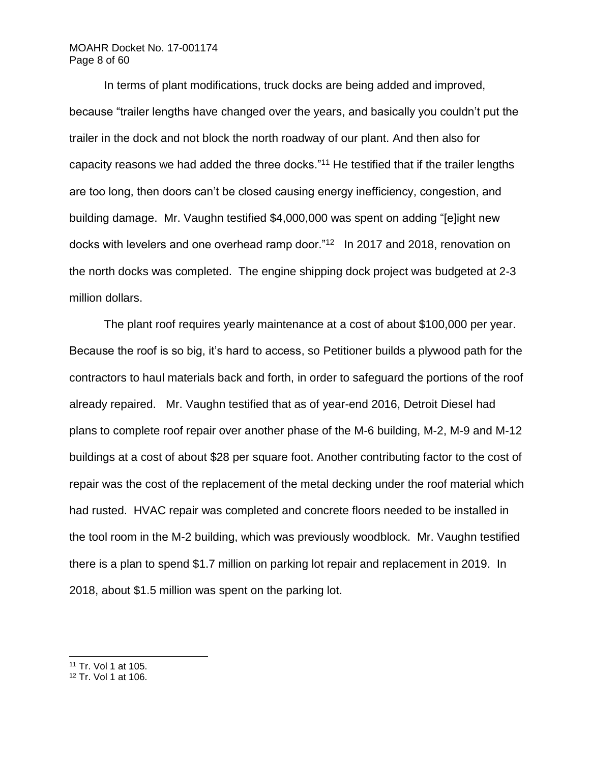In terms of plant modifications, truck docks are being added and improved, because "trailer lengths have changed over the years, and basically you couldn't put the trailer in the dock and not block the north roadway of our plant. And then also for capacity reasons we had added the three docks."[11] He testified that if the trailer lengths are too long, then doors can't be closed causing energy inefficiency, congestion, and building damage. Mr. Vaughn testified $4,000,000 was spent on adding "[e]ight new docks with levelers and one overhead ramp door."[12] In 2017 and 2018, renovation on the north docks was completed. The engine shipping dock project was budgeted at 2-3 million dollars.

The plant roof requires yearly maintenance at a cost of about $100,000 per year. Because the roof is so big, it's hard to access, so Petitioner builds a plywood path for the contractors to haul materials back and forth, in order to safeguard the portions of the roof already repaired. Mr. Vaughn testified that as of year-end 2016, Detroit Diesel had plans to complete roof repair over another phase of the M-6 building, M-2, M-9 and M-12 buildings at a cost of about $28 per square foot. Another contributing factor to the cost of repair was the cost of the replacement of the metal decking under the roof material which had rusted. HVAC repair was completed and concrete floors needed to be installed in the tool room in the M-2 building, which was previously woodblock. Mr. Vaughn testified there is a plan to spend $1.7 million on parking lot repair and replacement in 2019. In 2018, about $1.5 million was spent on the parking lot.

---

[11] Tr. Vol 1 at 105.
[12] Tr. Vol 1 at 106.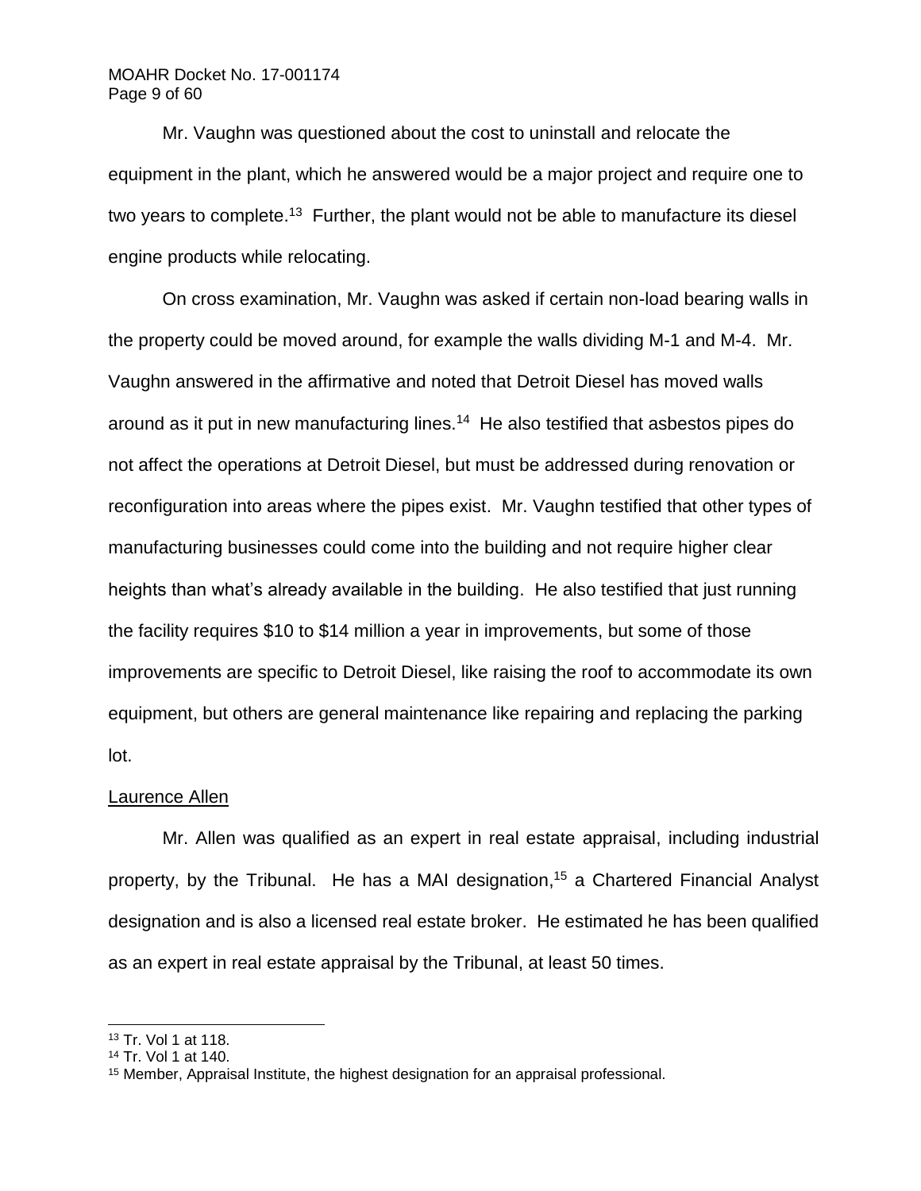Mr. Vaughn was questioned about the cost to uninstall and relocate the equipment in the plant, which he answered would be a major project and require one to two years to complete.[13] Further, the plant would not be able to manufacture its diesel engine products while relocating.

On cross examination, Mr. Vaughn was asked if certain non-load bearing walls in the property could be moved around, for example the walls dividing M-1 and M-4. Mr. Vaughn answered in the affirmative and noted that Detroit Diesel has moved walls around as it put in new manufacturing lines.[14] He also testified that asbestos pipes do not affect the operations at Detroit Diesel, but must be addressed during renovation or reconfiguration into areas where the pipes exist. Mr. Vaughn testified that other types of manufacturing businesses could come into the building and not require higher clear heights than what's already available in the building. He also testified that just running the facility requires $10 to $14 million a year in improvements, but some of those improvements are specific to Detroit Diesel, like raising the roof to accommodate its own equipment, but others are general maintenance like repairing and replacing the parking lot.

<u>Laurence Allen</u>

Mr. Allen was qualified as an expert in real estate appraisal, including industrial property, by the Tribunal. He has a MAI designation,[15] a Chartered Financial Analyst designation and is also a licensed real estate broker. He estimated he has been qualified as an expert in real estate appraisal by the Tribunal, at least 50 times.

---

[13] Tr. Vol 1 at 118.

[14] Tr. Vol 1 at 140.

[15] Member, Appraisal Institute, the highest designation for an appraisal professional.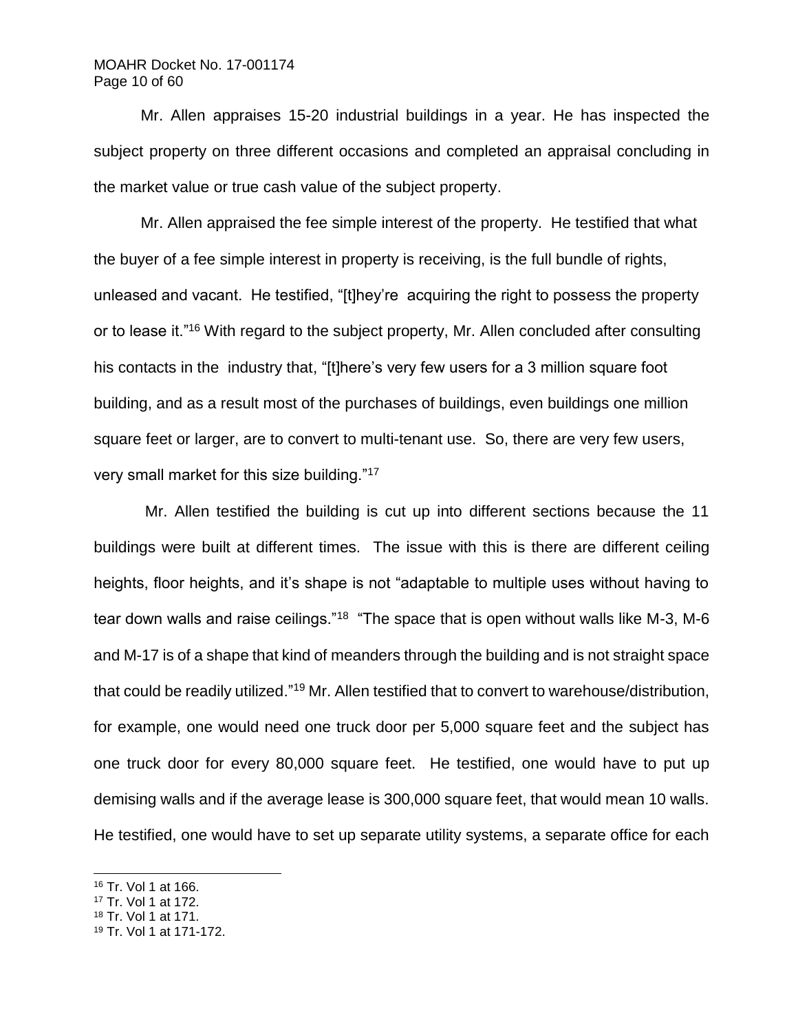Mr. Allen appraises 15-20 industrial buildings in a year. He has inspected the subject property on three different occasions and completed an appraisal concluding in the market value or true cash value of the subject property.

Mr. Allen appraised the fee simple interest of the property. He testified that what the buyer of a fee simple interest in property is receiving, is the full bundle of rights, unleased and vacant. He testified, "[t]hey're acquiring the right to possess the property or to lease it."[16] With regard to the subject property, Mr. Allen concluded after consulting his contacts in the industry that, "[t]here's very few users for a 3 million square foot building, and as a result most of the purchases of buildings, even buildings one million square feet or larger, are to convert to multi-tenant use. So, there are very few users, very small market for this size building."[17]

Mr. Allen testified the building is cut up into different sections because the 11 buildings were built at different times. The issue with this is there are different ceiling heights, floor heights, and it's shape is not "adaptable to multiple uses without having to tear down walls and raise ceilings."[18] "The space that is open without walls like M-3, M-6 and M-17 is of a shape that kind of meanders through the building and is not straight space that could be readily utilized."[19] Mr. Allen testified that to convert to warehouse/distribution, for example, one would need one truck door per 5,000 square feet and the subject has one truck door for every 80,000 square feet. He testified, one would have to put up demising walls and if the average lease is 300,000 square feet, that would mean 10 walls. He testified, one would have to set up separate utility systems, a separate office for each

---

[16] Tr. Vol 1 at 166.
[17] Tr. Vol 1 at 172.
[18] Tr. Vol 1 at 171.
[19] Tr. Vol 1 at 171-172.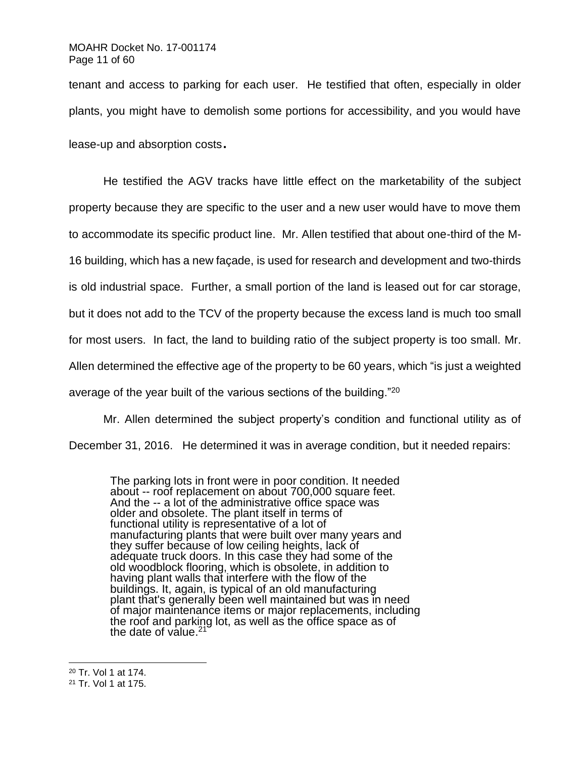tenant and access to parking for each user. He testified that often, especially in older plants, you might have to demolish some portions for accessibility, and you would have lease-up and absorption costs.

He testified the AGV tracks have little effect on the marketability of the subject property because they are specific to the user and a new user would have to move them to accommodate its specific product line. Mr. Allen testified that about one-third of the M-16 building, which has a new façade, is used for research and development and two-thirds is old industrial space. Further, a small portion of the land is leased out for car storage, but it does not add to the TCV of the property because the excess land is much too small for most users. In fact, the land to building ratio of the subject property is too small. Mr. Allen determined the effective age of the property to be 60 years, which "is just a weighted average of the year built of the various sections of the building."[20]

Mr. Allen determined the subject property's condition and functional utility as of December 31, 2016. He determined it was in average condition, but it needed repairs:

> The parking lots in front were in poor condition. It needed about -- roof replacement on about 700,000 square feet. And the -- a lot of the administrative office space was older and obsolete. The plant itself in terms of functional utility is representative of a lot of manufacturing plants that were built over many years and they suffer because of low ceiling heights, lack of adequate truck doors. In this case they had some of the old woodblock flooring, which is obsolete, in addition to having plant walls that interfere with the flow of the buildings. It, again, is typical of an old manufacturing plant that's generally been well maintained but was in need of major maintenance items or major replacements, including the roof and parking lot, as well as the office space as of the date of value.[21]

---

[20] Tr. Vol 1 at 174.

[21] Tr. Vol 1 at 175.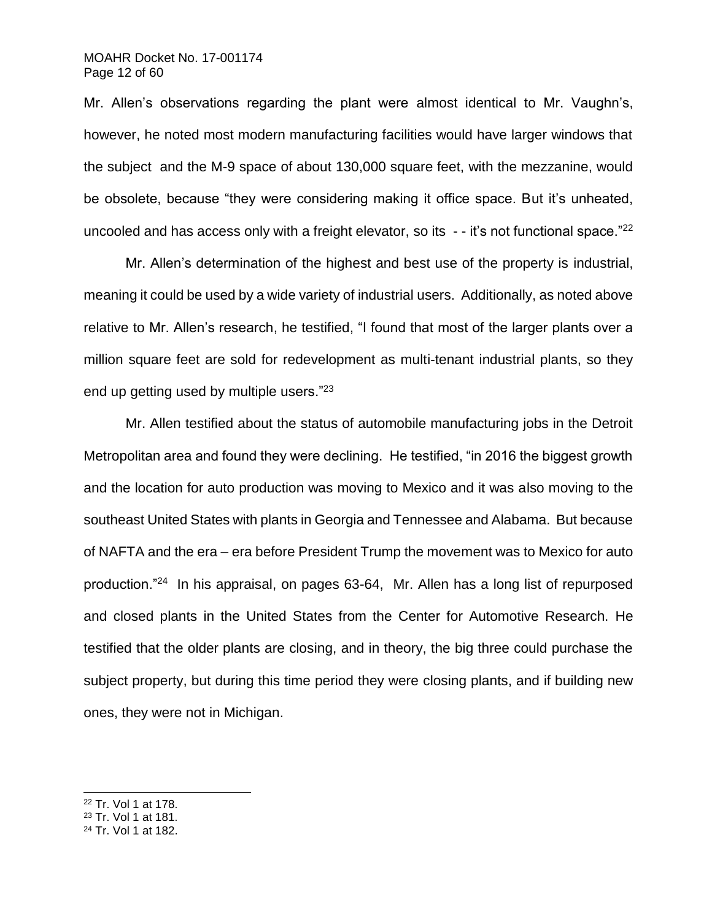Mr. Allen's observations regarding the plant were almost identical to Mr. Vaughn's, however, he noted most modern manufacturing facilities would have larger windows that the subject and the M-9 space of about 130,000 square feet, with the mezzanine, would be obsolete, because "they were considering making it office space. But it's unheated, uncooled and has access only with a freight elevator, so its - - it's not functional space."[22]

Mr. Allen's determination of the highest and best use of the property is industrial, meaning it could be used by a wide variety of industrial users. Additionally, as noted above relative to Mr. Allen's research, he testified, "I found that most of the larger plants over a million square feet are sold for redevelopment as multi-tenant industrial plants, so they end up getting used by multiple users."[23]

Mr. Allen testified about the status of automobile manufacturing jobs in the Detroit Metropolitan area and found they were declining. He testified, "in 2016 the biggest growth and the location for auto production was moving to Mexico and it was also moving to the southeast United States with plants in Georgia and Tennessee and Alabama. But because of NAFTA and the era – era before President Trump the movement was to Mexico for auto production."[24] In his appraisal, on pages 63-64, Mr. Allen has a long list of repurposed and closed plants in the United States from the Center for Automotive Research. He testified that the older plants are closing, and in theory, the big three could purchase the subject property, but during this time period they were closing plants, and if building new ones, they were not in Michigan.

---

[22] Tr. Vol 1 at 178.
[23] Tr. Vol 1 at 181.
[24] Tr. Vol 1 at 182.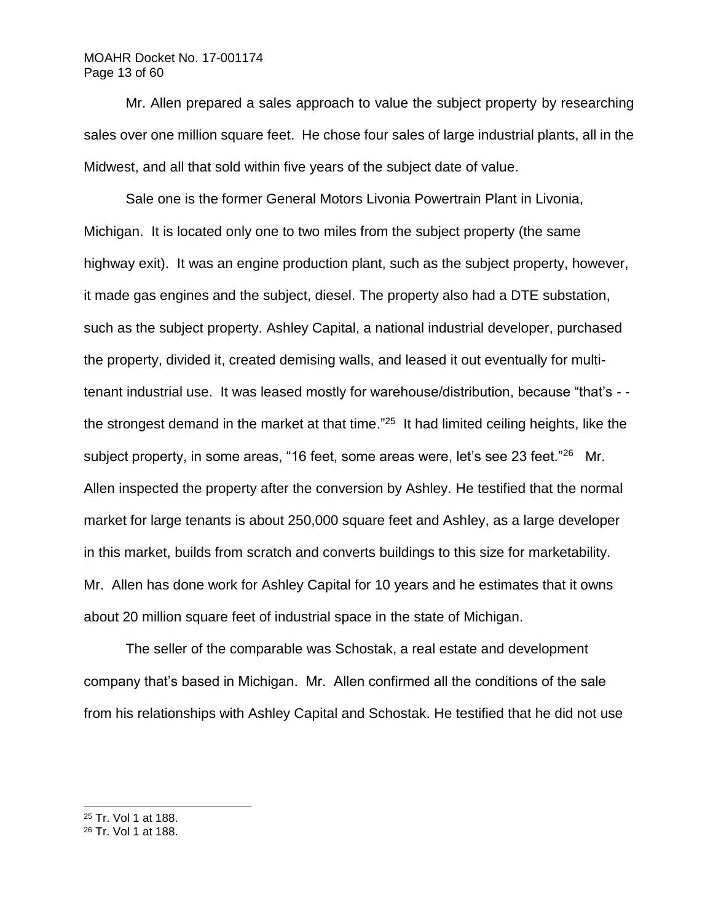Mr. Allen prepared a sales approach to value the subject property by researching sales over one million square feet. He chose four sales of large industrial plants, all in the Midwest, and all that sold within five years of the subject date of value.

Sale one is the former General Motors Livonia Powertrain Plant in Livonia, Michigan. It is located only one to two miles from the subject property (the same highway exit). It was an engine production plant, such as the subject property, however, it made gas engines and the subject, diesel. The property also had a DTE substation, such as the subject property. Ashley Capital, a national industrial developer, purchased the property, divided it, created demising walls, and leased it out eventually for multi-tenant industrial use. It was leased mostly for warehouse/distribution, because "that's - - the strongest demand in the market at that time."[25] It had limited ceiling heights, like the subject property, in some areas, "16 feet, some areas were, let's see 23 feet."[26] Mr. Allen inspected the property after the conversion by Ashley. He testified that the normal market for large tenants is about 250,000 square feet and Ashley, as a large developer in this market, builds from scratch and converts buildings to this size for marketability. Mr. Allen has done work for Ashley Capital for 10 years and he estimates that it owns about 20 million square feet of industrial space in the state of Michigan.

The seller of the comparable was Schostak, a real estate and development company that's based in Michigan. Mr. Allen confirmed all the conditions of the sale from his relationships with Ashley Capital and Schostak. He testified that he did not use

---

[25] Tr. Vol 1 at 188.

[26] Tr. Vol 1 at 188.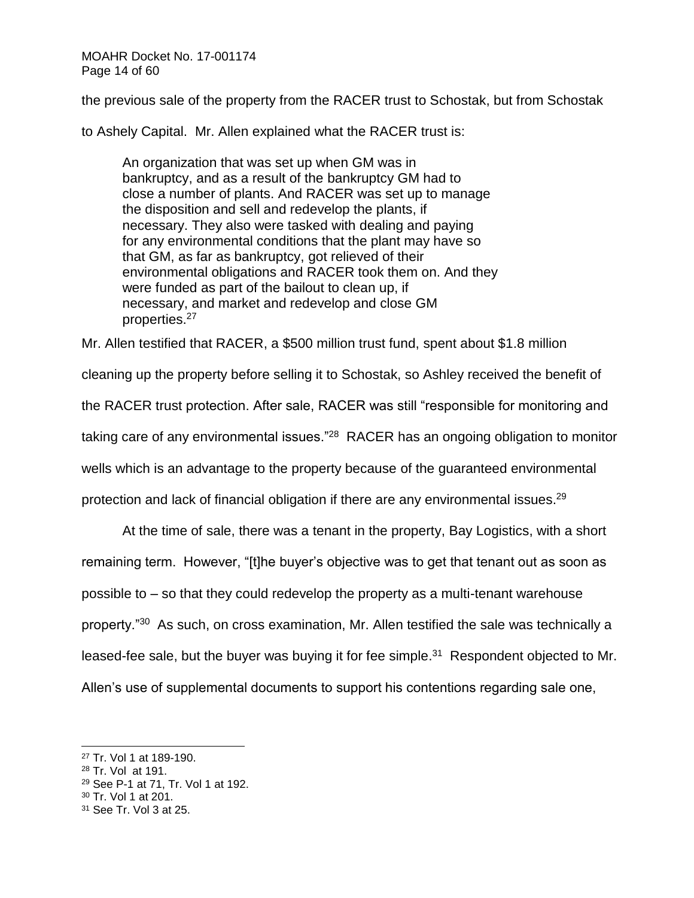the previous sale of the property from the RACER trust to Schostak, but from Schostak to Ashely Capital. Mr. Allen explained what the RACER trust is:

> An organization that was set up when GM was in bankruptcy, and as a result of the bankruptcy GM had to close a number of plants. And RACER was set up to manage the disposition and sell and redevelop the plants, if necessary. They also were tasked with dealing and paying for any environmental conditions that the plant may have so that GM, as far as bankruptcy, got relieved of their environmental obligations and RACER took them on. And they were funded as part of the bailout to clean up, if necessary, and market and redevelop and close GM properties.[27]

Mr. Allen testified that RACER, a $500 million trust fund, spent about $1.8 million cleaning up the property before selling it to Schostak, so Ashley received the benefit of the RACER trust protection. After sale, RACER was still "responsible for monitoring and taking care of any environmental issues."[28] RACER has an ongoing obligation to monitor wells which is an advantage to the property because of the guaranteed environmental protection and lack of financial obligation if there are any environmental issues.[29]

At the time of sale, there was a tenant in the property, Bay Logistics, with a short remaining term. However, "[t]he buyer's objective was to get that tenant out as soon as possible to – so that they could redevelop the property as a multi-tenant warehouse property."[30] As such, on cross examination, Mr. Allen testified the sale was technically a leased-fee sale, but the buyer was buying it for fee simple.[31] Respondent objected to Mr. Allen's use of supplemental documents to support his contentions regarding sale one,

---

[27] Tr. Vol 1 at 189-190.
[28] Tr. Vol at 191.
[29] See P-1 at 71, Tr. Vol 1 at 192.
[30] Tr. Vol 1 at 201.
[31] See Tr. Vol 3 at 25.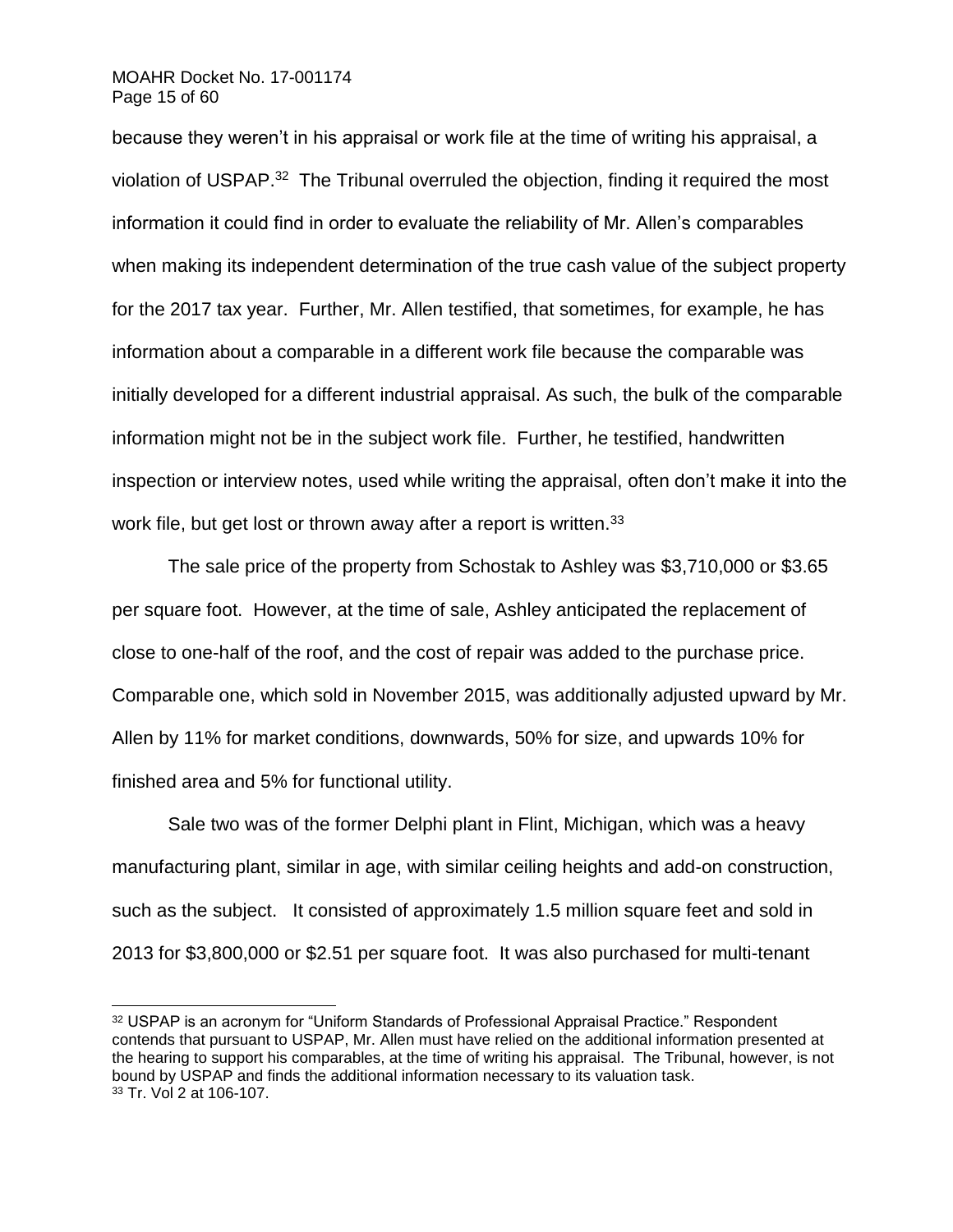because they weren't in his appraisal or work file at the time of writing his appraisal, a violation of USPAP.[32] The Tribunal overruled the objection, finding it required the most information it could find in order to evaluate the reliability of Mr. Allen's comparables when making its independent determination of the true cash value of the subject property for the 2017 tax year. Further, Mr. Allen testified, that sometimes, for example, he has information about a comparable in a different work file because the comparable was initially developed for a different industrial appraisal. As such, the bulk of the comparable information might not be in the subject work file. Further, he testified, handwritten inspection or interview notes, used while writing the appraisal, often don't make it into the work file, but get lost or thrown away after a report is written.[33]

The sale price of the property from Schostak to Ashley was $3,710,000 or $3.65 per square foot. However, at the time of sale, Ashley anticipated the replacement of close to one-half of the roof, and the cost of repair was added to the purchase price. Comparable one, which sold in November 2015, was additionally adjusted upward by Mr. Allen by 11% for market conditions, downwards, 50% for size, and upwards 10% for finished area and 5% for functional utility.

Sale two was of the former Delphi plant in Flint, Michigan, which was a heavy manufacturing plant, similar in age, with similar ceiling heights and add-on construction, such as the subject. It consisted of approximately 1.5 million square feet and sold in 2013 for $3,800,000 or $2.51 per square foot. It was also purchased for multi-tenant

---

[32] USPAP is an acronym for "Uniform Standards of Professional Appraisal Practice." Respondent contends that pursuant to USPAP, Mr. Allen must have relied on the additional information presented at the hearing to support his comparables, at the time of writing his appraisal. The Tribunal, however, is not bound by USPAP and finds the additional information necessary to its valuation task.

[33] Tr. Vol 2 at 106-107.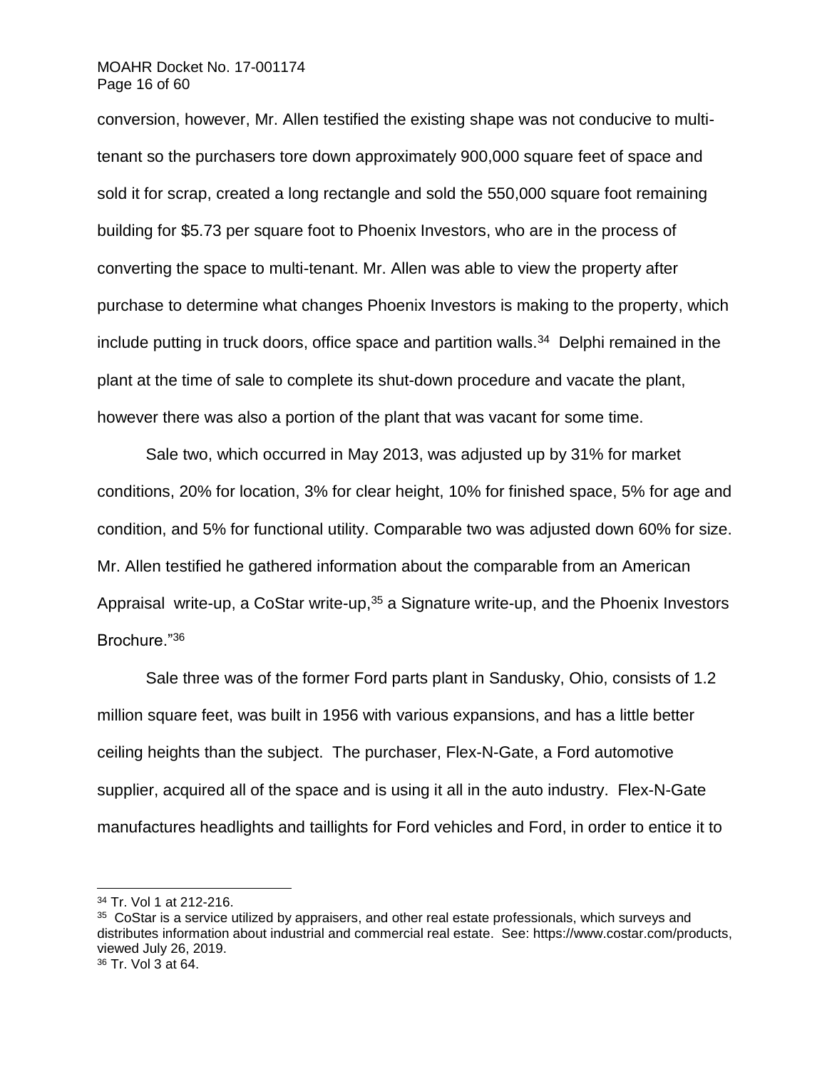conversion, however, Mr. Allen testified the existing shape was not conducive to multi-tenant so the purchasers tore down approximately 900,000 square feet of space and sold it for scrap, created a long rectangle and sold the 550,000 square foot remaining building for $5.73 per square foot to Phoenix Investors, who are in the process of converting the space to multi-tenant. Mr. Allen was able to view the property after purchase to determine what changes Phoenix Investors is making to the property, which include putting in truck doors, office space and partition walls.[34] Delphi remained in the plant at the time of sale to complete its shut-down procedure and vacate the plant, however there was also a portion of the plant that was vacant for some time.

Sale two, which occurred in May 2013, was adjusted up by 31% for market conditions, 20% for location, 3% for clear height, 10% for finished space, 5% for age and condition, and 5% for functional utility. Comparable two was adjusted down 60% for size. Mr. Allen testified he gathered information about the comparable from an American Appraisal write-up, a CoStar write-up,[35] a Signature write-up, and the Phoenix Investors Brochure."[36]

Sale three was of the former Ford parts plant in Sandusky, Ohio, consists of 1.2 million square feet, was built in 1956 with various expansions, and has a little better ceiling heights than the subject. The purchaser, Flex-N-Gate, a Ford automotive supplier, acquired all of the space and is using it all in the auto industry. Flex-N-Gate manufactures headlights and taillights for Ford vehicles and Ford, in order to entice it to

---

[34] Tr. Vol 1 at 212-216.

[35] CoStar is a service utilized by appraisers, and other real estate professionals, which surveys and distributes information about industrial and commercial real estate. See: https://www.costar.com/products, viewed July 26, 2019.

[36] Tr. Vol 3 at 64.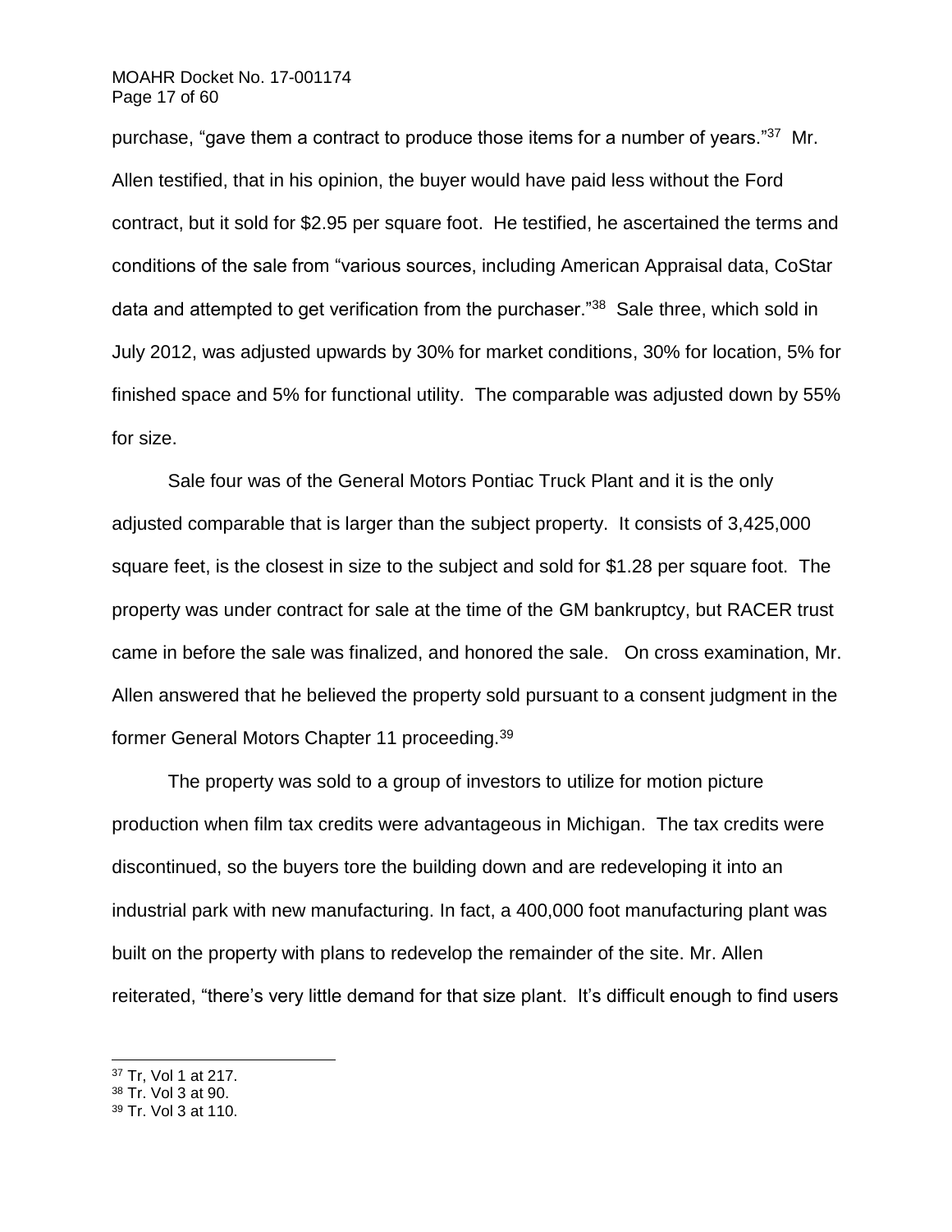purchase, "gave them a contract to produce those items for a number of years."[37] Mr. Allen testified, that in his opinion, the buyer would have paid less without the Ford contract, but it sold for $2.95 per square foot. He testified, he ascertained the terms and conditions of the sale from "various sources, including American Appraisal data, CoStar data and attempted to get verification from the purchaser."[38] Sale three, which sold in July 2012, was adjusted upwards by 30% for market conditions, 30% for location, 5% for finished space and 5% for functional utility. The comparable was adjusted down by 55% for size.

Sale four was of the General Motors Pontiac Truck Plant and it is the only adjusted comparable that is larger than the subject property. It consists of 3,425,000 square feet, is the closest in size to the subject and sold for $1.28 per square foot. The property was under contract for sale at the time of the GM bankruptcy, but RACER trust came in before the sale was finalized, and honored the sale. On cross examination, Mr. Allen answered that he believed the property sold pursuant to a consent judgment in the former General Motors Chapter 11 proceeding.[39]

The property was sold to a group of investors to utilize for motion picture production when film tax credits were advantageous in Michigan. The tax credits were discontinued, so the buyers tore the building down and are redeveloping it into an industrial park with new manufacturing. In fact, a 400,000 foot manufacturing plant was built on the property with plans to redevelop the remainder of the site. Mr. Allen reiterated, "there's very little demand for that size plant. It's difficult enough to find users

---

[37] Tr, Vol 1 at 217.
[38] Tr. Vol 3 at 90.
[39] Tr. Vol 3 at 110.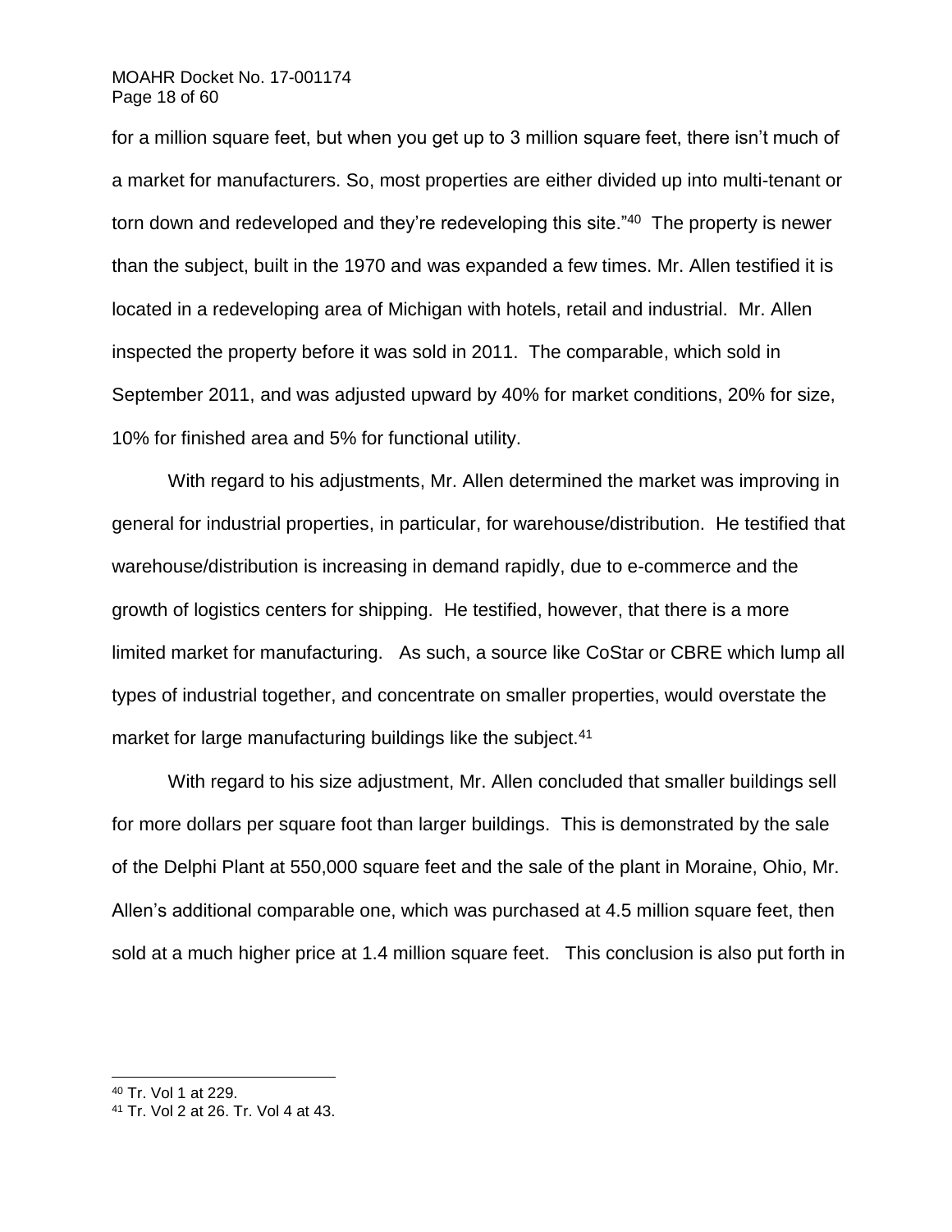for a million square feet, but when you get up to 3 million square feet, there isn't much of a market for manufacturers. So, most properties are either divided up into multi-tenant or torn down and redeveloped and they're redeveloping this site."[40] The property is newer than the subject, built in the 1970 and was expanded a few times. Mr. Allen testified it is located in a redeveloping area of Michigan with hotels, retail and industrial. Mr. Allen inspected the property before it was sold in 2011. The comparable, which sold in September 2011, and was adjusted upward by 40% for market conditions, 20% for size, 10% for finished area and 5% for functional utility.

With regard to his adjustments, Mr. Allen determined the market was improving in general for industrial properties, in particular, for warehouse/distribution. He testified that warehouse/distribution is increasing in demand rapidly, due to e-commerce and the growth of logistics centers for shipping. He testified, however, that there is a more limited market for manufacturing. As such, a source like CoStar or CBRE which lump all types of industrial together, and concentrate on smaller properties, would overstate the market for large manufacturing buildings like the subject.[41]

With regard to his size adjustment, Mr. Allen concluded that smaller buildings sell for more dollars per square foot than larger buildings. This is demonstrated by the sale of the Delphi Plant at 550,000 square feet and the sale of the plant in Moraine, Ohio, Mr. Allen's additional comparable one, which was purchased at 4.5 million square feet, then sold at a much higher price at 1.4 million square feet. This conclusion is also put forth in

---

[40] Tr. Vol 1 at 229.

[41] Tr. Vol 2 at 26. Tr. Vol 4 at 43.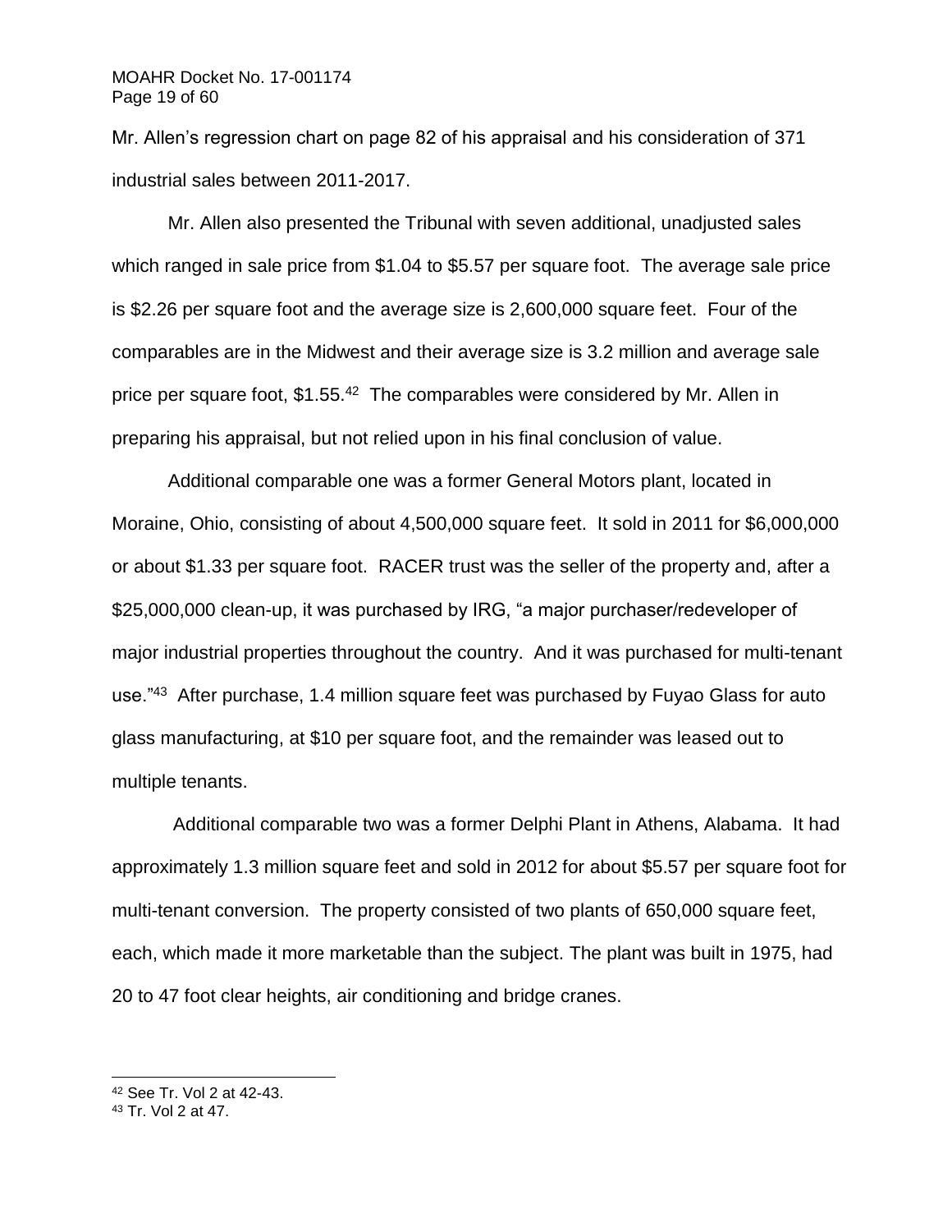Mr. Allen's regression chart on page 82 of his appraisal and his consideration of 371 industrial sales between 2011-2017.

Mr. Allen also presented the Tribunal with seven additional, unadjusted sales which ranged in sale price from $1.04 to $5.57 per square foot. The average sale price is $2.26 per square foot and the average size is 2,600,000 square feet. Four of the comparables are in the Midwest and their average size is 3.2 million and average sale price per square foot, $1.55.[42] The comparables were considered by Mr. Allen in preparing his appraisal, but not relied upon in his final conclusion of value.

Additional comparable one was a former General Motors plant, located in Moraine, Ohio, consisting of about 4,500,000 square feet. It sold in 2011 for $6,000,000 or about $1.33 per square foot. RACER trust was the seller of the property and, after a $25,000,000 clean-up, it was purchased by IRG, "a major purchaser/redeveloper of major industrial properties throughout the country. And it was purchased for multi-tenant use."[43] After purchase, 1.4 million square feet was purchased by Fuyao Glass for auto glass manufacturing, at $10 per square foot, and the remainder was leased out to multiple tenants.

Additional comparable two was a former Delphi Plant in Athens, Alabama. It had approximately 1.3 million square feet and sold in 2012 for about $5.57 per square foot for multi-tenant conversion. The property consisted of two plants of 650,000 square feet, each, which made it more marketable than the subject. The plant was built in 1975, had 20 to 47 foot clear heights, air conditioning and bridge cranes.

---

[42] See Tr. Vol 2 at 42-43.

[43] Tr. Vol 2 at 47.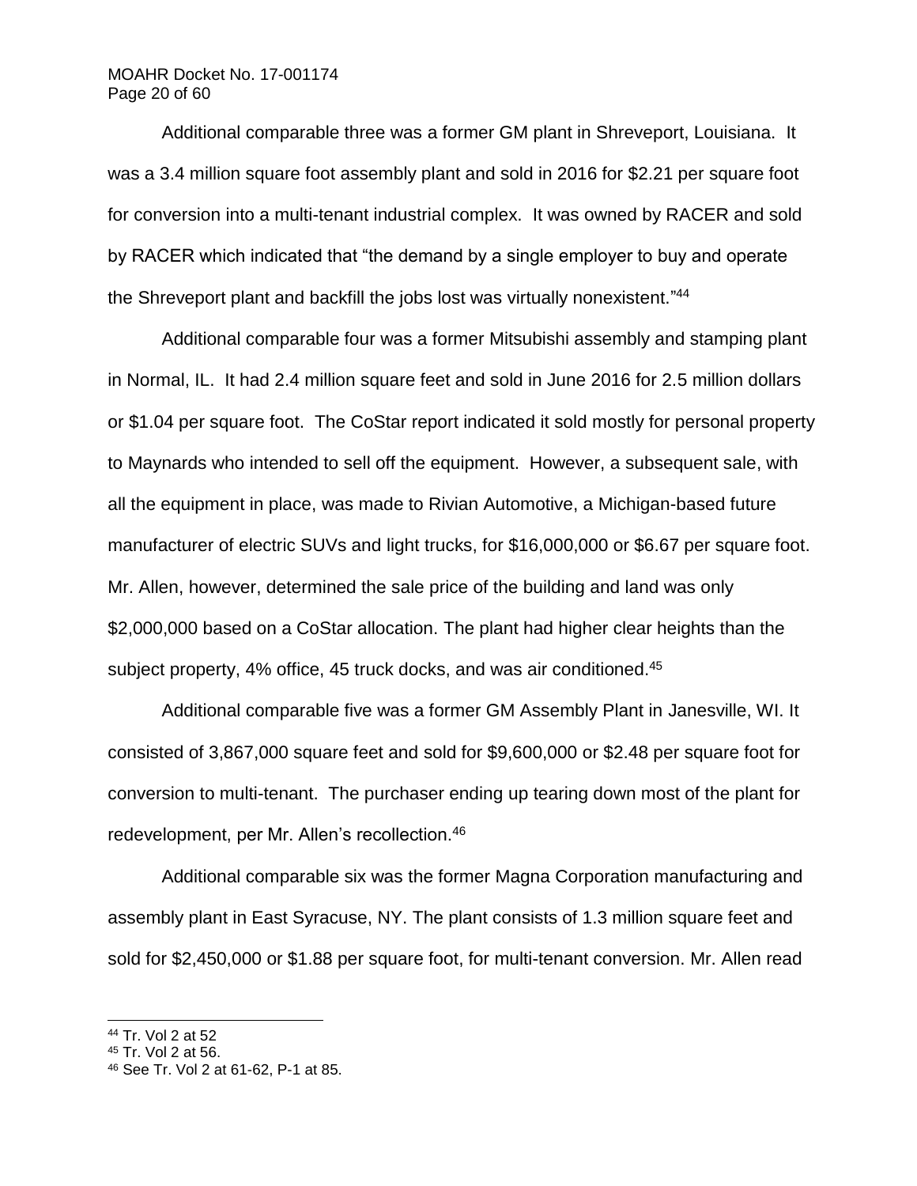Additional comparable three was a former GM plant in Shreveport, Louisiana. It was a 3.4 million square foot assembly plant and sold in 2016 for $2.21 per square foot for conversion into a multi-tenant industrial complex. It was owned by RACER and sold by RACER which indicated that "the demand by a single employer to buy and operate the Shreveport plant and backfill the jobs lost was virtually nonexistent."[44]

Additional comparable four was a former Mitsubishi assembly and stamping plant in Normal, IL. It had 2.4 million square feet and sold in June 2016 for 2.5 million dollars or $1.04 per square foot. The CoStar report indicated it sold mostly for personal property to Maynards who intended to sell off the equipment. However, a subsequent sale, with all the equipment in place, was made to Rivian Automotive, a Michigan-based future manufacturer of electric SUVs and light trucks, for $16,000,000 or $6.67 per square foot. Mr. Allen, however, determined the sale price of the building and land was only $2,000,000 based on a CoStar allocation. The plant had higher clear heights than the subject property, 4% office, 45 truck docks, and was air conditioned.[45]

Additional comparable five was a former GM Assembly Plant in Janesville, WI. It consisted of 3,867,000 square feet and sold for $9,600,000 or $2.48 per square foot for conversion to multi-tenant. The purchaser ending up tearing down most of the plant for redevelopment, per Mr. Allen's recollection.[46]

Additional comparable six was the former Magna Corporation manufacturing and assembly plant in East Syracuse, NY. The plant consists of 1.3 million square feet and sold for $2,450,000 or $1.88 per square foot, for multi-tenant conversion. Mr. Allen read

---

[44] Tr. Vol 2 at 52

[45] Tr. Vol 2 at 56.

[46] See Tr. Vol 2 at 61-62, P-1 at 85.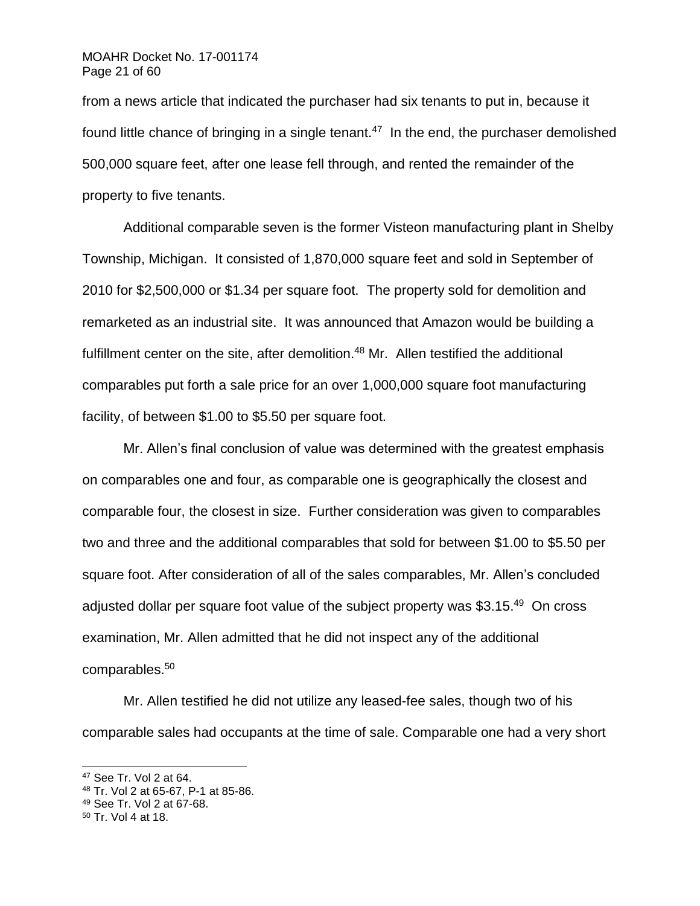from a news article that indicated the purchaser had six tenants to put in, because it found little chance of bringing in a single tenant.[47] In the end, the purchaser demolished 500,000 square feet, after one lease fell through, and rented the remainder of the property to five tenants.

Additional comparable seven is the former Visteon manufacturing plant in Shelby Township, Michigan. It consisted of 1,870,000 square feet and sold in September of 2010 for $2,500,000 or $1.34 per square foot. The property sold for demolition and remarketed as an industrial site. It was announced that Amazon would be building a fulfillment center on the site, after demolition.[48] Mr. Allen testified the additional comparables put forth a sale price for an over 1,000,000 square foot manufacturing facility, of between $1.00 to $5.50 per square foot.

Mr. Allen's final conclusion of value was determined with the greatest emphasis on comparables one and four, as comparable one is geographically the closest and comparable four, the closest in size. Further consideration was given to comparables two and three and the additional comparables that sold for between $1.00 to $5.50 per square foot. After consideration of all of the sales comparables, Mr. Allen's concluded adjusted dollar per square foot value of the subject property was $3.15.[49] On cross examination, Mr. Allen admitted that he did not inspect any of the additional comparables.[50]

Mr. Allen testified he did not utilize any leased-fee sales, though two of his comparable sales had occupants at the time of sale. Comparable one had a very short

---

[47] See Tr. Vol 2 at 64.

[48] Tr. Vol 2 at 65-67, P-1 at 85-86.

[49] See Tr. Vol 2 at 67-68.

[50] Tr. Vol 4 at 18.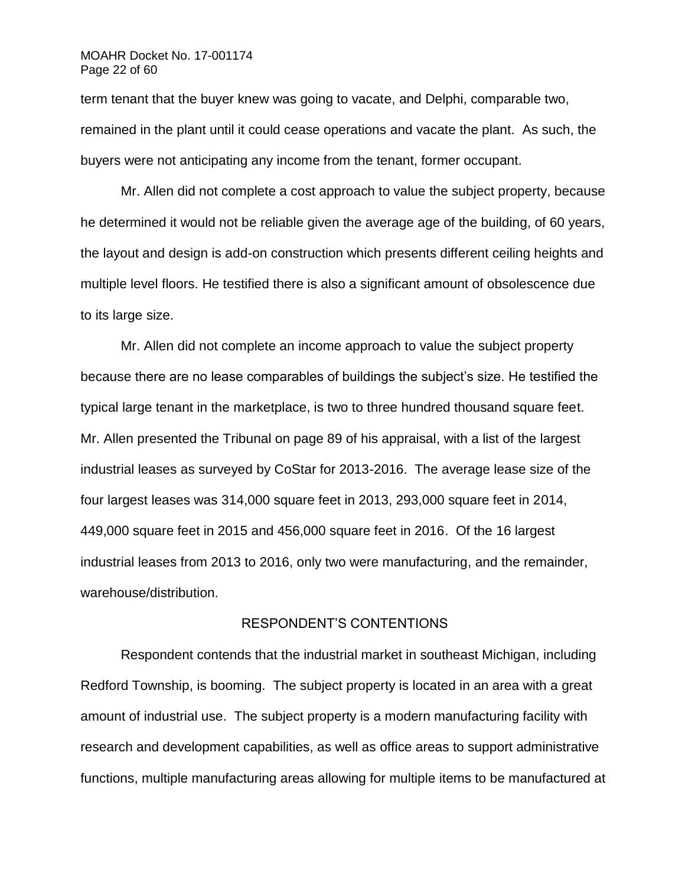term tenant that the buyer knew was going to vacate, and Delphi, comparable two, remained in the plant until it could cease operations and vacate the plant. As such, the buyers were not anticipating any income from the tenant, former occupant.

Mr. Allen did not complete a cost approach to value the subject property, because he determined it would not be reliable given the average age of the building, of 60 years, the layout and design is add-on construction which presents different ceiling heights and multiple level floors. He testified there is also a significant amount of obsolescence due to its large size.

Mr. Allen did not complete an income approach to value the subject property because there are no lease comparables of buildings the subject's size. He testified the typical large tenant in the marketplace, is two to three hundred thousand square feet. Mr. Allen presented the Tribunal on page 89 of his appraisal, with a list of the largest industrial leases as surveyed by CoStar for 2013-2016. The average lease size of the four largest leases was 314,000 square feet in 2013, 293,000 square feet in 2014, 449,000 square feet in 2015 and 456,000 square feet in 2016. Of the 16 largest industrial leases from 2013 to 2016, only two were manufacturing, and the remainder, warehouse/distribution.

## RESPONDENT'S CONTENTIONS

Respondent contends that the industrial market in southeast Michigan, including Redford Township, is booming. The subject property is located in an area with a great amount of industrial use. The subject property is a modern manufacturing facility with research and development capabilities, as well as office areas to support administrative functions, multiple manufacturing areas allowing for multiple items to be manufactured at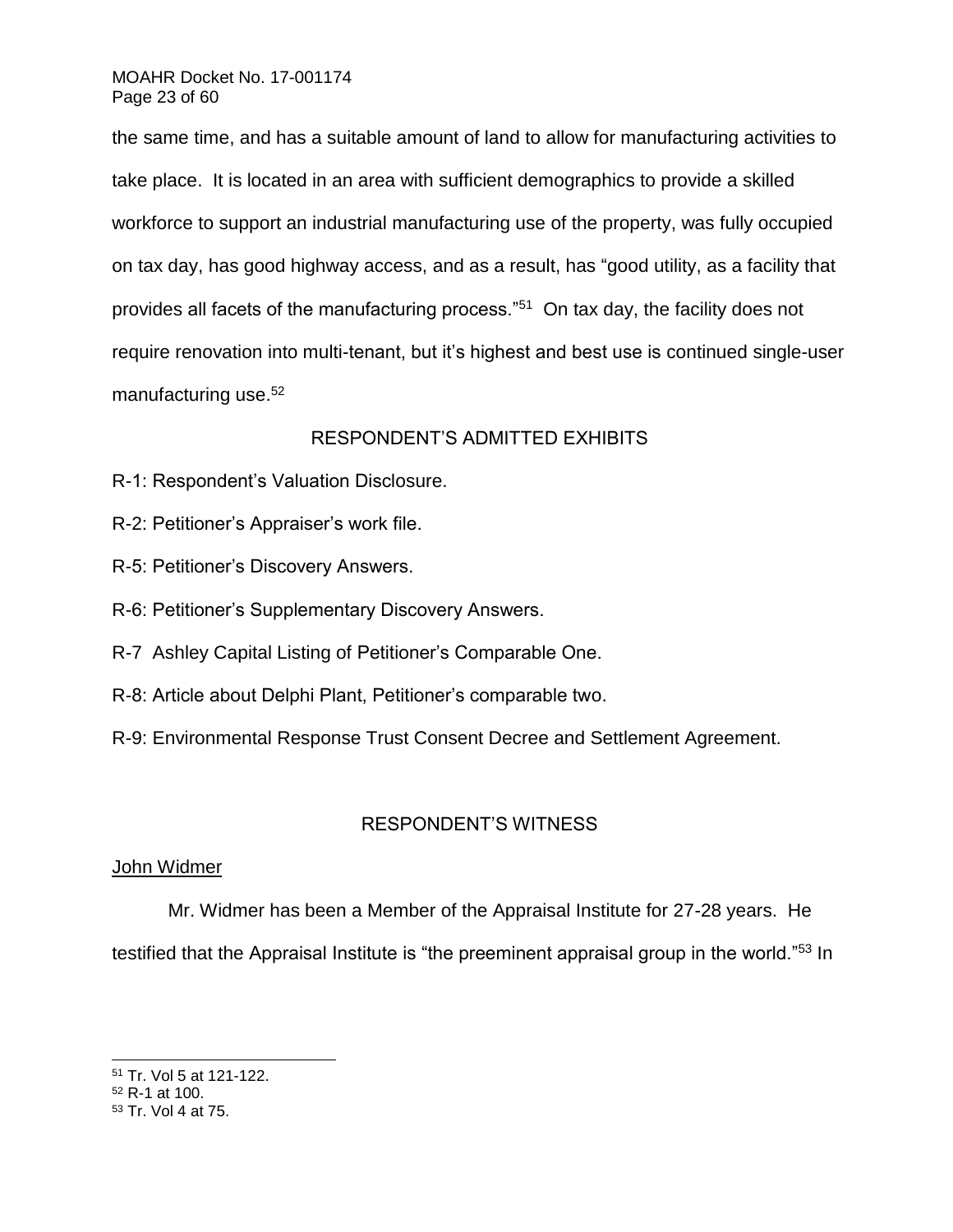the same time, and has a suitable amount of land to allow for manufacturing activities to take place. It is located in an area with sufficient demographics to provide a skilled workforce to support an industrial manufacturing use of the property, was fully occupied on tax day, has good highway access, and as a result, has "good utility, as a facility that provides all facets of the manufacturing process."[51] On tax day, the facility does not require renovation into multi-tenant, but it's highest and best use is continued single-user manufacturing use.[52]

## RESPONDENT'S ADMITTED EXHIBITS

R-1: Respondent's Valuation Disclosure.

R-2: Petitioner's Appraiser's work file.

R-5: Petitioner's Discovery Answers.

R-6: Petitioner's Supplementary Discovery Answers.

R-7 Ashley Capital Listing of Petitioner's Comparable One.

R-8: Article about Delphi Plant, Petitioner's comparable two.

R-9: Environmental Response Trust Consent Decree and Settlement Agreement.

## RESPONDENT'S WITNESS

John Widmer

Mr. Widmer has been a Member of the Appraisal Institute for 27-28 years. He testified that the Appraisal Institute is "the preeminent appraisal group in the world."[53] In

---

[51] Tr. Vol 5 at 121-122.

[52] R-1 at 100.

[53] Tr. Vol 4 at 75.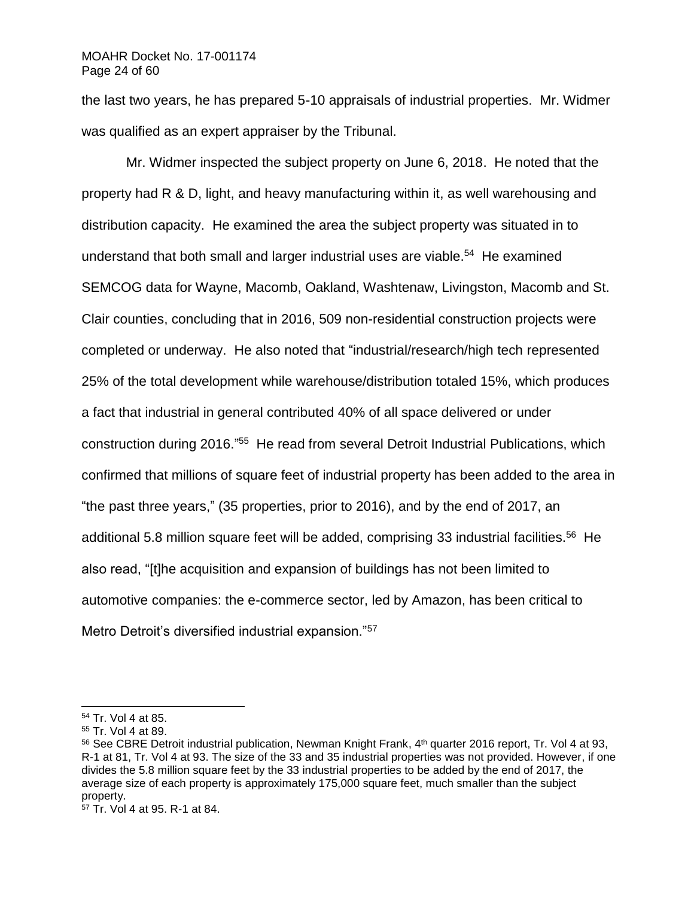the last two years, he has prepared 5-10 appraisals of industrial properties. Mr. Widmer was qualified as an expert appraiser by the Tribunal.

Mr. Widmer inspected the subject property on June 6, 2018. He noted that the property had R & D, light, and heavy manufacturing within it, as well warehousing and distribution capacity. He examined the area the subject property was situated in to understand that both small and larger industrial uses are viable.[54] He examined SEMCOG data for Wayne, Macomb, Oakland, Washtenaw, Livingston, Macomb and St. Clair counties, concluding that in 2016, 509 non-residential construction projects were completed or underway. He also noted that "industrial/research/high tech represented 25% of the total development while warehouse/distribution totaled 15%, which produces a fact that industrial in general contributed 40% of all space delivered or under construction during 2016."[55] He read from several Detroit Industrial Publications, which confirmed that millions of square feet of industrial property has been added to the area in "the past three years," (35 properties, prior to 2016), and by the end of 2017, an additional 5.8 million square feet will be added, comprising 33 industrial facilities.[56] He also read, "[t]he acquisition and expansion of buildings has not been limited to automotive companies: the e-commerce sector, led by Amazon, has been critical to Metro Detroit's diversified industrial expansion."[57]

---

[54] Tr. Vol 4 at 85.

[55] Tr. Vol 4 at 89.

[56] See CBRE Detroit industrial publication, Newman Knight Frank, 4th quarter 2016 report, Tr. Vol 4 at 93, R-1 at 81, Tr. Vol 4 at 93. The size of the 33 and 35 industrial properties was not provided. However, if one divides the 5.8 million square feet by the 33 industrial properties to be added by the end of 2017, the average size of each property is approximately 175,000 square feet, much smaller than the subject property.

[57] Tr. Vol 4 at 95. R-1 at 84.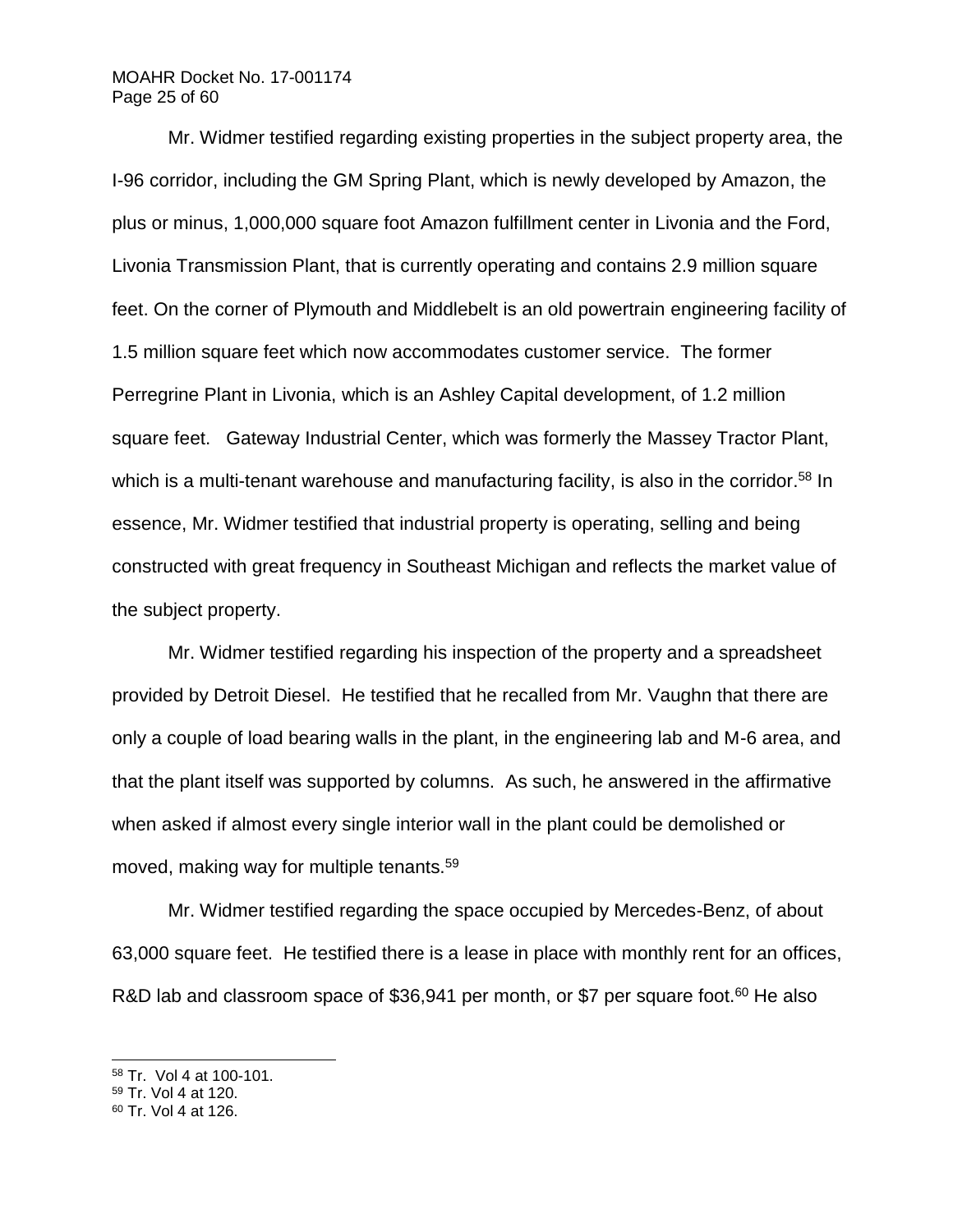Mr. Widmer testified regarding existing properties in the subject property area, the I-96 corridor, including the GM Spring Plant, which is newly developed by Amazon, the plus or minus, 1,000,000 square foot Amazon fulfillment center in Livonia and the Ford, Livonia Transmission Plant, that is currently operating and contains 2.9 million square feet. On the corner of Plymouth and Middlebelt is an old powertrain engineering facility of 1.5 million square feet which now accommodates customer service. The former Perregrine Plant in Livonia, which is an Ashley Capital development, of 1.2 million square feet. Gateway Industrial Center, which was formerly the Massey Tractor Plant, which is a multi-tenant warehouse and manufacturing facility, is also in the corridor.[58] In essence, Mr. Widmer testified that industrial property is operating, selling and being constructed with great frequency in Southeast Michigan and reflects the market value of the subject property.

Mr. Widmer testified regarding his inspection of the property and a spreadsheet provided by Detroit Diesel. He testified that he recalled from Mr. Vaughn that there are only a couple of load bearing walls in the plant, in the engineering lab and M-6 area, and that the plant itself was supported by columns. As such, he answered in the affirmative when asked if almost every single interior wall in the plant could be demolished or moved, making way for multiple tenants.[59]

Mr. Widmer testified regarding the space occupied by Mercedes-Benz, of about 63,000 square feet. He testified there is a lease in place with monthly rent for an offices, R&D lab and classroom space of $36,941 per month, or $7 per square foot.[60] He also

---

[58] Tr. Vol 4 at 100-101.

[59] Tr. Vol 4 at 120.

[60] Tr. Vol 4 at 126.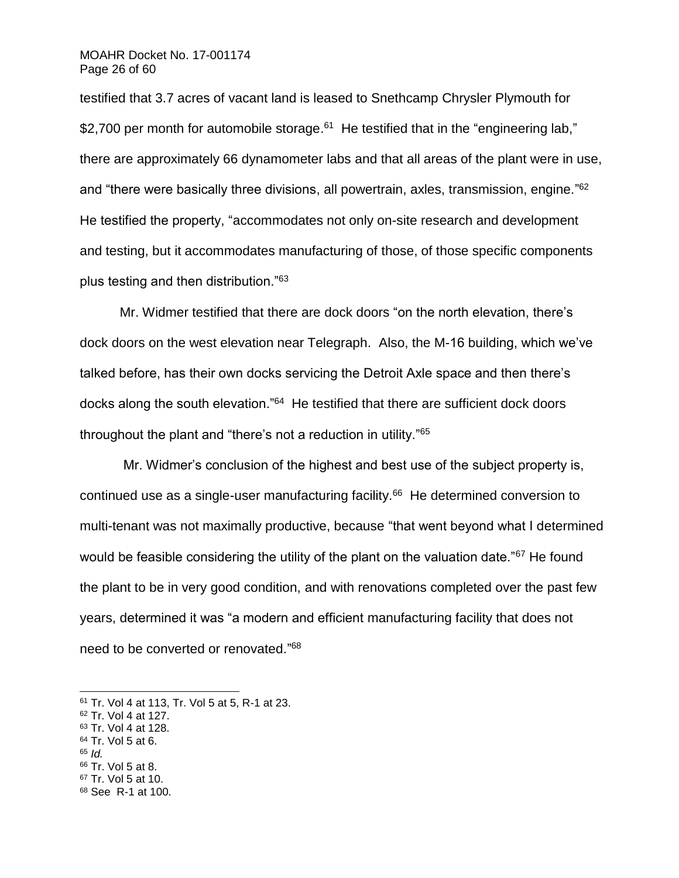testified that 3.7 acres of vacant land is leased to Snethcamp Chrysler Plymouth for $2,700 per month for automobile storage.[61] He testified that in the "engineering lab," there are approximately 66 dynamometer labs and that all areas of the plant were in use, and "there were basically three divisions, all powertrain, axles, transmission, engine."[62] He testified the property, "accommodates not only on-site research and development and testing, but it accommodates manufacturing of those, of those specific components plus testing and then distribution."[63]

Mr. Widmer testified that there are dock doors "on the north elevation, there's dock doors on the west elevation near Telegraph. Also, the M-16 building, which we've talked before, has their own docks servicing the Detroit Axle space and then there's docks along the south elevation."[64] He testified that there are sufficient dock doors throughout the plant and "there's not a reduction in utility."[65]

Mr. Widmer's conclusion of the highest and best use of the subject property is, continued use as a single-user manufacturing facility.[66] He determined conversion to multi-tenant was not maximally productive, because "that went beyond what I determined would be feasible considering the utility of the plant on the valuation date."[67] He found the plant to be in very good condition, and with renovations completed over the past few years, determined it was "a modern and efficient manufacturing facility that does not need to be converted or renovated."[68]

---

[61] Tr. Vol 4 at 113, Tr. Vol 5 at 5, R-1 at 23.
[62] Tr. Vol 4 at 127.
[63] Tr. Vol 4 at 128.
[64] Tr. Vol 5 at 6.
[65] *Id.*
[66] Tr. Vol 5 at 8.
[67] Tr. Vol 5 at 10.
[68] See R-1 at 100.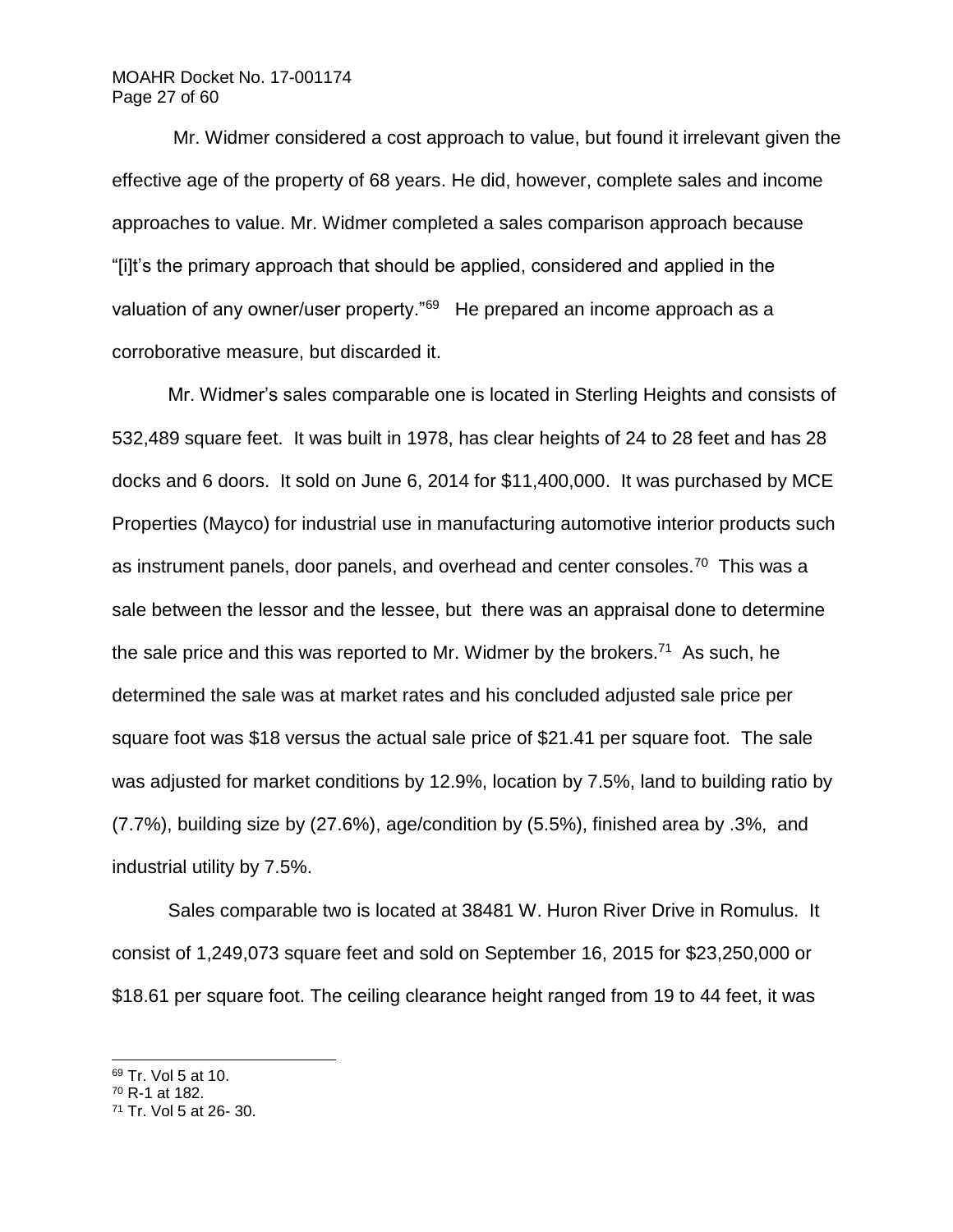Mr. Widmer considered a cost approach to value, but found it irrelevant given the effective age of the property of 68 years. He did, however, complete sales and income approaches to value. Mr. Widmer completed a sales comparison approach because "[i]t's the primary approach that should be applied, considered and applied in the valuation of any owner/user property."[69] He prepared an income approach as a corroborative measure, but discarded it.

Mr. Widmer's sales comparable one is located in Sterling Heights and consists of 532,489 square feet. It was built in 1978, has clear heights of 24 to 28 feet and has 28 docks and 6 doors. It sold on June 6, 2014 for $11,400,000. It was purchased by MCE Properties (Mayco) for industrial use in manufacturing automotive interior products such as instrument panels, door panels, and overhead and center consoles.[70] This was a sale between the lessor and the lessee, but there was an appraisal done to determine the sale price and this was reported to Mr. Widmer by the brokers.[71] As such, he determined the sale was at market rates and his concluded adjusted sale price per square foot was $18 versus the actual sale price of $21.41 per square foot. The sale was adjusted for market conditions by 12.9%, location by 7.5%, land to building ratio by (7.7%), building size by (27.6%), age/condition by (5.5%), finished area by .3%, and industrial utility by 7.5%.

Sales comparable two is located at 38481 W. Huron River Drive in Romulus. It consist of 1,249,073 square feet and sold on September 16, 2015 for $23,250,000 or $18.61 per square foot. The ceiling clearance height ranged from 19 to 44 feet, it was

---

[69] Tr. Vol 5 at 10.

[70] R-1 at 182.

[71] Tr. Vol 5 at 26- 30.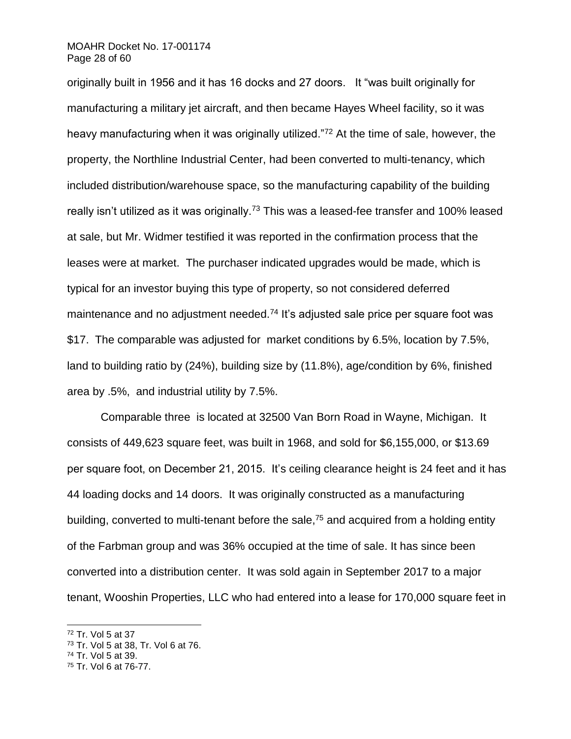originally built in 1956 and it has 16 docks and 27 doors. It "was built originally for manufacturing a military jet aircraft, and then became Hayes Wheel facility, so it was heavy manufacturing when it was originally utilized."[72] At the time of sale, however, the property, the Northline Industrial Center, had been converted to multi-tenancy, which included distribution/warehouse space, so the manufacturing capability of the building really isn't utilized as it was originally.[73] This was a leased-fee transfer and 100% leased at sale, but Mr. Widmer testified it was reported in the confirmation process that the leases were at market. The purchaser indicated upgrades would be made, which is typical for an investor buying this type of property, so not considered deferred maintenance and no adjustment needed.[74] It's adjusted sale price per square foot was $17. The comparable was adjusted for market conditions by 6.5%, location by 7.5%, land to building ratio by (24%), building size by (11.8%), age/condition by 6%, finished area by .5%, and industrial utility by 7.5%.

Comparable three is located at 32500 Van Born Road in Wayne, Michigan. It consists of 449,623 square feet, was built in 1968, and sold for $6,155,000, or $13.69 per square foot, on December 21, 2015. It's ceiling clearance height is 24 feet and it has 44 loading docks and 14 doors. It was originally constructed as a manufacturing building, converted to multi-tenant before the sale,[75] and acquired from a holding entity of the Farbman group and was 36% occupied at the time of sale. It has since been converted into a distribution center. It was sold again in September 2017 to a major tenant, Wooshin Properties, LLC who had entered into a lease for 170,000 square feet in

---

[72] Tr. Vol 5 at 37

[73] Tr. Vol 5 at 38, Tr. Vol 6 at 76.

[74] Tr. Vol 5 at 39.

[75] Tr. Vol 6 at 76-77.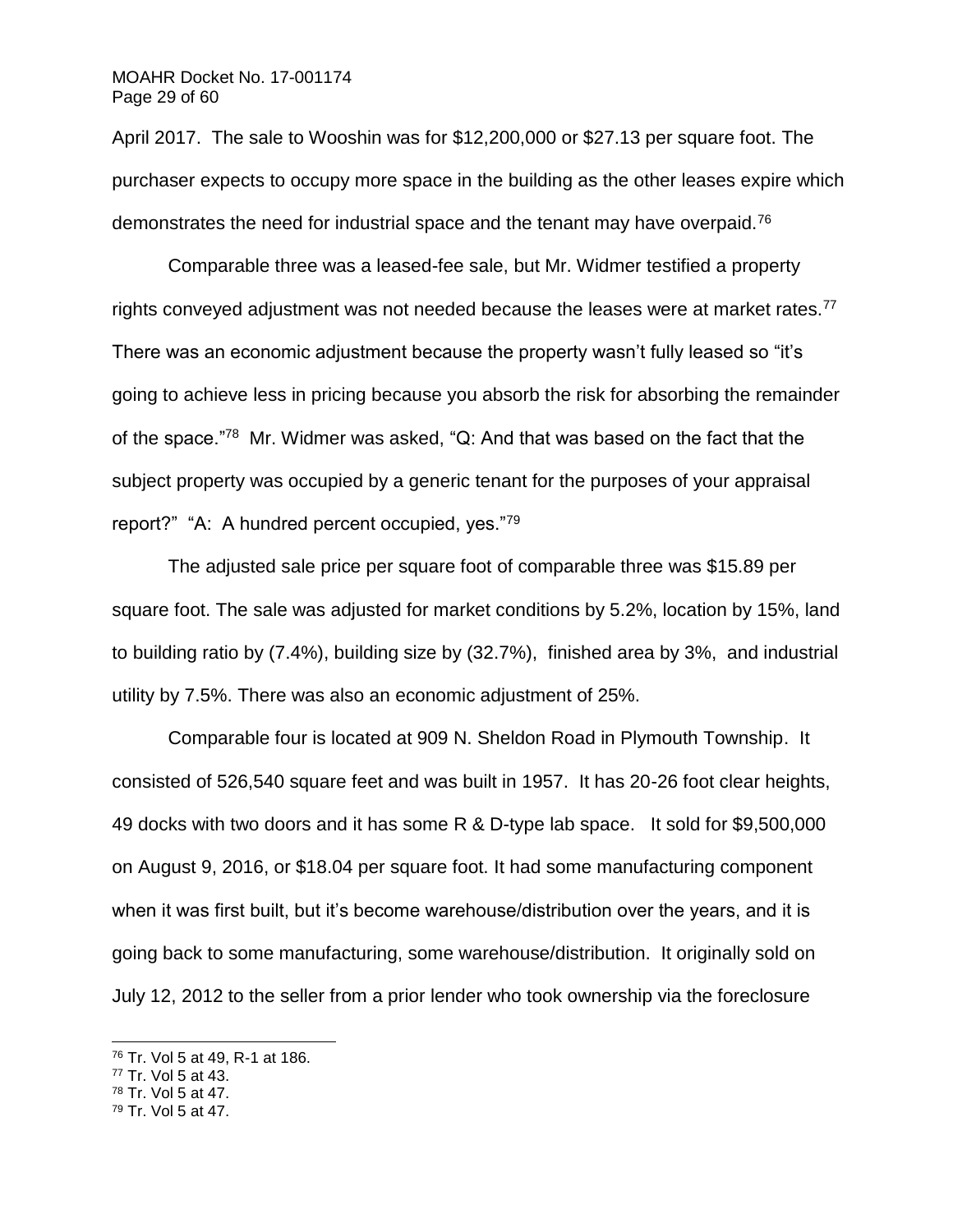April 2017. The sale to Wooshin was for $12,200,000 or $27.13 per square foot. The purchaser expects to occupy more space in the building as the other leases expire which demonstrates the need for industrial space and the tenant may have overpaid.[76]

Comparable three was a leased-fee sale, but Mr. Widmer testified a property rights conveyed adjustment was not needed because the leases were at market rates.[77] There was an economic adjustment because the property wasn't fully leased so "it's going to achieve less in pricing because you absorb the risk for absorbing the remainder of the space."[78] Mr. Widmer was asked, "Q: And that was based on the fact that the subject property was occupied by a generic tenant for the purposes of your appraisal report?" "A: A hundred percent occupied, yes."[79]

The adjusted sale price per square foot of comparable three was $15.89 per square foot. The sale was adjusted for market conditions by 5.2%, location by 15%, land to building ratio by (7.4%), building size by (32.7%), finished area by 3%, and industrial utility by 7.5%. There was also an economic adjustment of 25%.

Comparable four is located at 909 N. Sheldon Road in Plymouth Township. It consisted of 526,540 square feet and was built in 1957. It has 20-26 foot clear heights, 49 docks with two doors and it has some R & D-type lab space. It sold for $9,500,000 on August 9, 2016, or $18.04 per square foot. It had some manufacturing component when it was first built, but it's become warehouse/distribution over the years, and it is going back to some manufacturing, some warehouse/distribution. It originally sold on July 12, 2012 to the seller from a prior lender who took ownership via the foreclosure

---

[76] Tr. Vol 5 at 49, R-1 at 186.
[77] Tr. Vol 5 at 43.
[78] Tr. Vol 5 at 47.
[79] Tr. Vol 5 at 47.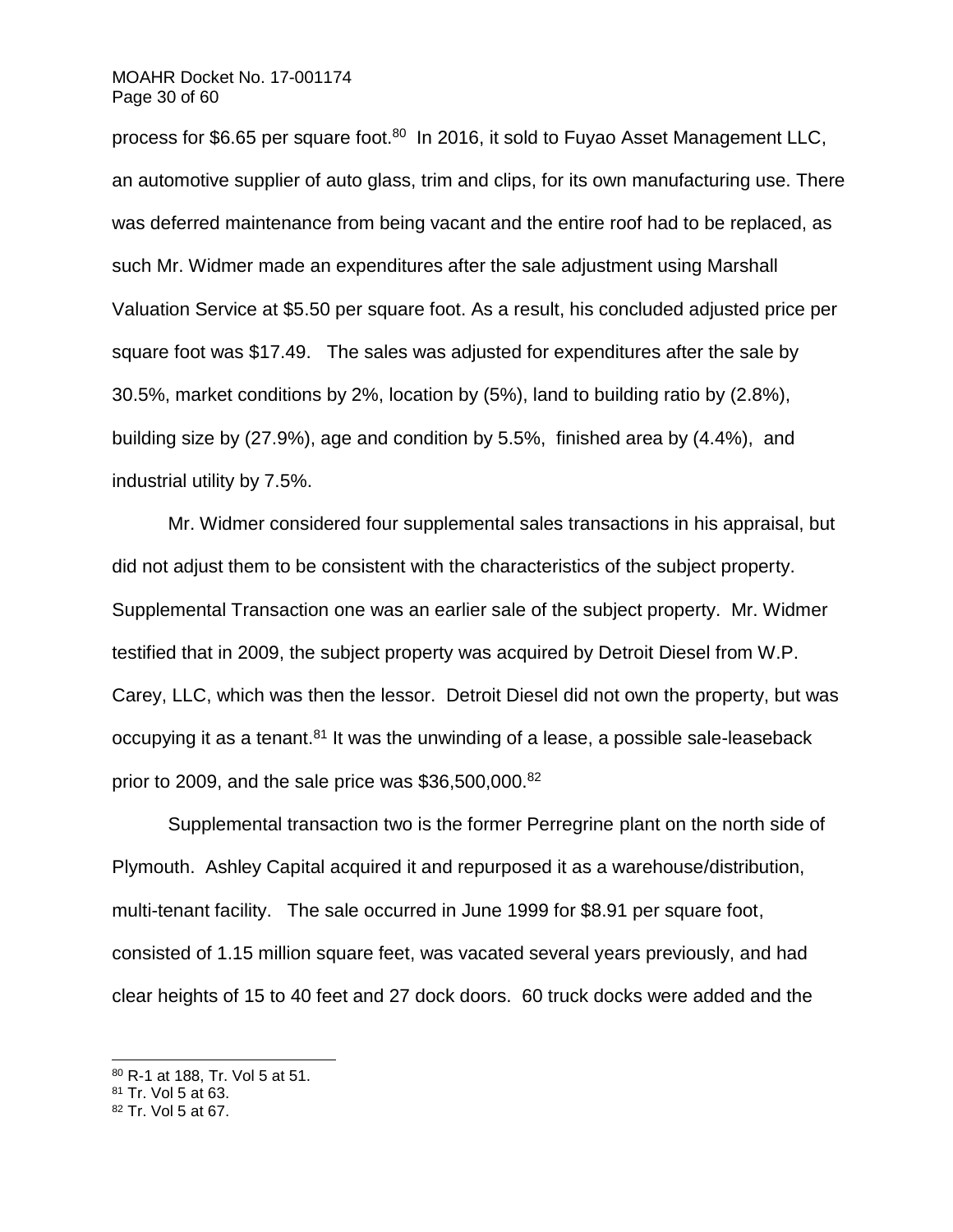process for $6.65 per square foot.[80] In 2016, it sold to Fuyao Asset Management LLC, an automotive supplier of auto glass, trim and clips, for its own manufacturing use. There was deferred maintenance from being vacant and the entire roof had to be replaced, as such Mr. Widmer made an expenditures after the sale adjustment using Marshall Valuation Service at $5.50 per square foot. As a result, his concluded adjusted price per square foot was $17.49. The sales was adjusted for expenditures after the sale by 30.5%, market conditions by 2%, location by (5%), land to building ratio by (2.8%), building size by (27.9%), age and condition by 5.5%, finished area by (4.4%), and industrial utility by 7.5%.

Mr. Widmer considered four supplemental sales transactions in his appraisal, but did not adjust them to be consistent with the characteristics of the subject property. Supplemental Transaction one was an earlier sale of the subject property. Mr. Widmer testified that in 2009, the subject property was acquired by Detroit Diesel from W.P. Carey, LLC, which was then the lessor. Detroit Diesel did not own the property, but was occupying it as a tenant.[81] It was the unwinding of a lease, a possible sale-leaseback prior to 2009, and the sale price was $36,500,000.[82]

Supplemental transaction two is the former Perregrine plant on the north side of Plymouth. Ashley Capital acquired it and repurposed it as a warehouse/distribution, multi-tenant facility. The sale occurred in June 1999 for $8.91 per square foot, consisted of 1.15 million square feet, was vacated several years previously, and had clear heights of 15 to 40 feet and 27 dock doors. 60 truck docks were added and the

[80] R-1 at 188, Tr. Vol 5 at 51.

[81] Tr. Vol 5 at 63.

[82] Tr. Vol 5 at 67.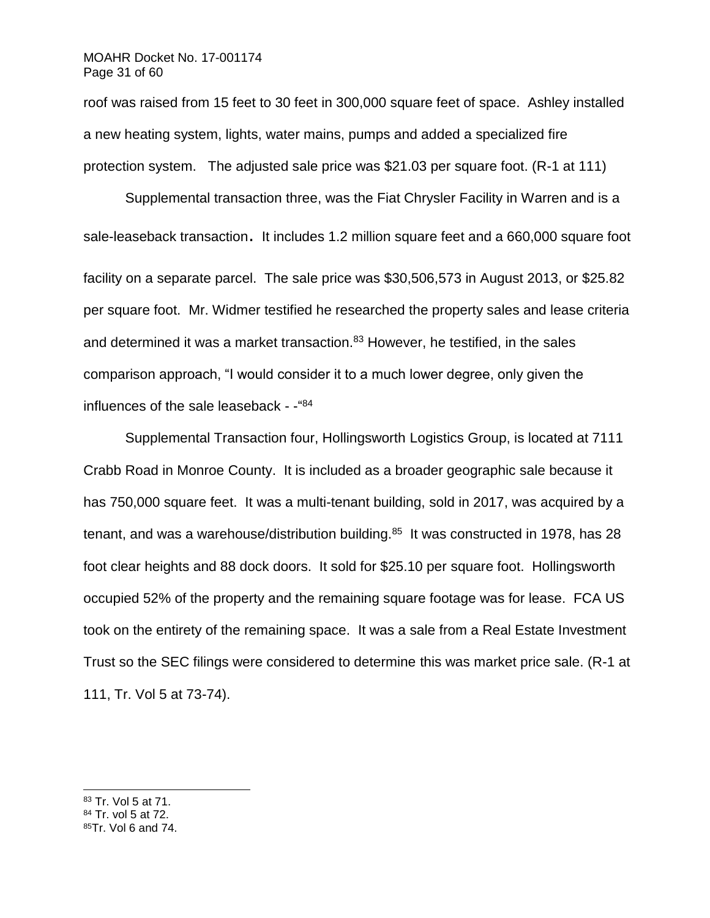roof was raised from 15 feet to 30 feet in 300,000 square feet of space. Ashley installed a new heating system, lights, water mains, pumps and added a specialized fire protection system. The adjusted sale price was $21.03 per square foot. (R-1 at 111)

Supplemental transaction three, was the Fiat Chrysler Facility in Warren and is a sale-leaseback transaction. It includes 1.2 million square feet and a 660,000 square foot facility on a separate parcel. The sale price was $30,506,573 in August 2013, or $25.82 per square foot. Mr. Widmer testified he researched the property sales and lease criteria and determined it was a market transaction.[83] However, he testified, in the sales comparison approach, "I would consider it to a much lower degree, only given the influences of the sale leaseback - -"[84]

Supplemental Transaction four, Hollingsworth Logistics Group, is located at 7111 Crabb Road in Monroe County. It is included as a broader geographic sale because it has 750,000 square feet. It was a multi-tenant building, sold in 2017, was acquired by a tenant, and was a warehouse/distribution building.[85] It was constructed in 1978, has 28 foot clear heights and 88 dock doors. It sold for $25.10 per square foot. Hollingsworth occupied 52% of the property and the remaining square footage was for lease. FCA US took on the entirety of the remaining space. It was a sale from a Real Estate Investment Trust so the SEC filings were considered to determine this was market price sale. (R-1 at 111, Tr. Vol 5 at 73-74).

---

[83] Tr. Vol 5 at 71.
[84] Tr. vol 5 at 72.
[85] Tr. Vol 6 and 74.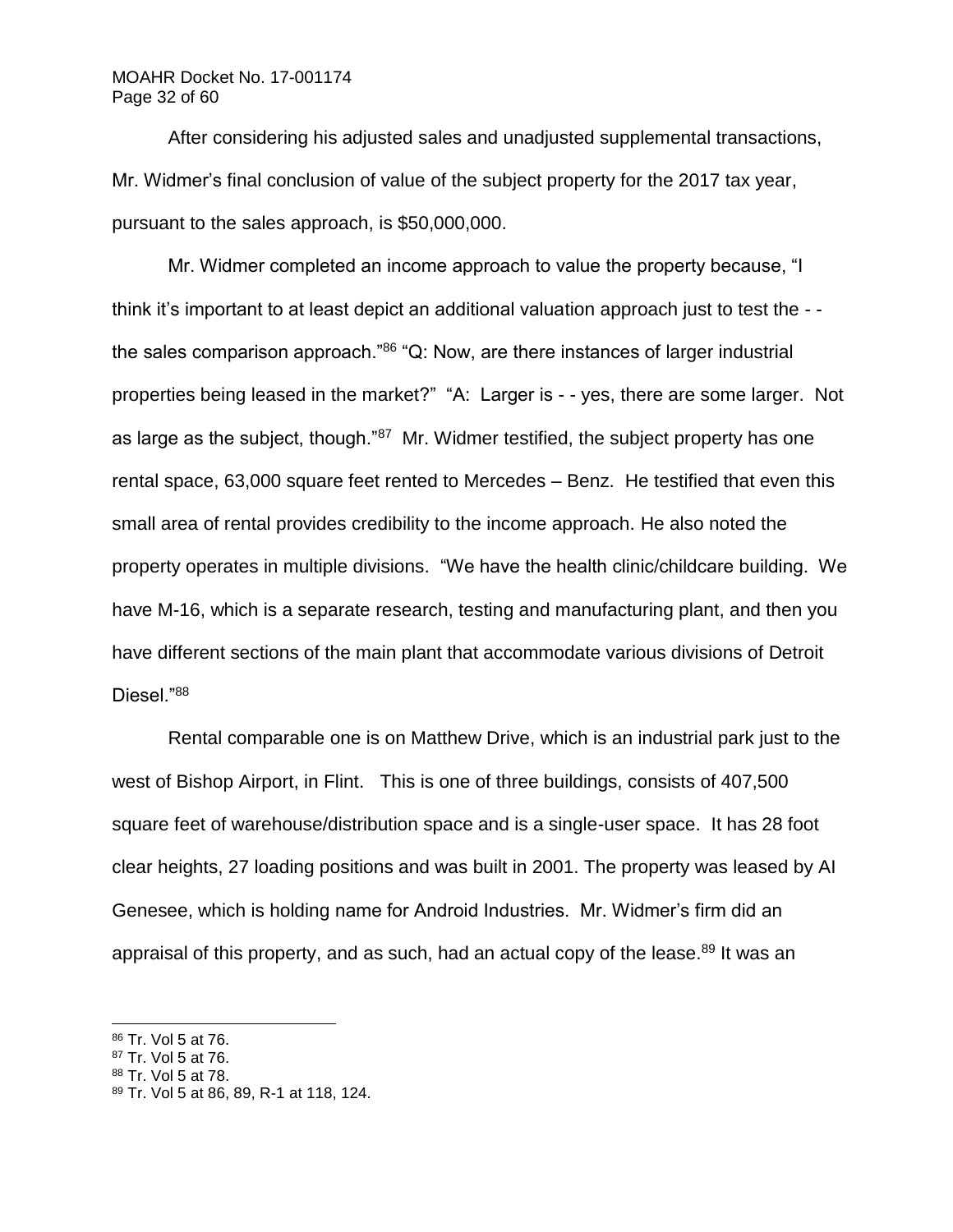After considering his adjusted sales and unadjusted supplemental transactions, Mr. Widmer's final conclusion of value of the subject property for the 2017 tax year, pursuant to the sales approach, is $50,000,000.

Mr. Widmer completed an income approach to value the property because, "I think it's important to at least depict an additional valuation approach just to test the - - the sales comparison approach."[86] "Q: Now, are there instances of larger industrial properties being leased in the market?" "A: Larger is - - yes, there are some larger. Not as large as the subject, though."[87] Mr. Widmer testified, the subject property has one rental space, 63,000 square feet rented to Mercedes – Benz. He testified that even this small area of rental provides credibility to the income approach. He also noted the property operates in multiple divisions. "We have the health clinic/childcare building. We have M-16, which is a separate research, testing and manufacturing plant, and then you have different sections of the main plant that accommodate various divisions of Detroit Diesel."[88]

Rental comparable one is on Matthew Drive, which is an industrial park just to the west of Bishop Airport, in Flint. This is one of three buildings, consists of 407,500 square feet of warehouse/distribution space and is a single-user space. It has 28 foot clear heights, 27 loading positions and was built in 2001. The property was leased by AI Genesee, which is holding name for Android Industries. Mr. Widmer's firm did an appraisal of this property, and as such, had an actual copy of the lease.[89] It was an

---

[86] Tr. Vol 5 at 76.
[87] Tr. Vol 5 at 76.
[88] Tr. Vol 5 at 78.
[89] Tr. Vol 5 at 86, 89, R-1 at 118, 124.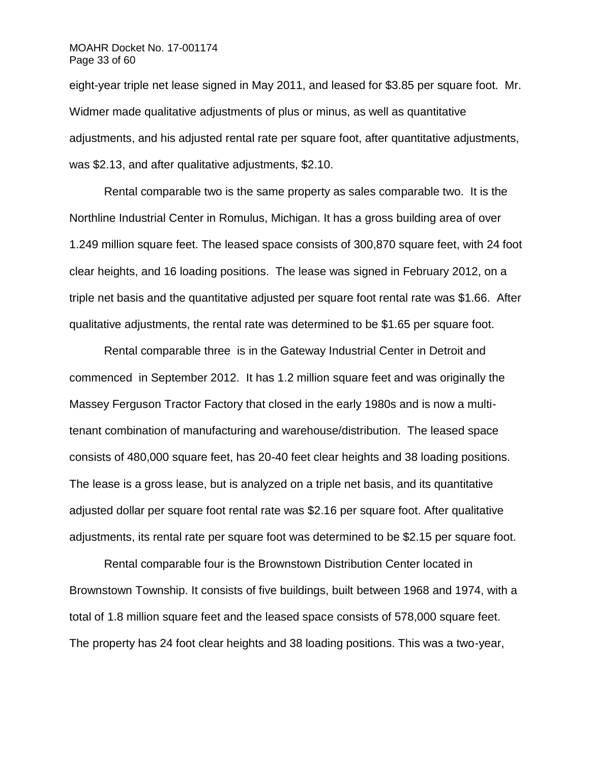eight-year triple net lease signed in May 2011, and leased for $3.85 per square foot. Mr. Widmer made qualitative adjustments of plus or minus, as well as quantitative adjustments, and his adjusted rental rate per square foot, after quantitative adjustments, was $2.13, and after qualitative adjustments, $2.10.

Rental comparable two is the same property as sales comparable two. It is the Northline Industrial Center in Romulus, Michigan. It has a gross building area of over 1.249 million square feet. The leased space consists of 300,870 square feet, with 24 foot clear heights, and 16 loading positions. The lease was signed in February 2012, on a triple net basis and the quantitative adjusted per square foot rental rate was $1.66. After qualitative adjustments, the rental rate was determined to be $1.65 per square foot.

Rental comparable three is in the Gateway Industrial Center in Detroit and commenced in September 2012. It has 1.2 million square feet and was originally the Massey Ferguson Tractor Factory that closed in the early 1980s and is now a multi-tenant combination of manufacturing and warehouse/distribution. The leased space consists of 480,000 square feet, has 20-40 feet clear heights and 38 loading positions. The lease is a gross lease, but is analyzed on a triple net basis, and its quantitative adjusted dollar per square foot rental rate was $2.16 per square foot. After qualitative adjustments, its rental rate per square foot was determined to be $2.15 per square foot.

Rental comparable four is the Brownstown Distribution Center located in Brownstown Township. It consists of five buildings, built between 1968 and 1974, with a total of 1.8 million square feet and the leased space consists of 578,000 square feet. The property has 24 foot clear heights and 38 loading positions. This was a two-year,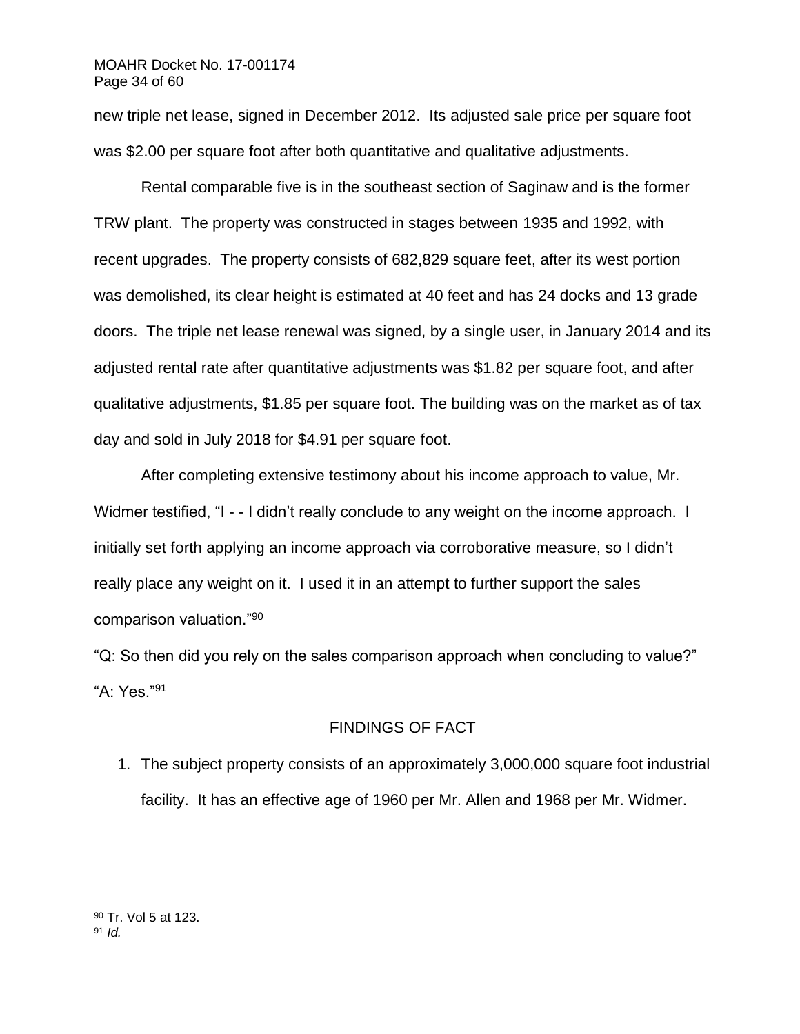new triple net lease, signed in December 2012. Its adjusted sale price per square foot was $2.00 per square foot after both quantitative and qualitative adjustments.

Rental comparable five is in the southeast section of Saginaw and is the former TRW plant. The property was constructed in stages between 1935 and 1992, with recent upgrades. The property consists of 682,829 square feet, after its west portion was demolished, its clear height is estimated at 40 feet and has 24 docks and 13 grade doors. The triple net lease renewal was signed, by a single user, in January 2014 and its adjusted rental rate after quantitative adjustments was $1.82 per square foot, and after qualitative adjustments, $1.85 per square foot. The building was on the market as of tax day and sold in July 2018 for $4.91 per square foot.

After completing extensive testimony about his income approach to value, Mr. Widmer testified, "I - - I didn't really conclude to any weight on the income approach. I initially set forth applying an income approach via corroborative measure, so I didn't really place any weight on it. I used it in an attempt to further support the sales comparison valuation."[90]

"Q: So then did you rely on the sales comparison approach when concluding to value?"

"A: Yes."[91]

## FINDINGS OF FACT

1. The subject property consists of an approximately 3,000,000 square foot industrial facility. It has an effective age of 1960 per Mr. Allen and 1968 per Mr. Widmer.

---

[90] Tr. Vol 5 at 123.

[91] *Id.*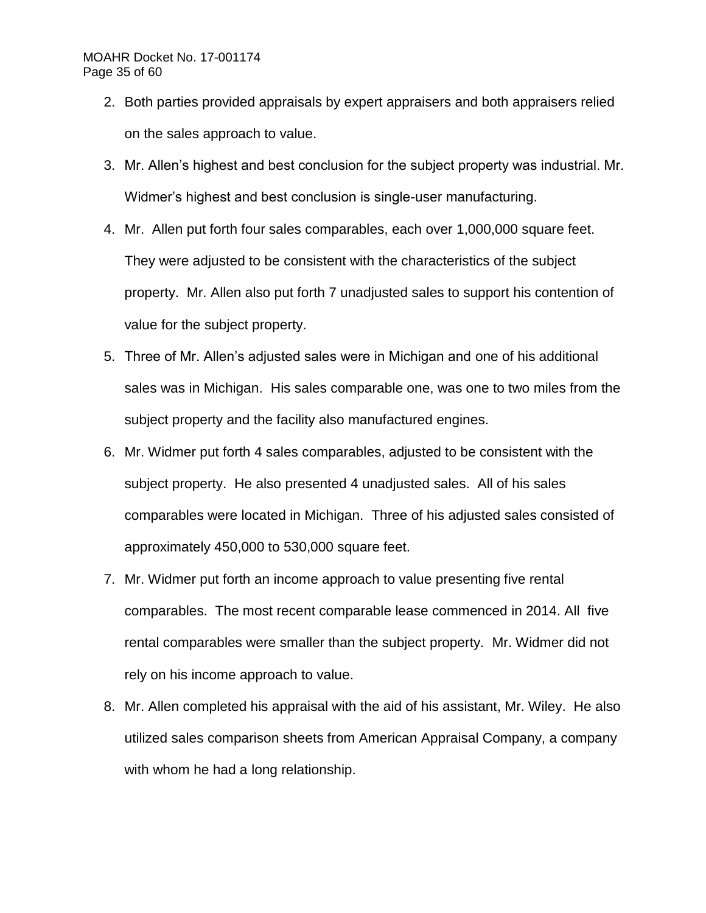2. Both parties provided appraisals by expert appraisers and both appraisers relied on the sales approach to value.
3. Mr. Allen's highest and best conclusion for the subject property was industrial. Mr. Widmer's highest and best conclusion is single-user manufacturing.
4. Mr. Allen put forth four sales comparables, each over 1,000,000 square feet. They were adjusted to be consistent with the characteristics of the subject property. Mr. Allen also put forth 7 unadjusted sales to support his contention of value for the subject property.
5. Three of Mr. Allen's adjusted sales were in Michigan and one of his additional sales was in Michigan. His sales comparable one, was one to two miles from the subject property and the facility also manufactured engines.
6. Mr. Widmer put forth 4 sales comparables, adjusted to be consistent with the subject property. He also presented 4 unadjusted sales. All of his sales comparables were located in Michigan. Three of his adjusted sales consisted of approximately 450,000 to 530,000 square feet.
7. Mr. Widmer put forth an income approach to value presenting five rental comparables. The most recent comparable lease commenced in 2014. All five rental comparables were smaller than the subject property. Mr. Widmer did not rely on his income approach to value.
8. Mr. Allen completed his appraisal with the aid of his assistant, Mr. Wiley. He also utilized sales comparison sheets from American Appraisal Company, a company with whom he had a long relationship.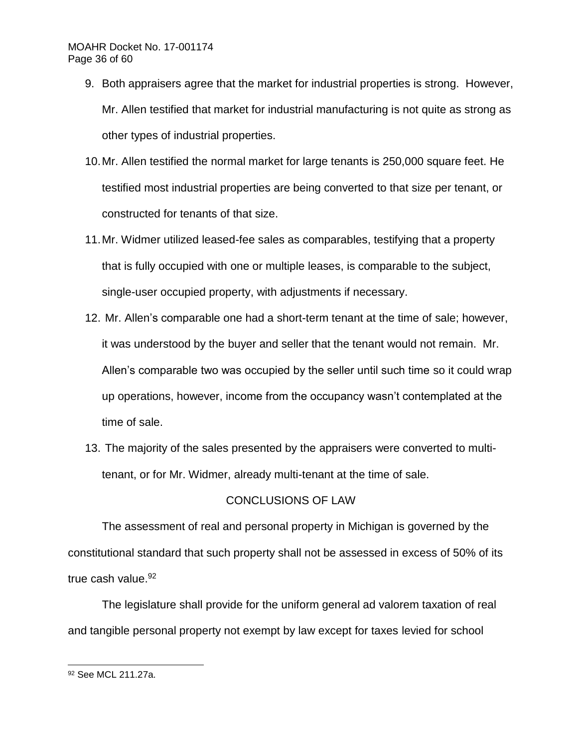9. Both appraisers agree that the market for industrial properties is strong. However, Mr. Allen testified that market for industrial manufacturing is not quite as strong as other types of industrial properties.
10. Mr. Allen testified the normal market for large tenants is 250,000 square feet. He testified most industrial properties are being converted to that size per tenant, or constructed for tenants of that size.
11. Mr. Widmer utilized leased-fee sales as comparables, testifying that a property that is fully occupied with one or multiple leases, is comparable to the subject, single-user occupied property, with adjustments if necessary.
12. Mr. Allen's comparable one had a short-term tenant at the time of sale; however, it was understood by the buyer and seller that the tenant would not remain. Mr. Allen's comparable two was occupied by the seller until such time so it could wrap up operations, however, income from the occupancy wasn't contemplated at the time of sale.
13. The majority of the sales presented by the appraisers were converted to multi-tenant, or for Mr. Widmer, already multi-tenant at the time of sale.

## CONCLUSIONS OF LAW

The assessment of real and personal property in Michigan is governed by the constitutional standard that such property shall not be assessed in excess of 50% of its true cash value.[92]

The legislature shall provide for the uniform general ad valorem taxation of real and tangible personal property not exempt by law except for taxes levied for school

---

[92] See MCL 211.27a.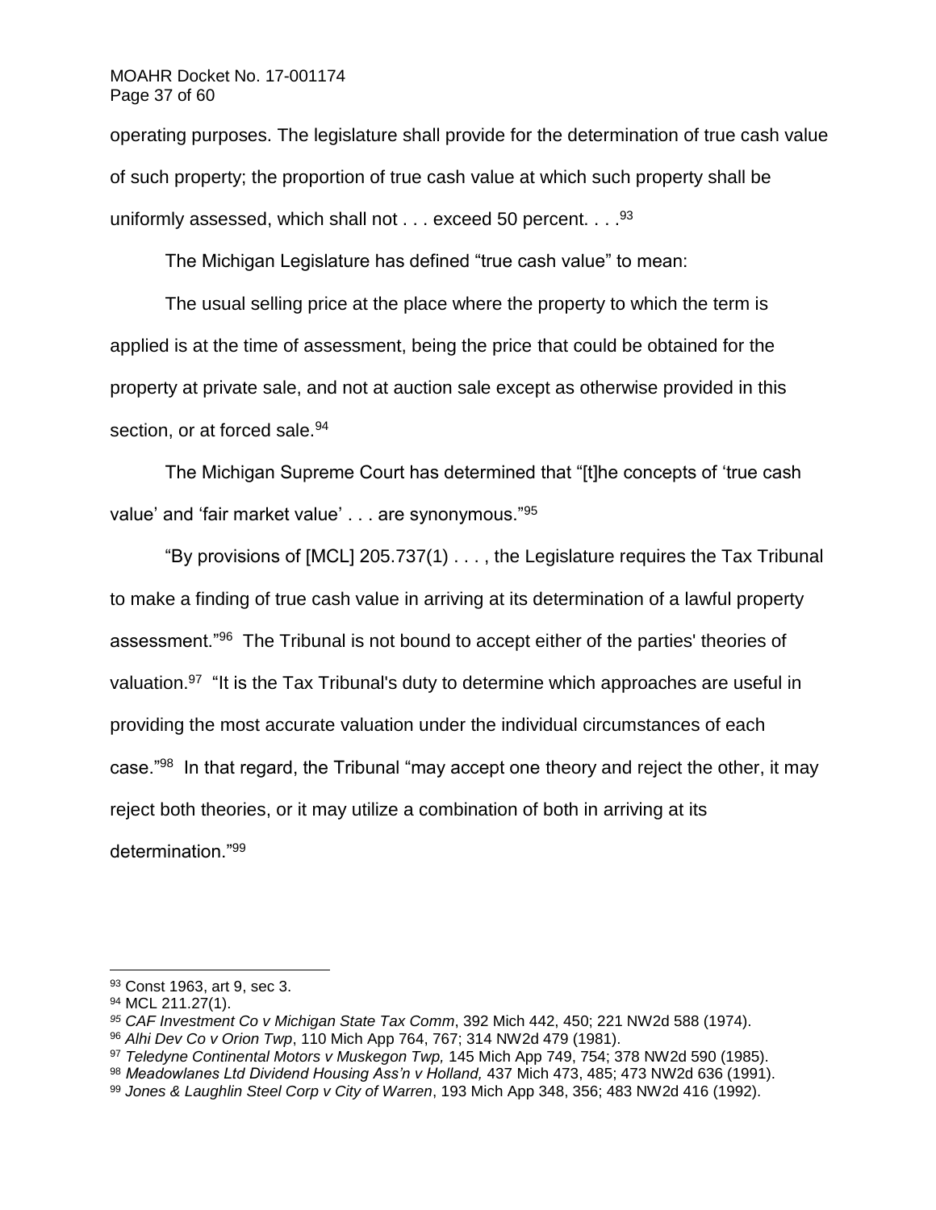operating purposes. The legislature shall provide for the determination of true cash value of such property; the proportion of true cash value at which such property shall be uniformly assessed, which shall not . . . exceed 50 percent. . . .[93]

The Michigan Legislature has defined "true cash value" to mean:

The usual selling price at the place where the property to which the term is applied is at the time of assessment, being the price that could be obtained for the property at private sale, and not at auction sale except as otherwise provided in this section, or at forced sale.[94]

The Michigan Supreme Court has determined that "[t]he concepts of 'true cash value' and 'fair market value' . . . are synonymous."[95]

"By provisions of [MCL] 205.737(1) . . . , the Legislature requires the Tax Tribunal to make a finding of true cash value in arriving at its determination of a lawful property assessment."[96] The Tribunal is not bound to accept either of the parties' theories of valuation.[97] "It is the Tax Tribunal's duty to determine which approaches are useful in providing the most accurate valuation under the individual circumstances of each case."[98] In that regard, the Tribunal "may accept one theory and reject the other, it may reject both theories, or it may utilize a combination of both in arriving at its determination."[99]

---

[93] Const 1963, art 9, sec 3.

[94] MCL 211.27(1).

[95] *CAF Investment Co v Michigan State Tax Comm*, 392 Mich 442, 450; 221 NW2d 588 (1974).

[96] *Alhi Dev Co v Orion Twp*, 110 Mich App 764, 767; 314 NW2d 479 (1981).

[97] *Teledyne Continental Motors v Muskegon Twp,* 145 Mich App 749, 754; 378 NW2d 590 (1985).

[98] *Meadowlanes Ltd Dividend Housing Ass'n v Holland,* 437 Mich 473, 485; 473 NW2d 636 (1991).

[99] *Jones & Laughlin Steel Corp v City of Warren*, 193 Mich App 348, 356; 483 NW2d 416 (1992).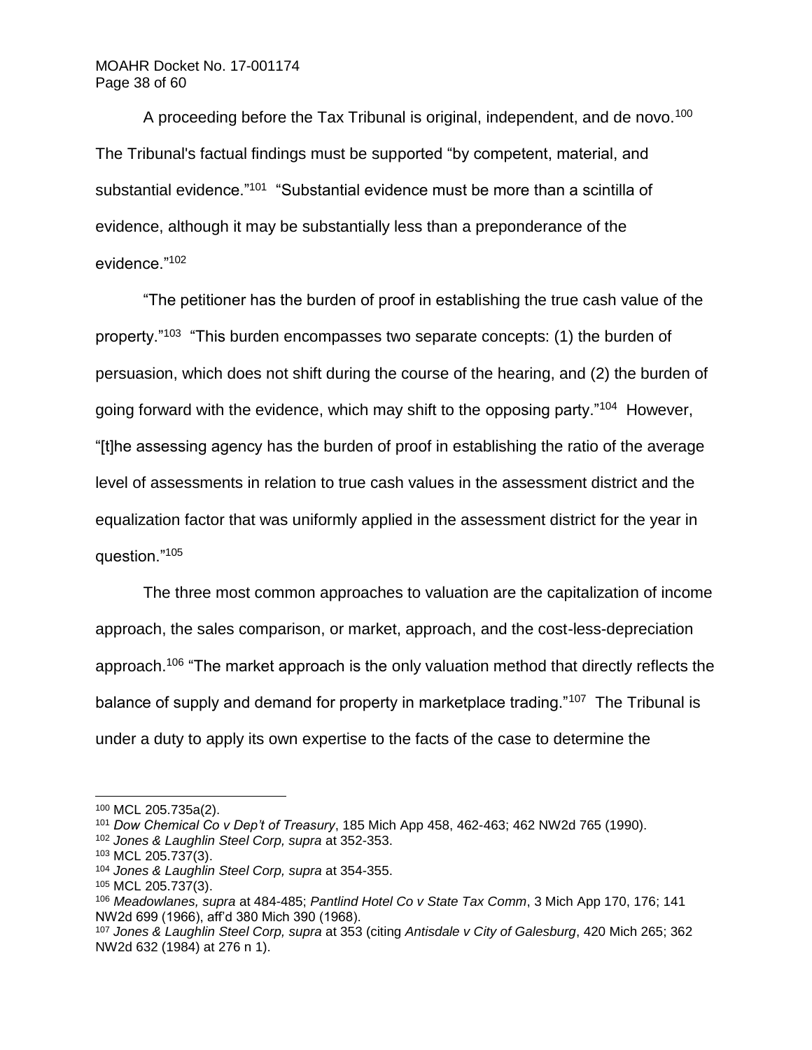A proceeding before the Tax Tribunal is original, independent, and de novo.[100] The Tribunal's factual findings must be supported "by competent, material, and substantial evidence."[101] "Substantial evidence must be more than a scintilla of evidence, although it may be substantially less than a preponderance of the evidence."[102]

"The petitioner has the burden of proof in establishing the true cash value of the property."[103] "This burden encompasses two separate concepts: (1) the burden of persuasion, which does not shift during the course of the hearing, and (2) the burden of going forward with the evidence, which may shift to the opposing party."[104] However, "[t]he assessing agency has the burden of proof in establishing the ratio of the average level of assessments in relation to true cash values in the assessment district and the equalization factor that was uniformly applied in the assessment district for the year in question."[105]

The three most common approaches to valuation are the capitalization of income approach, the sales comparison, or market, approach, and the cost-less-depreciation approach.[106] "The market approach is the only valuation method that directly reflects the balance of supply and demand for property in marketplace trading."[107] The Tribunal is under a duty to apply its own expertise to the facts of the case to determine the

---

[100] MCL 205.735a(2).

[101] *Dow Chemical Co v Dep't of Treasury*, 185 Mich App 458, 462-463; 462 NW2d 765 (1990).

[102] *Jones & Laughlin Steel Corp, supra* at 352-353.

[103] MCL 205.737(3).

[104] *Jones & Laughlin Steel Corp, supra* at 354-355.

[105] MCL 205.737(3).

[106] *Meadowlanes, supra* at 484-485; *Pantlind Hotel Co v State Tax Comm*, 3 Mich App 170, 176; 141 NW2d 699 (1966), aff'd 380 Mich 390 (1968).

[107] *Jones & Laughlin Steel Corp, supra* at 353 (citing *Antisdale v City of Galesburg*, 420 Mich 265; 362 NW2d 632 (1984) at 276 n 1).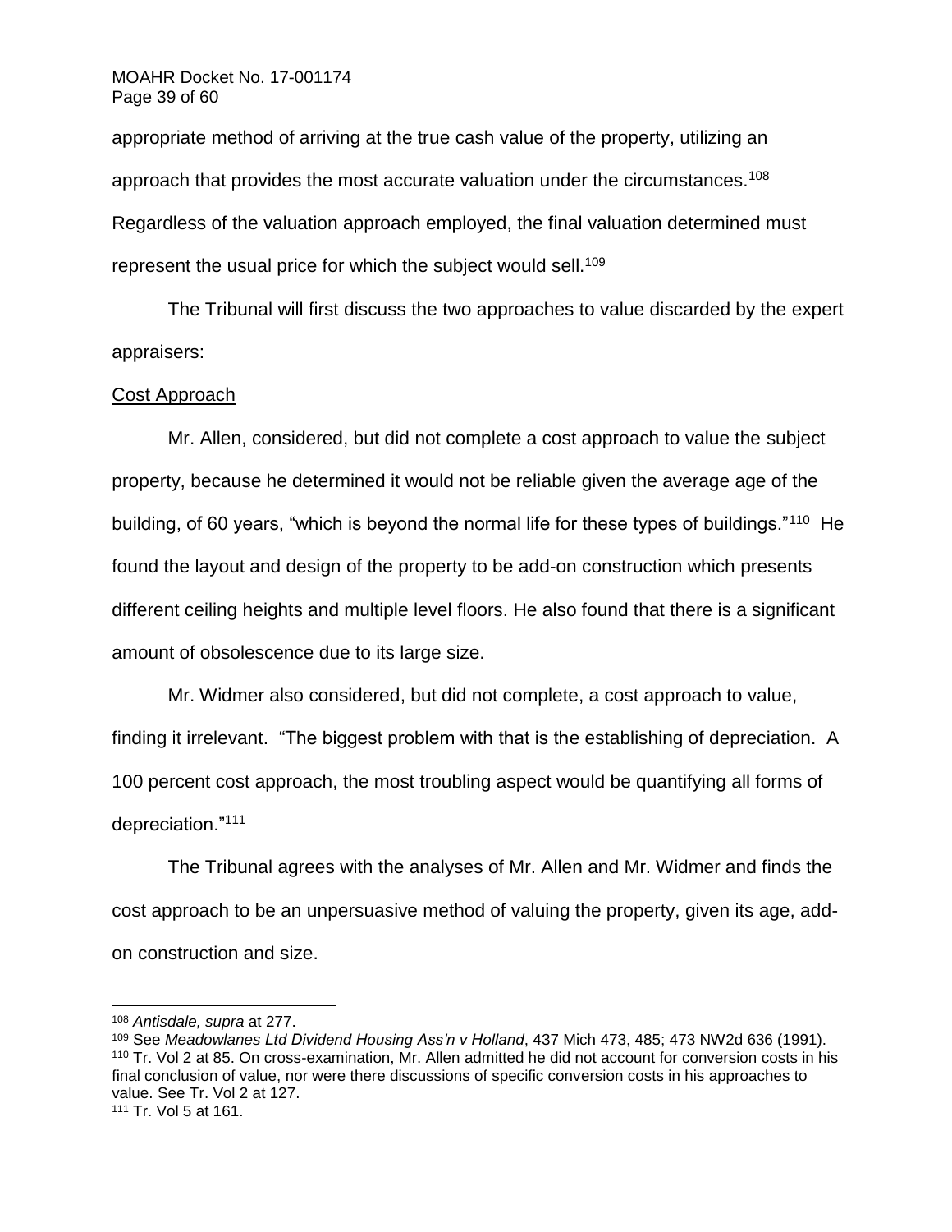appropriate method of arriving at the true cash value of the property, utilizing an approach that provides the most accurate valuation under the circumstances.[108] Regardless of the valuation approach employed, the final valuation determined must represent the usual price for which the subject would sell.[109]

The Tribunal will first discuss the two approaches to value discarded by the expert appraisers:

<u>Cost Approach</u>

Mr. Allen, considered, but did not complete a cost approach to value the subject property, because he determined it would not be reliable given the average age of the building, of 60 years, "which is beyond the normal life for these types of buildings."[110] He found the layout and design of the property to be add-on construction which presents different ceiling heights and multiple level floors. He also found that there is a significant amount of obsolescence due to its large size.

Mr. Widmer also considered, but did not complete, a cost approach to value, finding it irrelevant. "The biggest problem with that is the establishing of depreciation. A 100 percent cost approach, the most troubling aspect would be quantifying all forms of depreciation."[111]

The Tribunal agrees with the analyses of Mr. Allen and Mr. Widmer and finds the cost approach to be an unpersuasive method of valuing the property, given its age, add-on construction and size.

---

[108] *Antisdale, supra* at 277.

[109] See *Meadowlanes Ltd Dividend Housing Ass'n v Holland*, 437 Mich 473, 485; 473 NW2d 636 (1991).

[110] Tr. Vol 2 at 85. On cross-examination, Mr. Allen admitted he did not account for conversion costs in his final conclusion of value, nor were there discussions of specific conversion costs in his approaches to value. See Tr. Vol 2 at 127.

[111] Tr. Vol 5 at 161.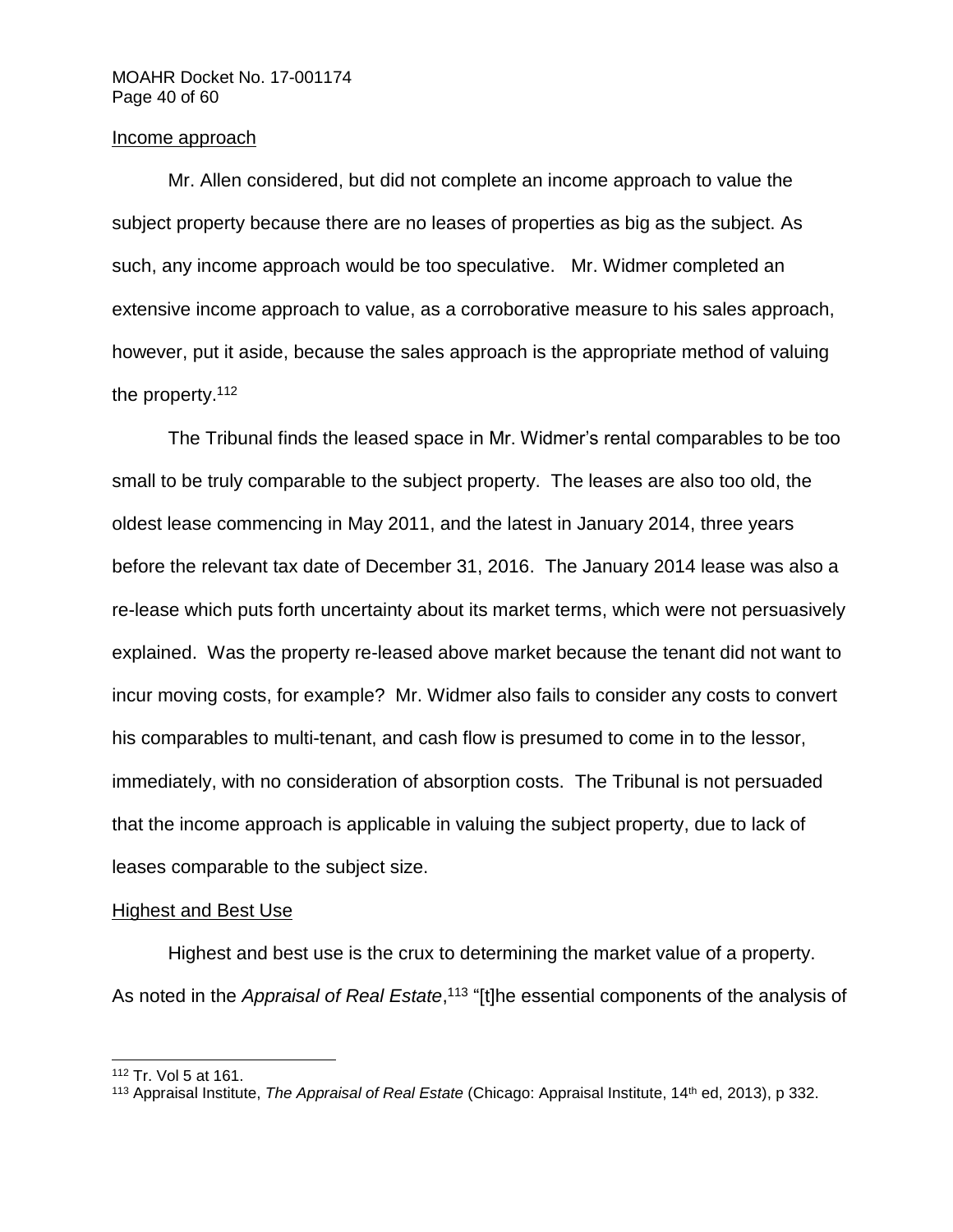Income approach

Mr. Allen considered, but did not complete an income approach to value the subject property because there are no leases of properties as big as the subject. As such, any income approach would be too speculative. Mr. Widmer completed an extensive income approach to value, as a corroborative measure to his sales approach, however, put it aside, because the sales approach is the appropriate method of valuing the property.[112]

The Tribunal finds the leased space in Mr. Widmer's rental comparables to be too small to be truly comparable to the subject property. The leases are also too old, the oldest lease commencing in May 2011, and the latest in January 2014, three years before the relevant tax date of December 31, 2016. The January 2014 lease was also a re-lease which puts forth uncertainty about its market terms, which were not persuasively explained. Was the property re-leased above market because the tenant did not want to incur moving costs, for example? Mr. Widmer also fails to consider any costs to convert his comparables to multi-tenant, and cash flow is presumed to come in to the lessor, immediately, with no consideration of absorption costs. The Tribunal is not persuaded that the income approach is applicable in valuing the subject property, due to lack of leases comparable to the subject size.

Highest and Best Use

Highest and best use is the crux to determining the market value of a property. As noted in the *Appraisal of Real Estate*,[113] "[t]he essential components of the analysis of

---

[112] Tr. Vol 5 at 161.

[113] Appraisal Institute, *The Appraisal of Real Estate* (Chicago: Appraisal Institute, 14th ed, 2013), p 332.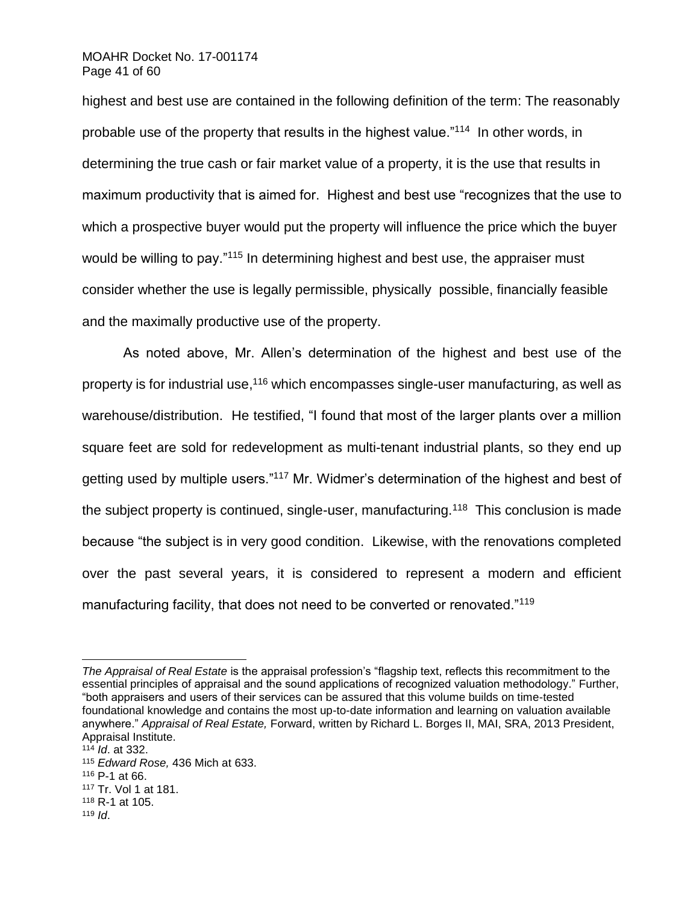highest and best use are contained in the following definition of the term: The reasonably probable use of the property that results in the highest value."[114] In other words, in determining the true cash or fair market value of a property, it is the use that results in maximum productivity that is aimed for. Highest and best use "recognizes that the use to which a prospective buyer would put the property will influence the price which the buyer would be willing to pay."[115] In determining highest and best use, the appraiser must consider whether the use is legally permissible, physically possible, financially feasible and the maximally productive use of the property.

As noted above, Mr. Allen's determination of the highest and best use of the property is for industrial use,[116] which encompasses single-user manufacturing, as well as warehouse/distribution. He testified, "I found that most of the larger plants over a million square feet are sold for redevelopment as multi-tenant industrial plants, so they end up getting used by multiple users."[117] Mr. Widmer's determination of the highest and best of the subject property is continued, single-user, manufacturing.[118] This conclusion is made because "the subject is in very good condition. Likewise, with the renovations completed over the past several years, it is considered to represent a modern and efficient manufacturing facility, that does not need to be converted or renovated."[119]

---

*The Appraisal of Real Estate* is the appraisal profession's "flagship text, reflects this recommitment to the essential principles of appraisal and the sound applications of recognized valuation methodology." Further, "both appraisers and users of their services can be assured that this volume builds on time-tested foundational knowledge and contains the most up-to-date information and learning on valuation available anywhere." *Appraisal of Real Estate,* Forward, written by Richard L. Borges II, MAI, SRA, 2013 President, Appraisal Institute.

[114] *Id*. at 332.

[115] *Edward Rose,* 436 Mich at 633.

[116] P-1 at 66.

[117] Tr. Vol 1 at 181.

[118] R-1 at 105.

[119] *Id*.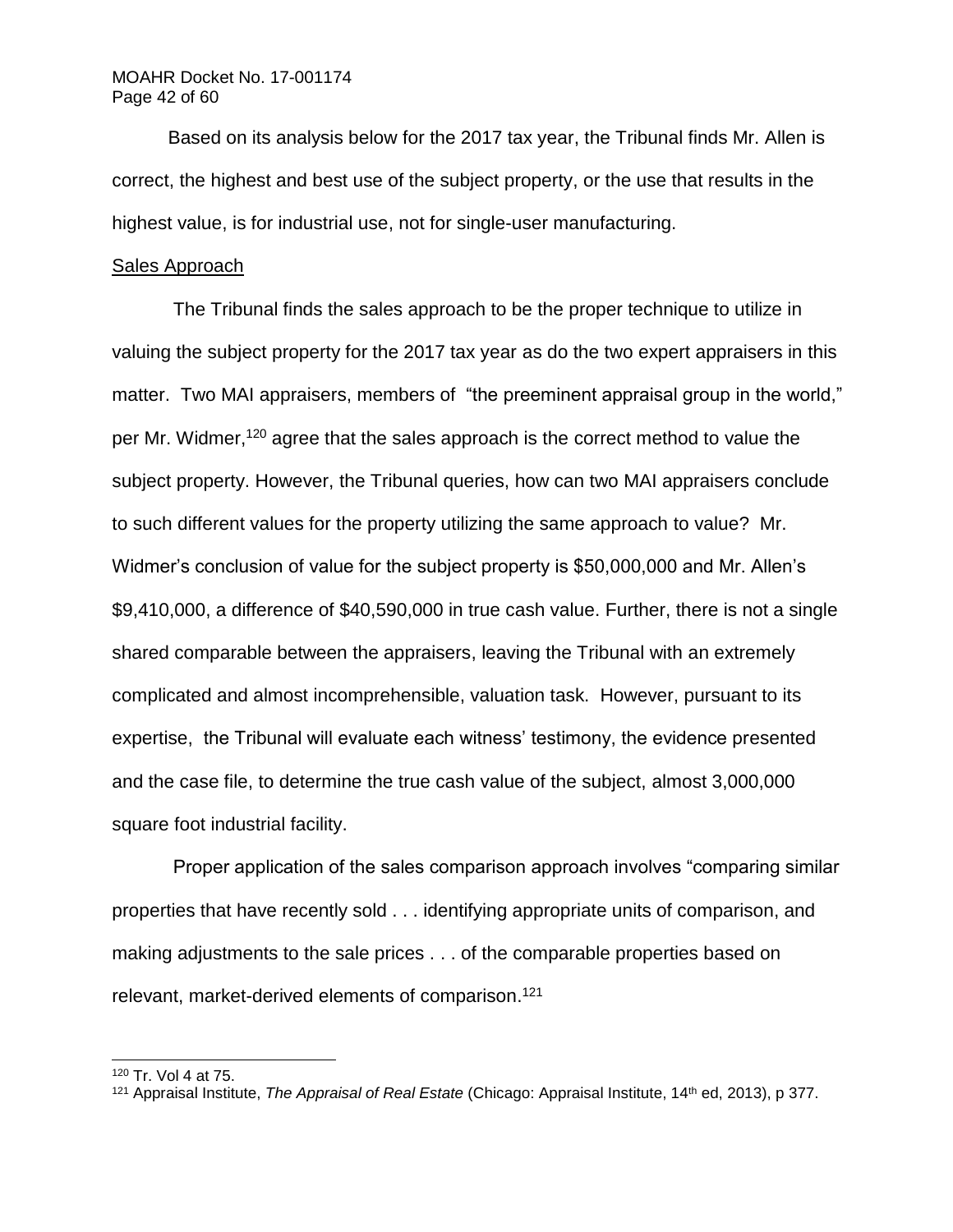Based on its analysis below for the 2017 tax year, the Tribunal finds Mr. Allen is correct, the highest and best use of the subject property, or the use that results in the highest value, is for industrial use, not for single-user manufacturing.

Sales Approach

The Tribunal finds the sales approach to be the proper technique to utilize in valuing the subject property for the 2017 tax year as do the two expert appraisers in this matter. Two MAI appraisers, members of "the preeminent appraisal group in the world," per Mr. Widmer,[120] agree that the sales approach is the correct method to value the subject property. However, the Tribunal queries, how can two MAI appraisers conclude to such different values for the property utilizing the same approach to value? Mr. Widmer's conclusion of value for the subject property is $50,000,000 and Mr. Allen's $9,410,000, a difference of $40,590,000 in true cash value. Further, there is not a single shared comparable between the appraisers, leaving the Tribunal with an extremely complicated and almost incomprehensible, valuation task. However, pursuant to its expertise, the Tribunal will evaluate each witness' testimony, the evidence presented and the case file, to determine the true cash value of the subject, almost 3,000,000 square foot industrial facility.

Proper application of the sales comparison approach involves "comparing similar properties that have recently sold . . . identifying appropriate units of comparison, and making adjustments to the sale prices . . . of the comparable properties based on relevant, market-derived elements of comparison.[121]

---

[120] Tr. Vol 4 at 75.

[121] Appraisal Institute, *The Appraisal of Real Estate* (Chicago: Appraisal Institute, 14th ed, 2013), p 377.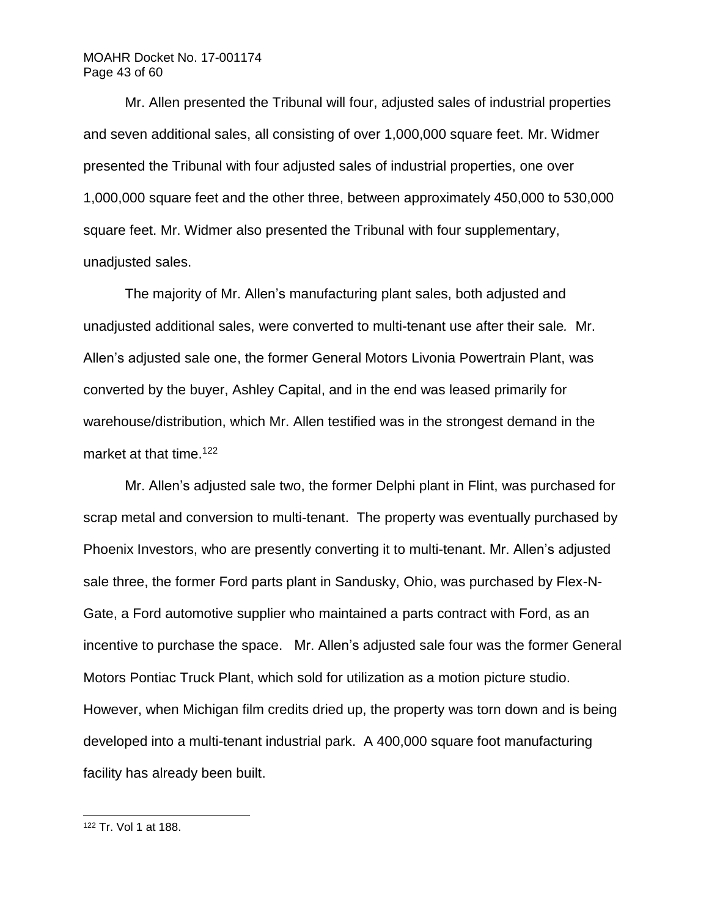Mr. Allen presented the Tribunal will four, adjusted sales of industrial properties and seven additional sales, all consisting of over 1,000,000 square feet. Mr. Widmer presented the Tribunal with four adjusted sales of industrial properties, one over 1,000,000 square feet and the other three, between approximately 450,000 to 530,000 square feet. Mr. Widmer also presented the Tribunal with four supplementary, unadjusted sales.

The majority of Mr. Allen's manufacturing plant sales, both adjusted and unadjusted additional sales, were converted to multi-tenant use after their sale. Mr. Allen's adjusted sale one, the former General Motors Livonia Powertrain Plant, was converted by the buyer, Ashley Capital, and in the end was leased primarily for warehouse/distribution, which Mr. Allen testified was in the strongest demand in the market at that time.[122]

Mr. Allen's adjusted sale two, the former Delphi plant in Flint, was purchased for scrap metal and conversion to multi-tenant. The property was eventually purchased by Phoenix Investors, who are presently converting it to multi-tenant. Mr. Allen's adjusted sale three, the former Ford parts plant in Sandusky, Ohio, was purchased by Flex-N-Gate, a Ford automotive supplier who maintained a parts contract with Ford, as an incentive to purchase the space. Mr. Allen's adjusted sale four was the former General Motors Pontiac Truck Plant, which sold for utilization as a motion picture studio. However, when Michigan film credits dried up, the property was torn down and is being developed into a multi-tenant industrial park. A 400,000 square foot manufacturing facility has already been built.

---

[122] Tr. Vol 1 at 188.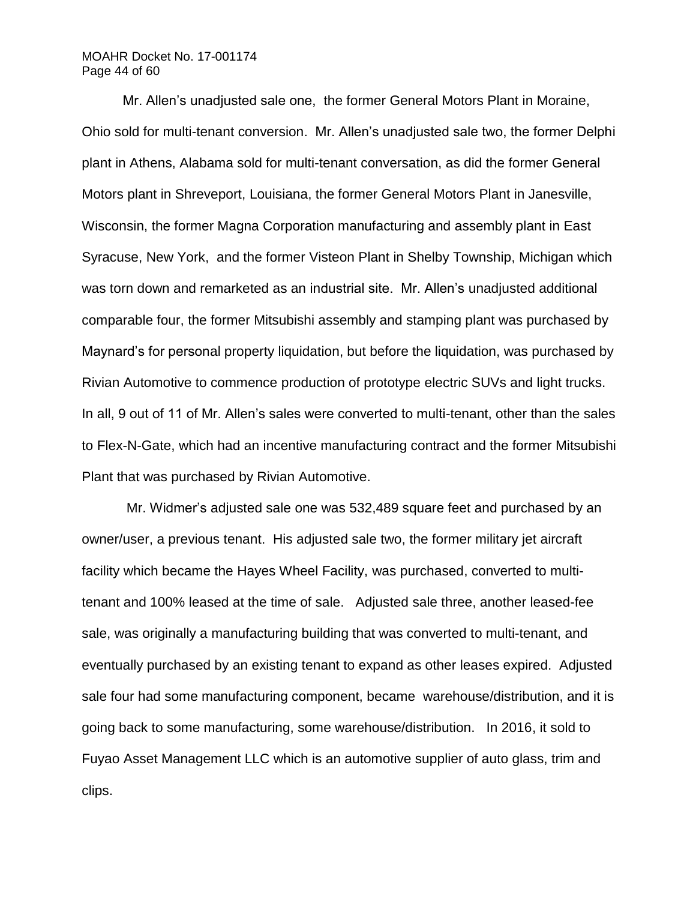Mr. Allen's unadjusted sale one, the former General Motors Plant in Moraine, Ohio sold for multi-tenant conversion. Mr. Allen's unadjusted sale two, the former Delphi plant in Athens, Alabama sold for multi-tenant conversation, as did the former General Motors plant in Shreveport, Louisiana, the former General Motors Plant in Janesville, Wisconsin, the former Magna Corporation manufacturing and assembly plant in East Syracuse, New York, and the former Visteon Plant in Shelby Township, Michigan which was torn down and remarketed as an industrial site. Mr. Allen's unadjusted additional comparable four, the former Mitsubishi assembly and stamping plant was purchased by Maynard's for personal property liquidation, but before the liquidation, was purchased by Rivian Automotive to commence production of prototype electric SUVs and light trucks. In all, 9 out of 11 of Mr. Allen's sales were converted to multi-tenant, other than the sales to Flex-N-Gate, which had an incentive manufacturing contract and the former Mitsubishi Plant that was purchased by Rivian Automotive.

Mr. Widmer's adjusted sale one was 532,489 square feet and purchased by an owner/user, a previous tenant. His adjusted sale two, the former military jet aircraft facility which became the Hayes Wheel Facility, was purchased, converted to multi-tenant and 100% leased at the time of sale. Adjusted sale three, another leased-fee sale, was originally a manufacturing building that was converted to multi-tenant, and eventually purchased by an existing tenant to expand as other leases expired. Adjusted sale four had some manufacturing component, became warehouse/distribution, and it is going back to some manufacturing, some warehouse/distribution. In 2016, it sold to Fuyao Asset Management LLC which is an automotive supplier of auto glass, trim and clips.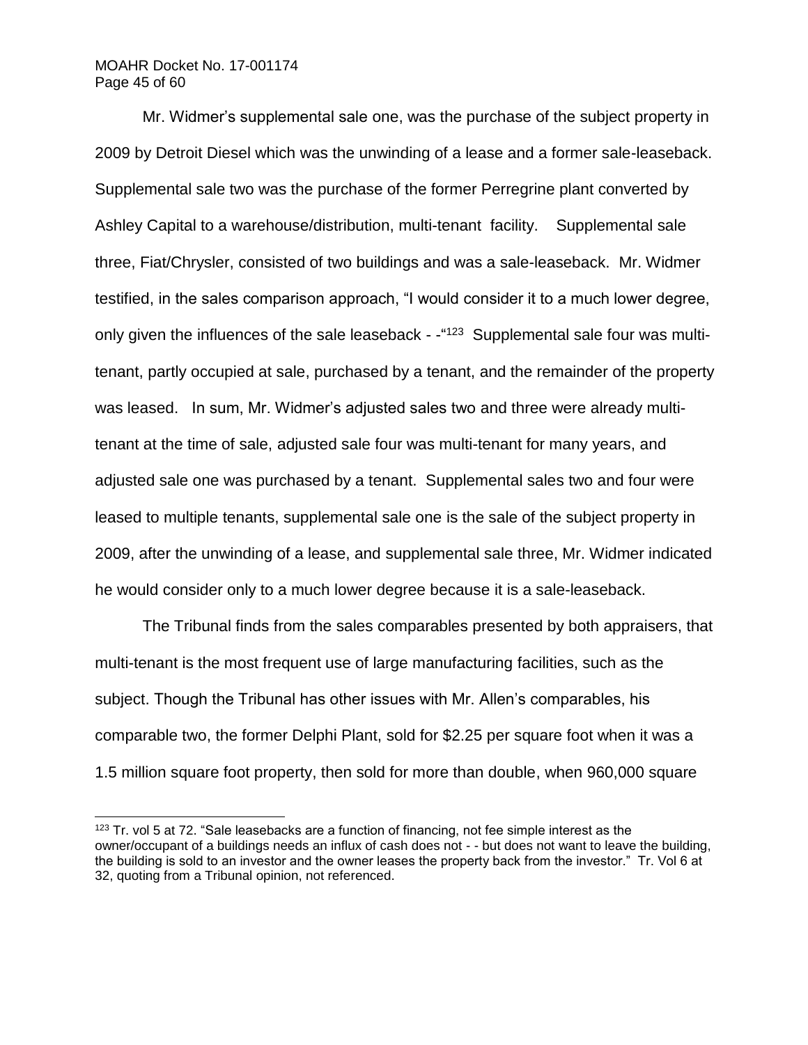Mr. Widmer's supplemental sale one, was the purchase of the subject property in 2009 by Detroit Diesel which was the unwinding of a lease and a former sale-leaseback. Supplemental sale two was the purchase of the former Perregrine plant converted by Ashley Capital to a warehouse/distribution, multi-tenant facility. Supplemental sale three, Fiat/Chrysler, consisted of two buildings and was a sale-leaseback. Mr. Widmer testified, in the sales comparison approach, "I would consider it to a much lower degree, only given the influences of the sale leaseback - -"[123] Supplemental sale four was multi-tenant, partly occupied at sale, purchased by a tenant, and the remainder of the property was leased. In sum, Mr. Widmer's adjusted sales two and three were already multi-tenant at the time of sale, adjusted sale four was multi-tenant for many years, and adjusted sale one was purchased by a tenant. Supplemental sales two and four were leased to multiple tenants, supplemental sale one is the sale of the subject property in 2009, after the unwinding of a lease, and supplemental sale three, Mr. Widmer indicated he would consider only to a much lower degree because it is a sale-leaseback.

The Tribunal finds from the sales comparables presented by both appraisers, that multi-tenant is the most frequent use of large manufacturing facilities, such as the subject. Though the Tribunal has other issues with Mr. Allen's comparables, his comparable two, the former Delphi Plant, sold for $2.25 per square foot when it was a 1.5 million square foot property, then sold for more than double, when 960,000 square

---

[123] Tr. vol 5 at 72. "Sale leasebacks are a function of financing, not fee simple interest as the owner/occupant of a buildings needs an influx of cash does not - - but does not want to leave the building, the building is sold to an investor and the owner leases the property back from the investor." Tr. Vol 6 at 32, quoting from a Tribunal opinion, not referenced.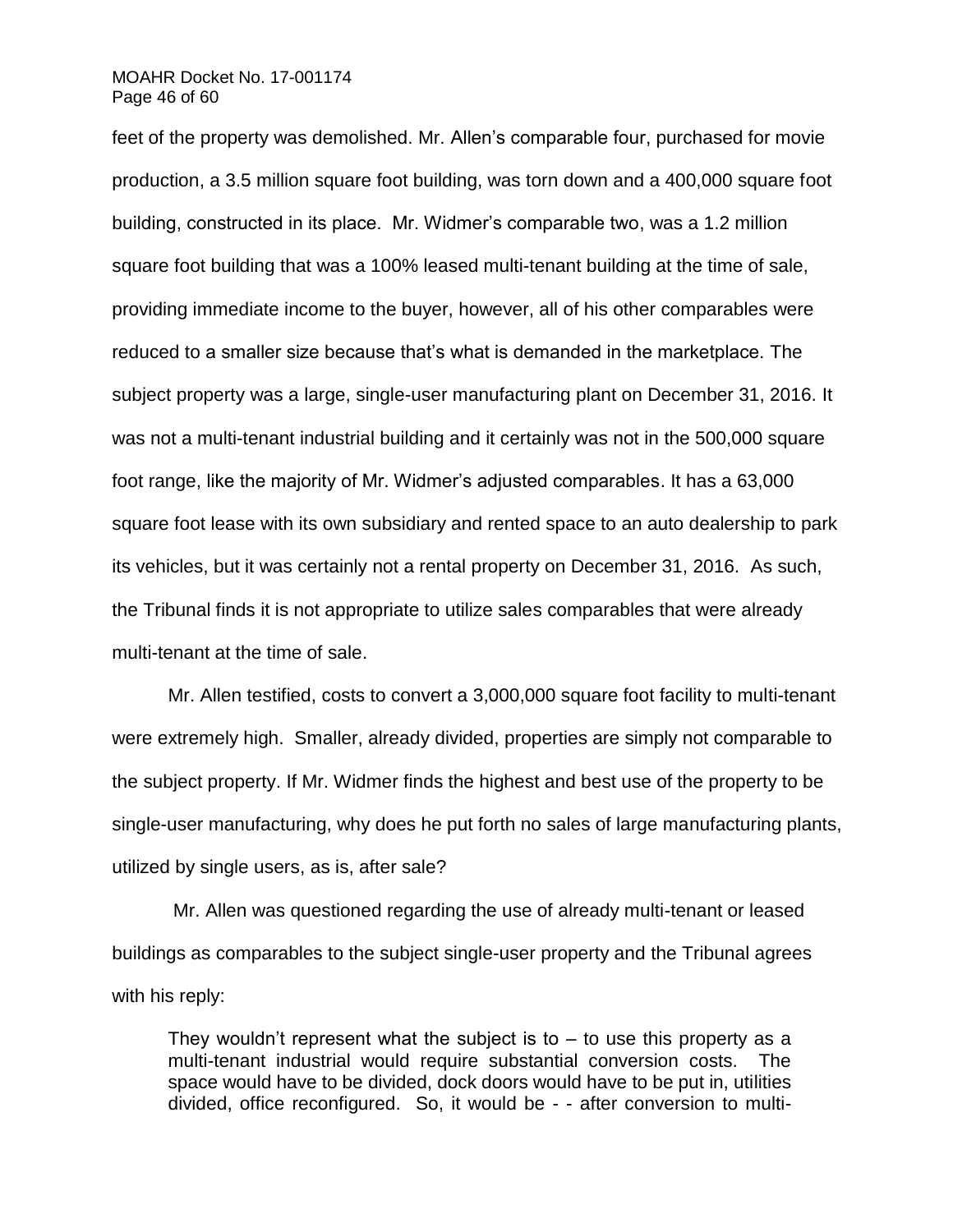feet of the property was demolished. Mr. Allen's comparable four, purchased for movie production, a 3.5 million square foot building, was torn down and a 400,000 square foot building, constructed in its place. Mr. Widmer's comparable two, was a 1.2 million square foot building that was a 100% leased multi-tenant building at the time of sale, providing immediate income to the buyer, however, all of his other comparables were reduced to a smaller size because that's what is demanded in the marketplace. The subject property was a large, single-user manufacturing plant on December 31, 2016. It was not a multi-tenant industrial building and it certainly was not in the 500,000 square foot range, like the majority of Mr. Widmer's adjusted comparables. It has a 63,000 square foot lease with its own subsidiary and rented space to an auto dealership to park its vehicles, but it was certainly not a rental property on December 31, 2016. As such, the Tribunal finds it is not appropriate to utilize sales comparables that were already multi-tenant at the time of sale.

Mr. Allen testified, costs to convert a 3,000,000 square foot facility to multi-tenant were extremely high. Smaller, already divided, properties are simply not comparable to the subject property. If Mr. Widmer finds the highest and best use of the property to be single-user manufacturing, why does he put forth no sales of large manufacturing plants, utilized by single users, as is, after sale?

Mr. Allen was questioned regarding the use of already multi-tenant or leased buildings as comparables to the subject single-user property and the Tribunal agrees with his reply:

> They wouldn't represent what the subject is to – to use this property as a multi-tenant industrial would require substantial conversion costs. The space would have to be divided, dock doors would have to be put in, utilities divided, office reconfigured. So, it would be - - after conversion to multi-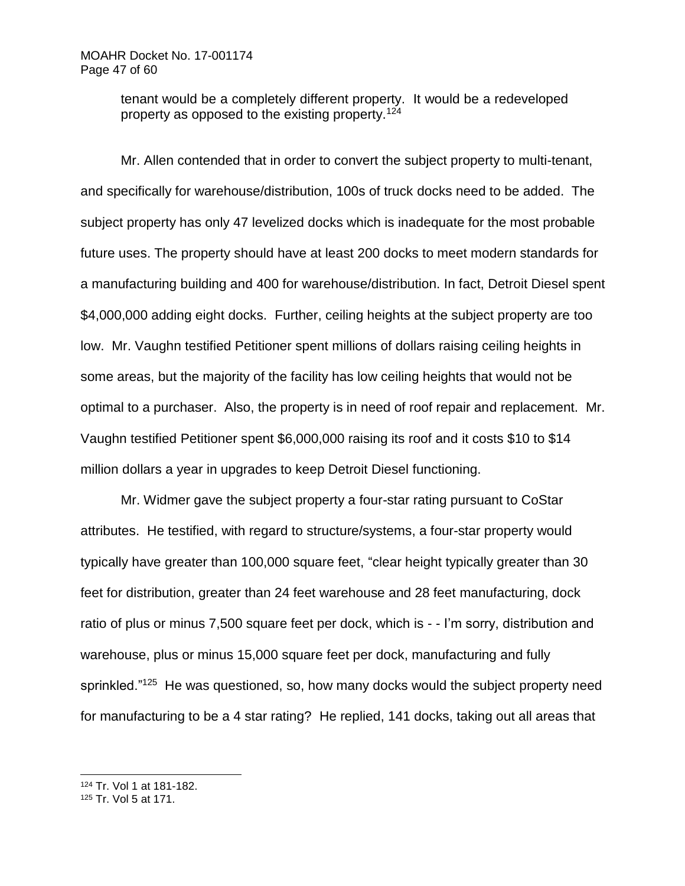tenant would be a completely different property. It would be a redeveloped property as opposed to the existing property.[124]

Mr. Allen contended that in order to convert the subject property to multi-tenant, and specifically for warehouse/distribution, 100s of truck docks need to be added. The subject property has only 47 levelized docks which is inadequate for the most probable future uses. The property should have at least 200 docks to meet modern standards for a manufacturing building and 400 for warehouse/distribution. In fact, Detroit Diesel spent $4,000,000 adding eight docks. Further, ceiling heights at the subject property are too low. Mr. Vaughn testified Petitioner spent millions of dollars raising ceiling heights in some areas, but the majority of the facility has low ceiling heights that would not be optimal to a purchaser. Also, the property is in need of roof repair and replacement. Mr. Vaughn testified Petitioner spent $6,000,000 raising its roof and it costs $10 to $14 million dollars a year in upgrades to keep Detroit Diesel functioning.

Mr. Widmer gave the subject property a four-star rating pursuant to CoStar attributes. He testified, with regard to structure/systems, a four-star property would typically have greater than 100,000 square feet, "clear height typically greater than 30 feet for distribution, greater than 24 feet warehouse and 28 feet manufacturing, dock ratio of plus or minus 7,500 square feet per dock, which is - - I'm sorry, distribution and warehouse, plus or minus 15,000 square feet per dock, manufacturing and fully sprinkled."[125] He was questioned, so, how many docks would the subject property need for manufacturing to be a 4 star rating? He replied, 141 docks, taking out all areas that

---

[124] Tr. Vol 1 at 181-182.

[125] Tr. Vol 5 at 171.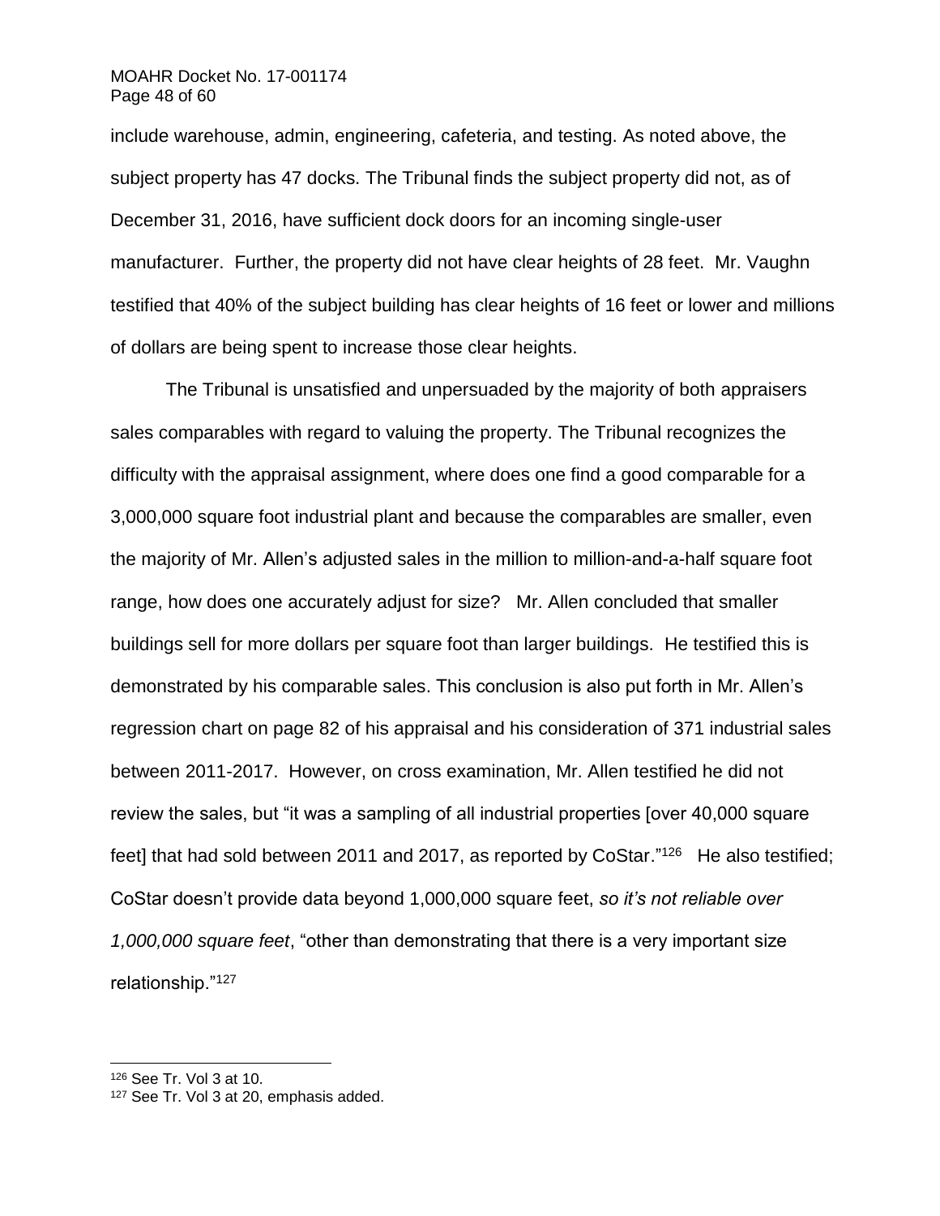include warehouse, admin, engineering, cafeteria, and testing. As noted above, the subject property has 47 docks. The Tribunal finds the subject property did not, as of December 31, 2016, have sufficient dock doors for an incoming single-user manufacturer. Further, the property did not have clear heights of 28 feet. Mr. Vaughn testified that 40% of the subject building has clear heights of 16 feet or lower and millions of dollars are being spent to increase those clear heights.

The Tribunal is unsatisfied and unpersuaded by the majority of both appraisers sales comparables with regard to valuing the property. The Tribunal recognizes the difficulty with the appraisal assignment, where does one find a good comparable for a 3,000,000 square foot industrial plant and because the comparables are smaller, even the majority of Mr. Allen's adjusted sales in the million to million-and-a-half square foot range, how does one accurately adjust for size? Mr. Allen concluded that smaller buildings sell for more dollars per square foot than larger buildings. He testified this is demonstrated by his comparable sales. This conclusion is also put forth in Mr. Allen's regression chart on page 82 of his appraisal and his consideration of 371 industrial sales between 2011-2017. However, on cross examination, Mr. Allen testified he did not review the sales, but "it was a sampling of all industrial properties [over 40,000 square feet] that had sold between 2011 and 2017, as reported by CoStar."[126] He also testified; CoStar doesn't provide data beyond 1,000,000 square feet, *so it's not reliable over 1,000,000 square feet*, "other than demonstrating that there is a very important size relationship."[127]

---

[126] See Tr. Vol 3 at 10.

[127] See Tr. Vol 3 at 20, emphasis added.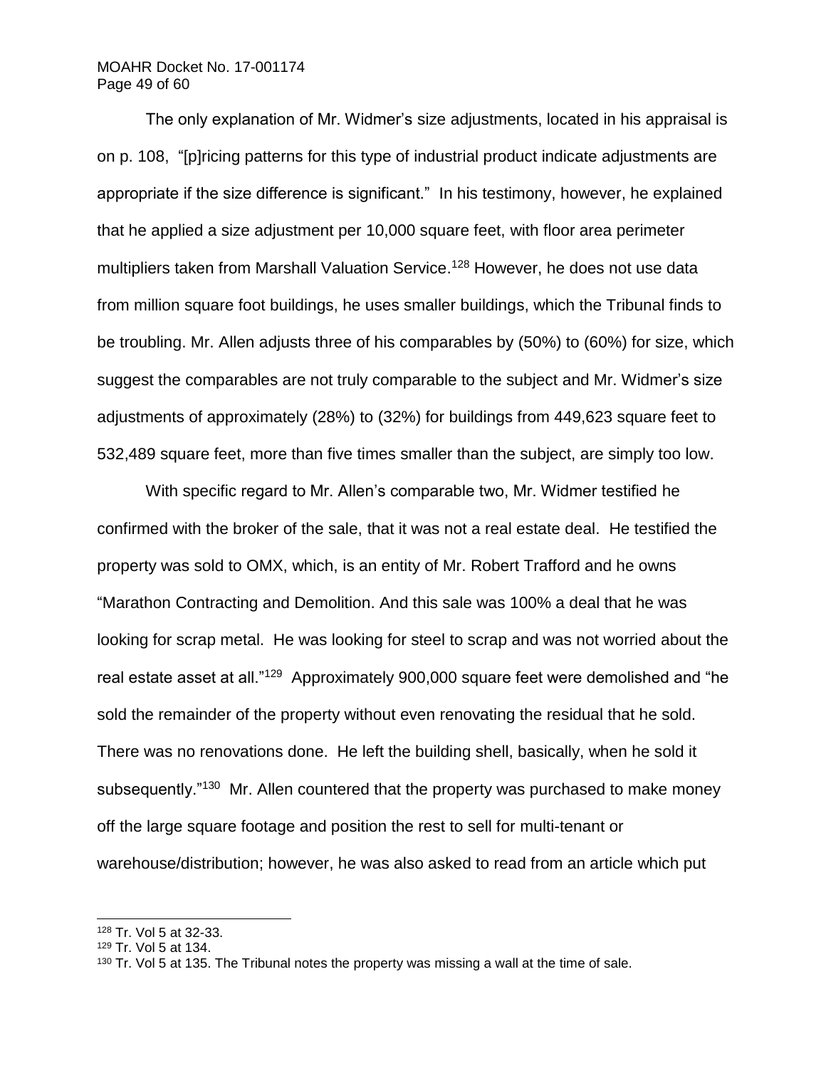The only explanation of Mr. Widmer's size adjustments, located in his appraisal is on p. 108, "[p]ricing patterns for this type of industrial product indicate adjustments are appropriate if the size difference is significant." In his testimony, however, he explained that he applied a size adjustment per 10,000 square feet, with floor area perimeter multipliers taken from Marshall Valuation Service.[128] However, he does not use data from million square foot buildings, he uses smaller buildings, which the Tribunal finds to be troubling. Mr. Allen adjusts three of his comparables by (50%) to (60%) for size, which suggest the comparables are not truly comparable to the subject and Mr. Widmer's size adjustments of approximately (28%) to (32%) for buildings from 449,623 square feet to 532,489 square feet, more than five times smaller than the subject, are simply too low.

With specific regard to Mr. Allen's comparable two, Mr. Widmer testified he confirmed with the broker of the sale, that it was not a real estate deal. He testified the property was sold to OMX, which, is an entity of Mr. Robert Trafford and he owns "Marathon Contracting and Demolition. And this sale was 100% a deal that he was looking for scrap metal. He was looking for steel to scrap and was not worried about the real estate asset at all."[129] Approximately 900,000 square feet were demolished and "he sold the remainder of the property without even renovating the residual that he sold. There was no renovations done. He left the building shell, basically, when he sold it subsequently."[130] Mr. Allen countered that the property was purchased to make money off the large square footage and position the rest to sell for multi-tenant or warehouse/distribution; however, he was also asked to read from an article which put

---

[128] Tr. Vol 5 at 32-33.

[129] Tr. Vol 5 at 134.

[130] Tr. Vol 5 at 135. The Tribunal notes the property was missing a wall at the time of sale.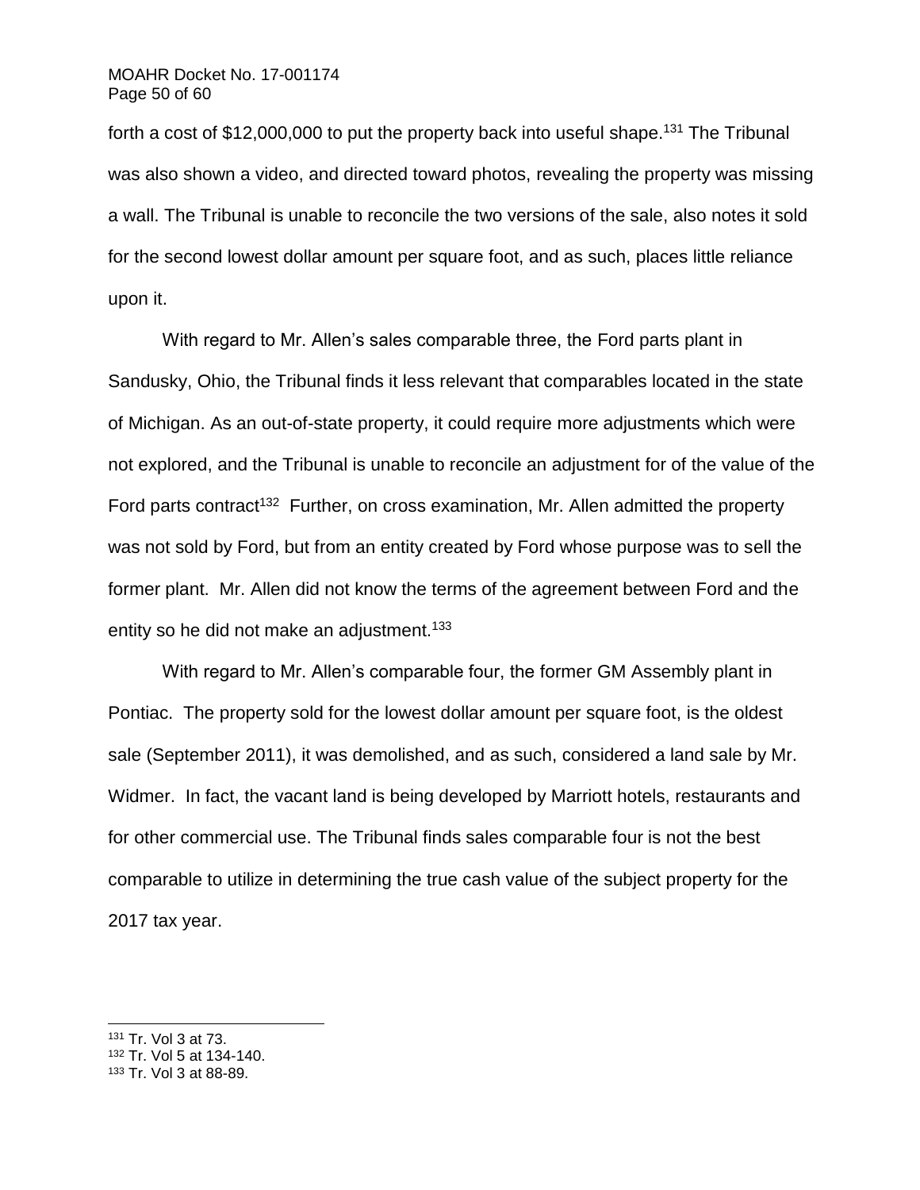forth a cost of $12,000,000 to put the property back into useful shape.[131] The Tribunal was also shown a video, and directed toward photos, revealing the property was missing a wall. The Tribunal is unable to reconcile the two versions of the sale, also notes it sold for the second lowest dollar amount per square foot, and as such, places little reliance upon it.

With regard to Mr. Allen's sales comparable three, the Ford parts plant in Sandusky, Ohio, the Tribunal finds it less relevant that comparables located in the state of Michigan. As an out-of-state property, it could require more adjustments which were not explored, and the Tribunal is unable to reconcile an adjustment for of the value of the Ford parts contract[132] Further, on cross examination, Mr. Allen admitted the property was not sold by Ford, but from an entity created by Ford whose purpose was to sell the former plant. Mr. Allen did not know the terms of the agreement between Ford and the entity so he did not make an adjustment.[133]

With regard to Mr. Allen's comparable four, the former GM Assembly plant in Pontiac. The property sold for the lowest dollar amount per square foot, is the oldest sale (September 2011), it was demolished, and as such, considered a land sale by Mr. Widmer. In fact, the vacant land is being developed by Marriott hotels, restaurants and for other commercial use. The Tribunal finds sales comparable four is not the best comparable to utilize in determining the true cash value of the subject property for the 2017 tax year.

---

[131] Tr. Vol 3 at 73.

[132] Tr. Vol 5 at 134-140.

[133] Tr. Vol 3 at 88-89.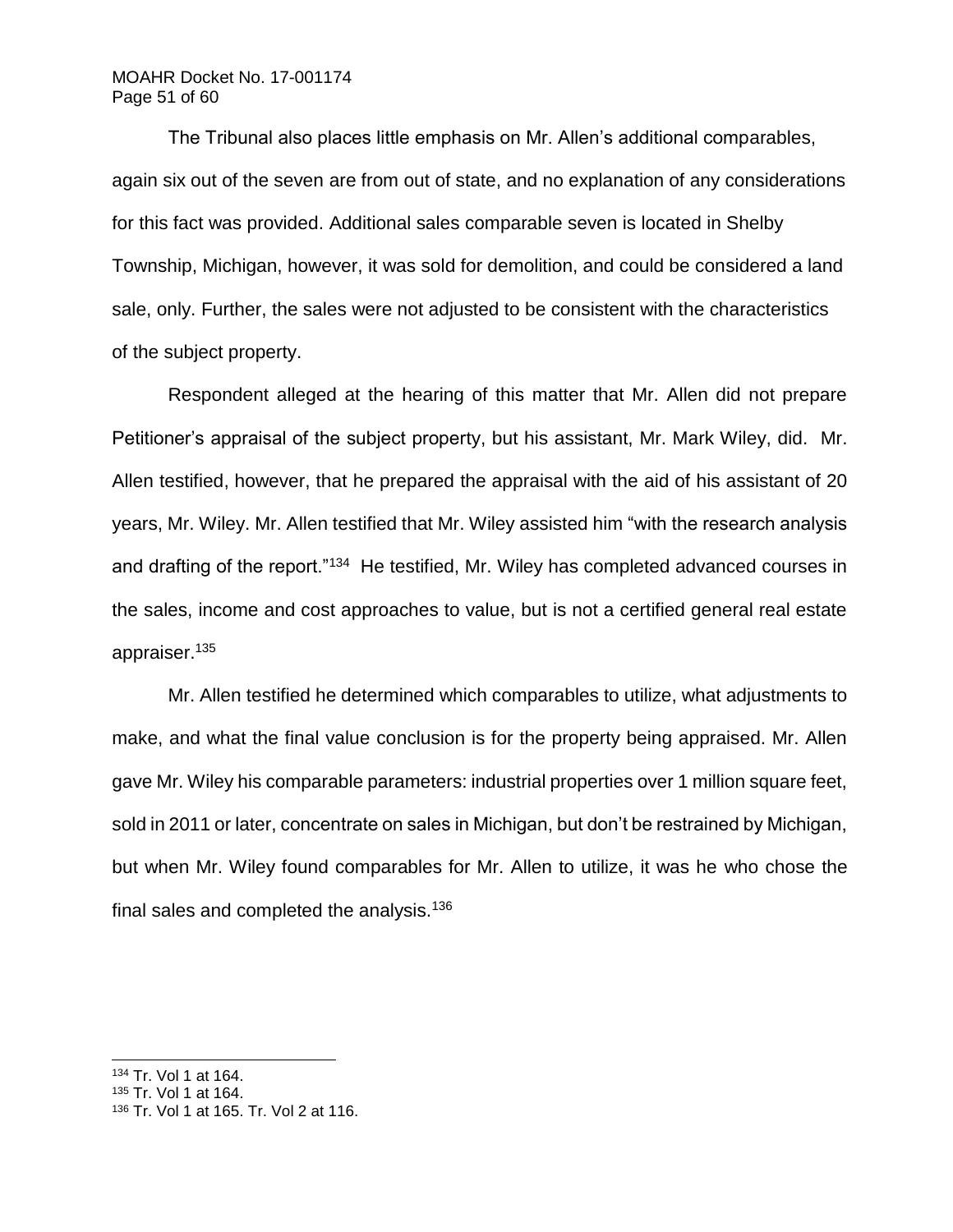The Tribunal also places little emphasis on Mr. Allen's additional comparables, again six out of the seven are from out of state, and no explanation of any considerations for this fact was provided. Additional sales comparable seven is located in Shelby Township, Michigan, however, it was sold for demolition, and could be considered a land sale, only. Further, the sales were not adjusted to be consistent with the characteristics of the subject property.

Respondent alleged at the hearing of this matter that Mr. Allen did not prepare Petitioner's appraisal of the subject property, but his assistant, Mr. Mark Wiley, did. Mr. Allen testified, however, that he prepared the appraisal with the aid of his assistant of 20 years, Mr. Wiley. Mr. Allen testified that Mr. Wiley assisted him "with the research analysis and drafting of the report."[134] He testified, Mr. Wiley has completed advanced courses in the sales, income and cost approaches to value, but is not a certified general real estate appraiser.[135]

Mr. Allen testified he determined which comparables to utilize, what adjustments to make, and what the final value conclusion is for the property being appraised. Mr. Allen gave Mr. Wiley his comparable parameters: industrial properties over 1 million square feet, sold in 2011 or later, concentrate on sales in Michigan, but don't be restrained by Michigan, but when Mr. Wiley found comparables for Mr. Allen to utilize, it was he who chose the final sales and completed the analysis.[136]

---

[134] Tr. Vol 1 at 164.

[135] Tr. Vol 1 at 164.

[136] Tr. Vol 1 at 165. Tr. Vol 2 at 116.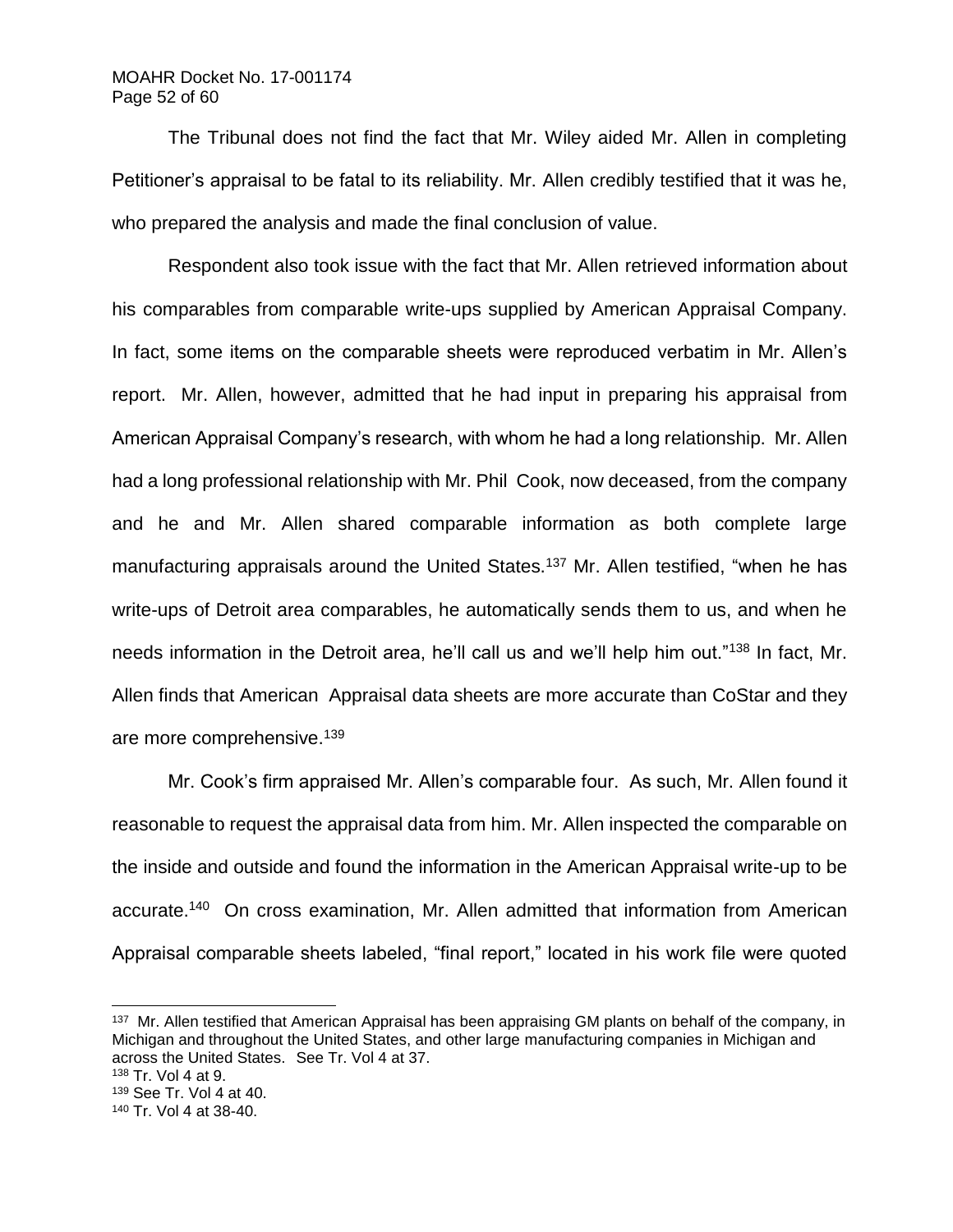The Tribunal does not find the fact that Mr. Wiley aided Mr. Allen in completing Petitioner's appraisal to be fatal to its reliability. Mr. Allen credibly testified that it was he, who prepared the analysis and made the final conclusion of value.

Respondent also took issue with the fact that Mr. Allen retrieved information about his comparables from comparable write-ups supplied by American Appraisal Company. In fact, some items on the comparable sheets were reproduced verbatim in Mr. Allen's report. Mr. Allen, however, admitted that he had input in preparing his appraisal from American Appraisal Company's research, with whom he had a long relationship. Mr. Allen had a long professional relationship with Mr. Phil Cook, now deceased, from the company and he and Mr. Allen shared comparable information as both complete large manufacturing appraisals around the United States.[137] Mr. Allen testified, "when he has write-ups of Detroit area comparables, he automatically sends them to us, and when he needs information in the Detroit area, he'll call us and we'll help him out."[138] In fact, Mr. Allen finds that American Appraisal data sheets are more accurate than CoStar and they are more comprehensive.[139]

Mr. Cook's firm appraised Mr. Allen's comparable four. As such, Mr. Allen found it reasonable to request the appraisal data from him. Mr. Allen inspected the comparable on the inside and outside and found the information in the American Appraisal write-up to be accurate.[140] On cross examination, Mr. Allen admitted that information from American Appraisal comparable sheets labeled, "final report," located in his work file were quoted

---

[137] Mr. Allen testified that American Appraisal has been appraising GM plants on behalf of the company, in Michigan and throughout the United States, and other large manufacturing companies in Michigan and across the United States. See Tr. Vol 4 at 37.

[138] Tr. Vol 4 at 9.

[139] See Tr. Vol 4 at 40.

[140] Tr. Vol 4 at 38-40.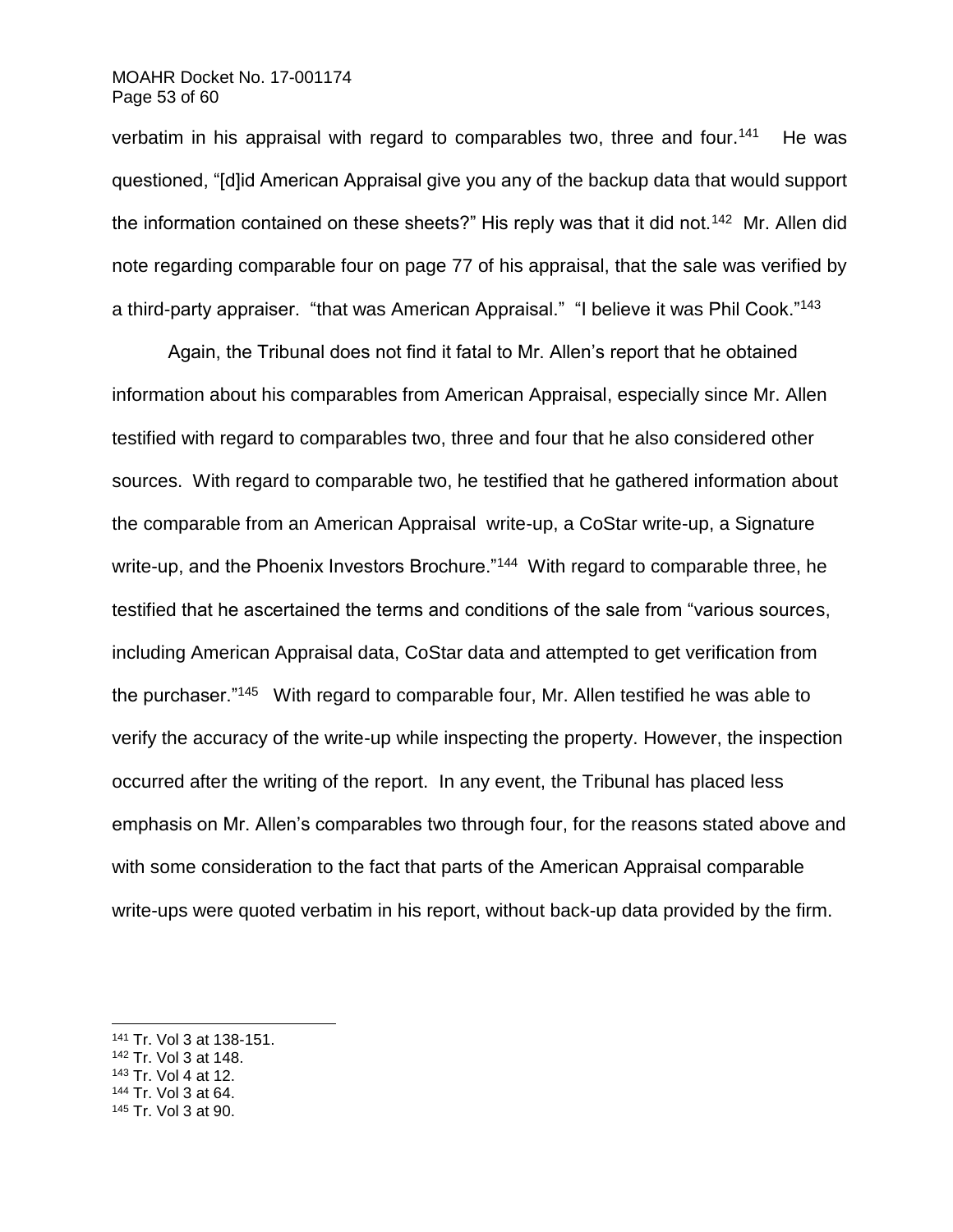verbatim in his appraisal with regard to comparables two, three and four.[141] He was questioned, "[d]id American Appraisal give you any of the backup data that would support the information contained on these sheets?" His reply was that it did not.[142] Mr. Allen did note regarding comparable four on page 77 of his appraisal, that the sale was verified by a third-party appraiser. "that was American Appraisal." "I believe it was Phil Cook."[143]

Again, the Tribunal does not find it fatal to Mr. Allen's report that he obtained information about his comparables from American Appraisal, especially since Mr. Allen testified with regard to comparables two, three and four that he also considered other sources. With regard to comparable two, he testified that he gathered information about the comparable from an American Appraisal write-up, a CoStar write-up, a Signature write-up, and the Phoenix Investors Brochure."[144] With regard to comparable three, he testified that he ascertained the terms and conditions of the sale from "various sources, including American Appraisal data, CoStar data and attempted to get verification from the purchaser."[145] With regard to comparable four, Mr. Allen testified he was able to verify the accuracy of the write-up while inspecting the property. However, the inspection occurred after the writing of the report. In any event, the Tribunal has placed less emphasis on Mr. Allen's comparables two through four, for the reasons stated above and with some consideration to the fact that parts of the American Appraisal comparable write-ups were quoted verbatim in his report, without back-up data provided by the firm.

---

[141] Tr. Vol 3 at 138-151.
[142] Tr. Vol 3 at 148.
[143] Tr. Vol 4 at 12.
[144] Tr. Vol 3 at 64.
[145] Tr. Vol 3 at 90.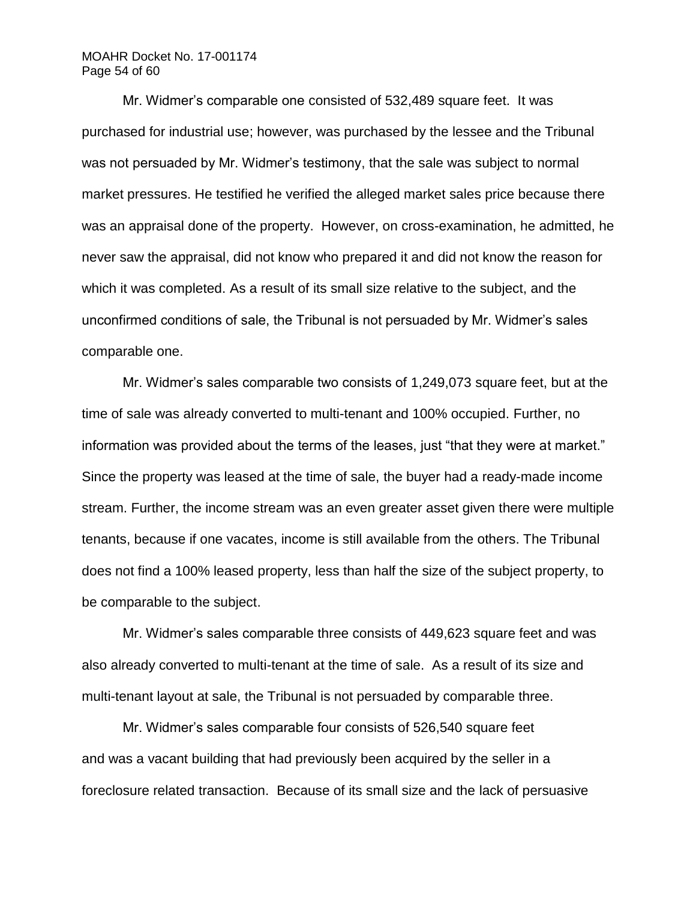Mr. Widmer's comparable one consisted of 532,489 square feet. It was purchased for industrial use; however, was purchased by the lessee and the Tribunal was not persuaded by Mr. Widmer's testimony, that the sale was subject to normal market pressures. He testified he verified the alleged market sales price because there was an appraisal done of the property. However, on cross-examination, he admitted, he never saw the appraisal, did not know who prepared it and did not know the reason for which it was completed. As a result of its small size relative to the subject, and the unconfirmed conditions of sale, the Tribunal is not persuaded by Mr. Widmer's sales comparable one.

Mr. Widmer's sales comparable two consists of 1,249,073 square feet, but at the time of sale was already converted to multi-tenant and 100% occupied. Further, no information was provided about the terms of the leases, just "that they were at market." Since the property was leased at the time of sale, the buyer had a ready-made income stream. Further, the income stream was an even greater asset given there were multiple tenants, because if one vacates, income is still available from the others. The Tribunal does not find a 100% leased property, less than half the size of the subject property, to be comparable to the subject.

Mr. Widmer's sales comparable three consists of 449,623 square feet and was also already converted to multi-tenant at the time of sale. As a result of its size and multi-tenant layout at sale, the Tribunal is not persuaded by comparable three.

Mr. Widmer's sales comparable four consists of 526,540 square feet and was a vacant building that had previously been acquired by the seller in a foreclosure related transaction. Because of its small size and the lack of persuasive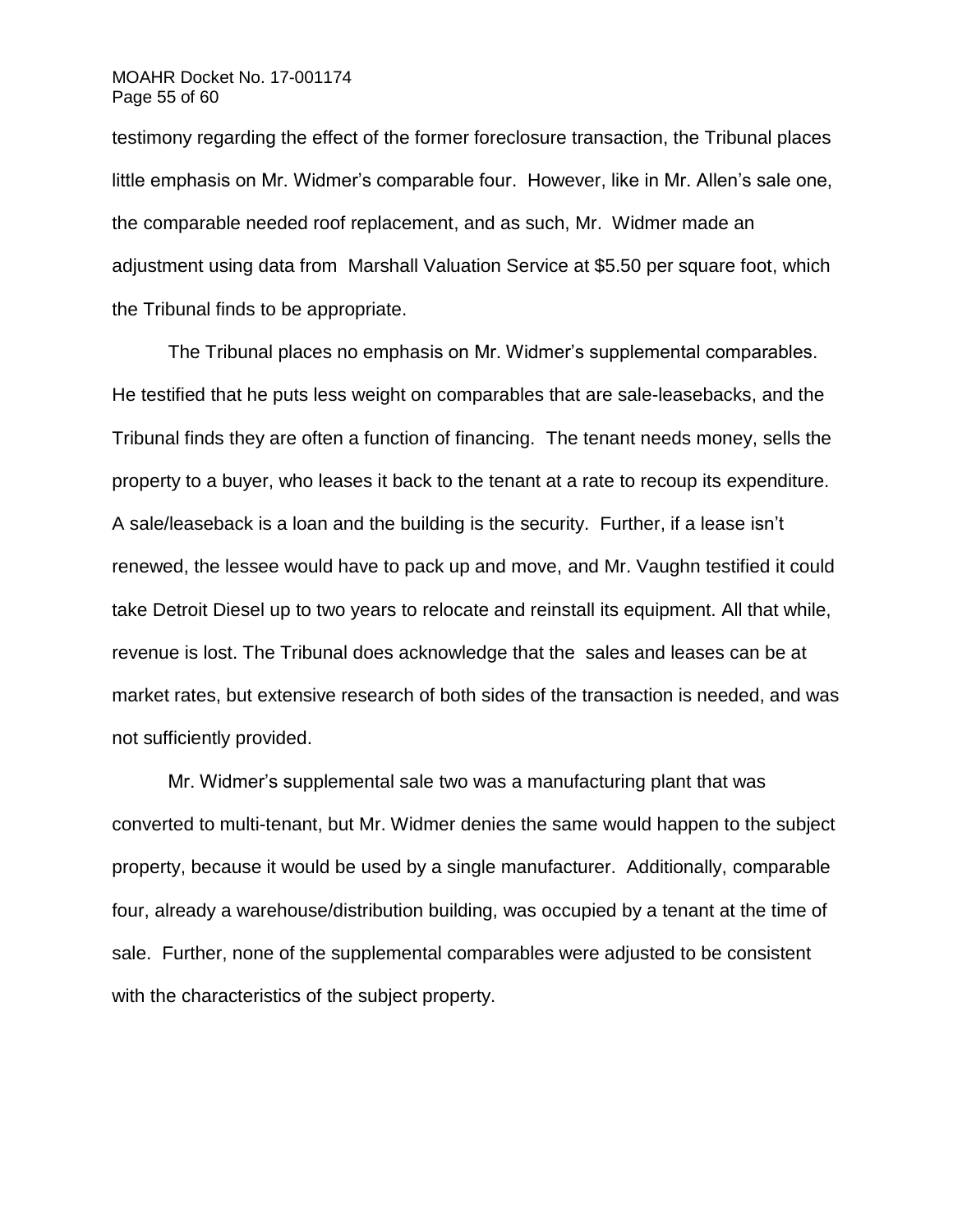testimony regarding the effect of the former foreclosure transaction, the Tribunal places little emphasis on Mr. Widmer's comparable four. However, like in Mr. Allen's sale one, the comparable needed roof replacement, and as such, Mr. Widmer made an adjustment using data from Marshall Valuation Service at $5.50 per square foot, which the Tribunal finds to be appropriate.

The Tribunal places no emphasis on Mr. Widmer's supplemental comparables. He testified that he puts less weight on comparables that are sale-leasebacks, and the Tribunal finds they are often a function of financing. The tenant needs money, sells the property to a buyer, who leases it back to the tenant at a rate to recoup its expenditure. A sale/leaseback is a loan and the building is the security. Further, if a lease isn't renewed, the lessee would have to pack up and move, and Mr. Vaughn testified it could take Detroit Diesel up to two years to relocate and reinstall its equipment. All that while, revenue is lost. The Tribunal does acknowledge that the sales and leases can be at market rates, but extensive research of both sides of the transaction is needed, and was not sufficiently provided.

Mr. Widmer's supplemental sale two was a manufacturing plant that was converted to multi-tenant, but Mr. Widmer denies the same would happen to the subject property, because it would be used by a single manufacturer. Additionally, comparable four, already a warehouse/distribution building, was occupied by a tenant at the time of sale. Further, none of the supplemental comparables were adjusted to be consistent with the characteristics of the subject property.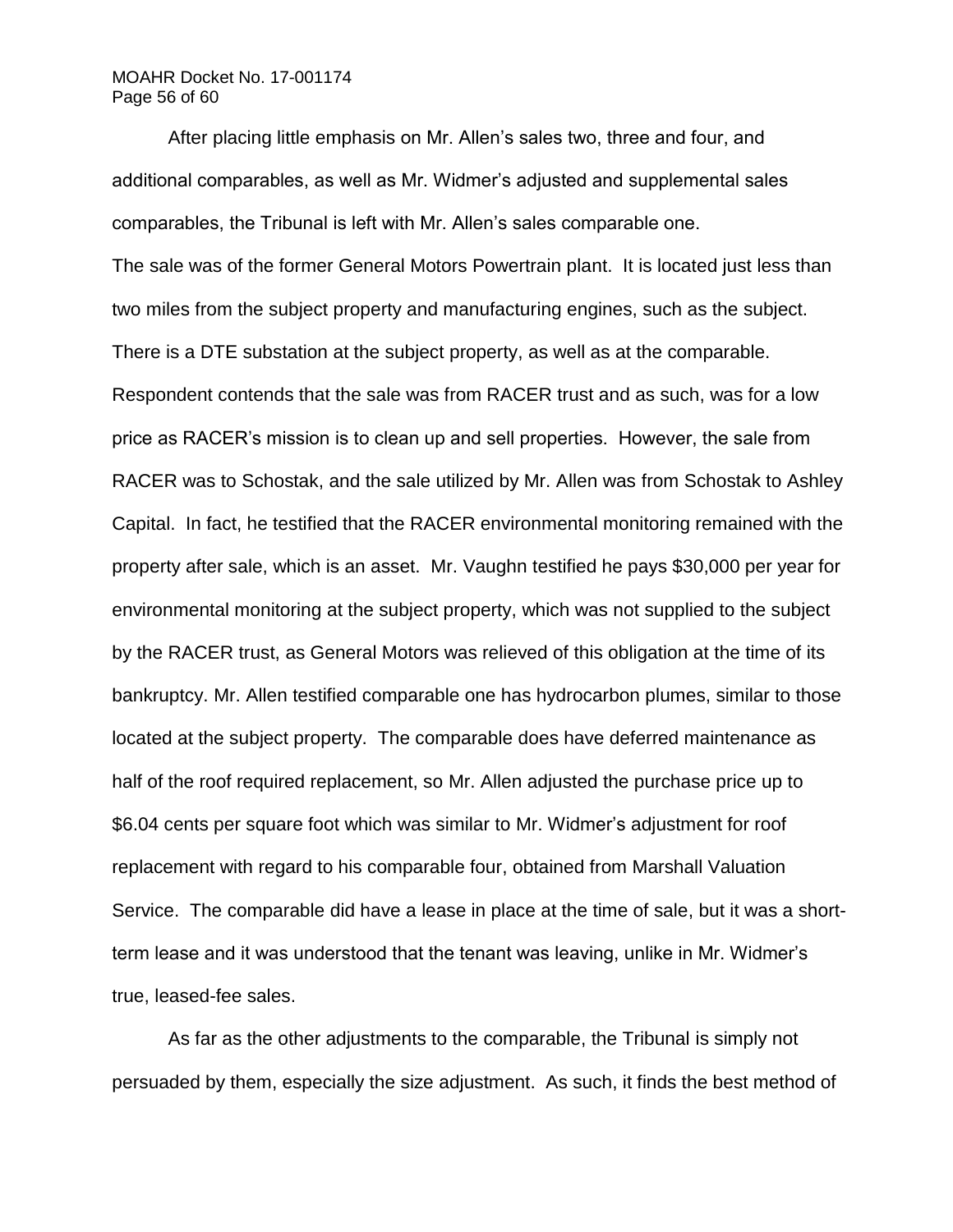After placing little emphasis on Mr. Allen's sales two, three and four, and additional comparables, as well as Mr. Widmer's adjusted and supplemental sales comparables, the Tribunal is left with Mr. Allen's sales comparable one. The sale was of the former General Motors Powertrain plant. It is located just less than two miles from the subject property and manufacturing engines, such as the subject. There is a DTE substation at the subject property, as well as at the comparable. Respondent contends that the sale was from RACER trust and as such, was for a low price as RACER's mission is to clean up and sell properties. However, the sale from RACER was to Schostak, and the sale utilized by Mr. Allen was from Schostak to Ashley Capital. In fact, he testified that the RACER environmental monitoring remained with the property after sale, which is an asset. Mr. Vaughn testified he pays $30,000 per year for environmental monitoring at the subject property, which was not supplied to the subject by the RACER trust, as General Motors was relieved of this obligation at the time of its bankruptcy. Mr. Allen testified comparable one has hydrocarbon plumes, similar to those located at the subject property. The comparable does have deferred maintenance as half of the roof required replacement, so Mr. Allen adjusted the purchase price up to $6.04 cents per square foot which was similar to Mr. Widmer's adjustment for roof replacement with regard to his comparable four, obtained from Marshall Valuation Service. The comparable did have a lease in place at the time of sale, but it was a short-term lease and it was understood that the tenant was leaving, unlike in Mr. Widmer's true, leased-fee sales.

As far as the other adjustments to the comparable, the Tribunal is simply not persuaded by them, especially the size adjustment. As such, it finds the best method of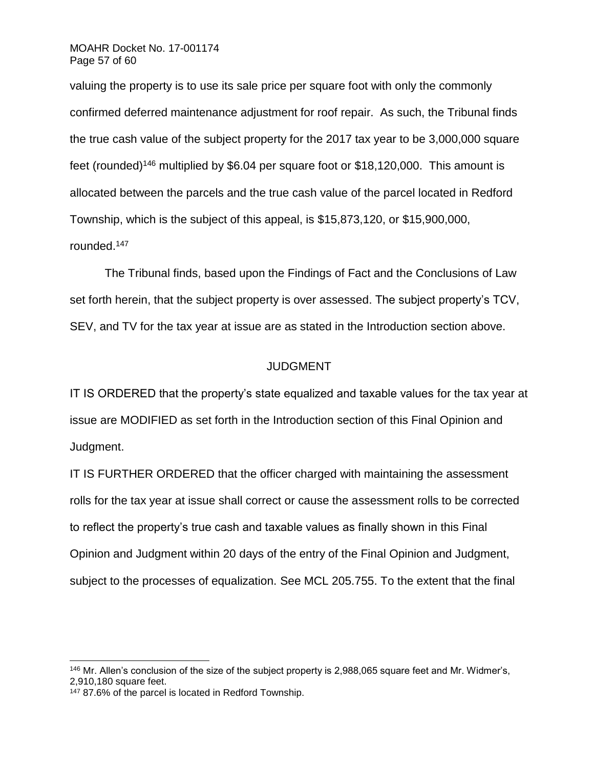valuing the property is to use its sale price per square foot with only the commonly confirmed deferred maintenance adjustment for roof repair. As such, the Tribunal finds the true cash value of the subject property for the 2017 tax year to be 3,000,000 square feet (rounded)[146] multiplied by $6.04 per square foot or $18,120,000. This amount is allocated between the parcels and the true cash value of the parcel located in Redford Township, which is the subject of this appeal, is $15,873,120, or $15,900,000, rounded.[147]

The Tribunal finds, based upon the Findings of Fact and the Conclusions of Law set forth herein, that the subject property is over assessed. The subject property's TCV, SEV, and TV for the tax year at issue are as stated in the Introduction section above.

## JUDGMENT

IT IS ORDERED that the property's state equalized and taxable values for the tax year at issue are MODIFIED as set forth in the Introduction section of this Final Opinion and Judgment.

IT IS FURTHER ORDERED that the officer charged with maintaining the assessment rolls for the tax year at issue shall correct or cause the assessment rolls to be corrected to reflect the property's true cash and taxable values as finally shown in this Final Opinion and Judgment within 20 days of the entry of the Final Opinion and Judgment, subject to the processes of equalization. See MCL 205.755. To the extent that the final

---

[146] Mr. Allen's conclusion of the size of the subject property is 2,988,065 square feet and Mr. Widmer's, 2,910,180 square feet.

[147] 87.6% of the parcel is located in Redford Township.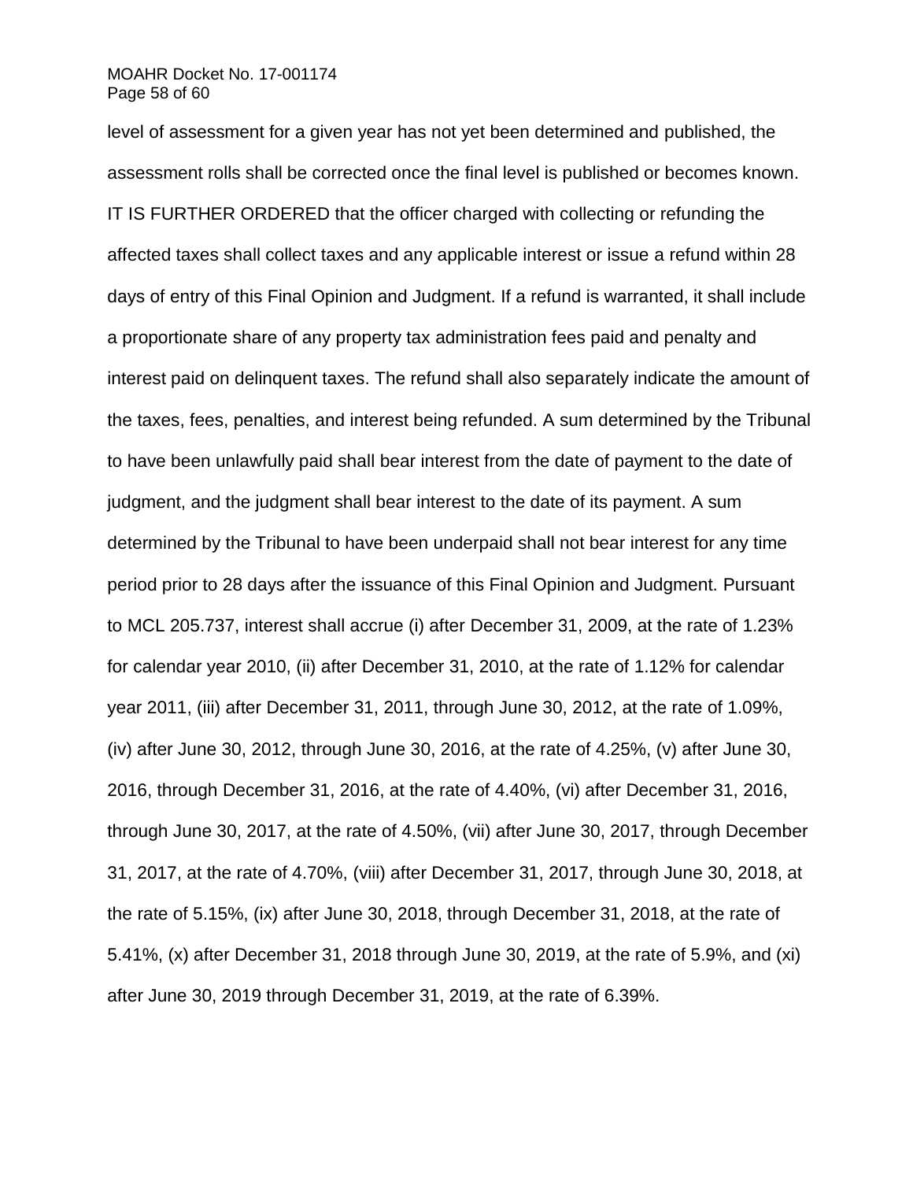level of assessment for a given year has not yet been determined and published, the assessment rolls shall be corrected once the final level is published or becomes known.

IT IS FURTHER ORDERED that the officer charged with collecting or refunding the affected taxes shall collect taxes and any applicable interest or issue a refund within 28 days of entry of this Final Opinion and Judgment. If a refund is warranted, it shall include a proportionate share of any property tax administration fees paid and penalty and interest paid on delinquent taxes. The refund shall also separately indicate the amount of the taxes, fees, penalties, and interest being refunded. A sum determined by the Tribunal to have been unlawfully paid shall bear interest from the date of payment to the date of judgment, and the judgment shall bear interest to the date of its payment. A sum determined by the Tribunal to have been underpaid shall not bear interest for any time period prior to 28 days after the issuance of this Final Opinion and Judgment. Pursuant to MCL 205.737, interest shall accrue (i) after December 31, 2009, at the rate of 1.23% for calendar year 2010, (ii) after December 31, 2010, at the rate of 1.12% for calendar year 2011, (iii) after December 31, 2011, through June 30, 2012, at the rate of 1.09%, (iv) after June 30, 2012, through June 30, 2016, at the rate of 4.25%, (v) after June 30, 2016, through December 31, 2016, at the rate of 4.40%, (vi) after December 31, 2016, through June 30, 2017, at the rate of 4.50%, (vii) after June 30, 2017, through December 31, 2017, at the rate of 4.70%, (viii) after December 31, 2017, through June 30, 2018, at the rate of 5.15%, (ix) after June 30, 2018, through December 31, 2018, at the rate of 5.41%, (x) after December 31, 2018 through June 30, 2019, at the rate of 5.9%, and (xi) after June 30, 2019 through December 31, 2019, at the rate of 6.39%.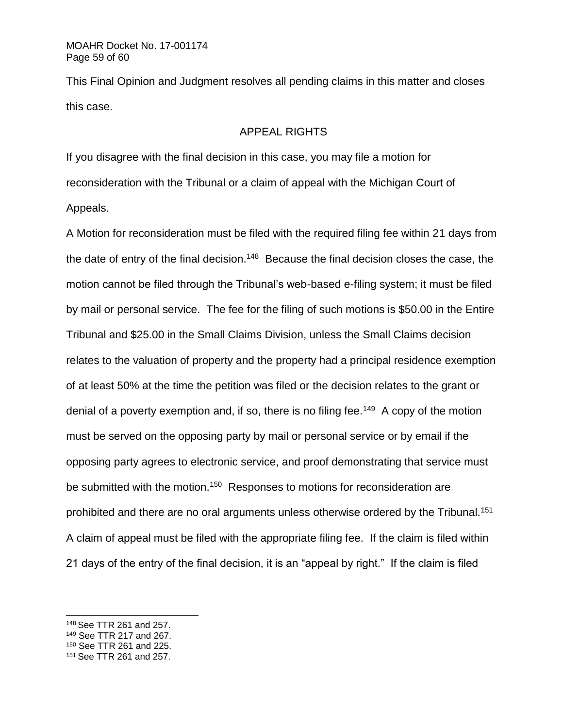This Final Opinion and Judgment resolves all pending claims in this matter and closes this case.

## APPEAL RIGHTS

If you disagree with the final decision in this case, you may file a motion for reconsideration with the Tribunal or a claim of appeal with the Michigan Court of Appeals.

A Motion for reconsideration must be filed with the required filing fee within 21 days from the date of entry of the final decision.[148] Because the final decision closes the case, the motion cannot be filed through the Tribunal's web-based e-filing system; it must be filed by mail or personal service. The fee for the filing of such motions is $50.00 in the Entire Tribunal and $25.00 in the Small Claims Division, unless the Small Claims decision relates to the valuation of property and the property had a principal residence exemption of at least 50% at the time the petition was filed or the decision relates to the grant or denial of a poverty exemption and, if so, there is no filing fee.[149] A copy of the motion must be served on the opposing party by mail or personal service or by email if the opposing party agrees to electronic service, and proof demonstrating that service must be submitted with the motion.[150] Responses to motions for reconsideration are prohibited and there are no oral arguments unless otherwise ordered by the Tribunal.[151]

A claim of appeal must be filed with the appropriate filing fee. If the claim is filed within 21 days of the entry of the final decision, it is an "appeal by right." If the claim is filed

---

[148] See TTR 261 and 257.

[149] See TTR 217 and 267.

[150] See TTR 261 and 225.

[151] See TTR 261 and 257.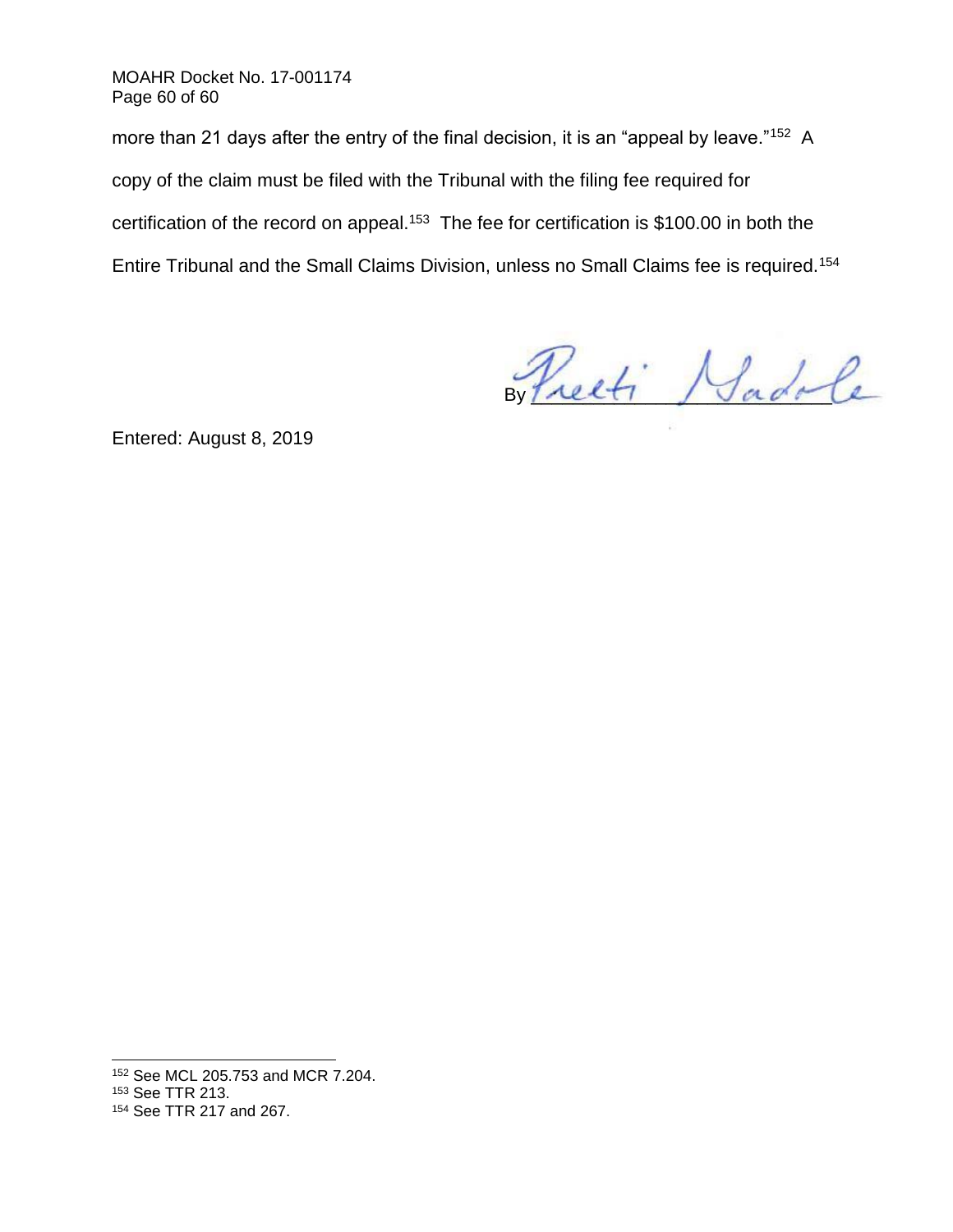more than 21 days after the entry of the final decision, it is an “appeal by leave.”[152] A copy of the claim must be filed with the Tribunal with the filing fee required for certification of the record on appeal.[153] The fee for certification is $100.00 in both the Entire Tribunal and the Small Claims Division, unless no Small Claims fee is required.[154]

By Preeti Gadola

Entered: August 8, 2019

---

[152] See MCL 205.753 and MCR 7.204.

[153] See TTR 213.

[154] See TTR 217 and 267.